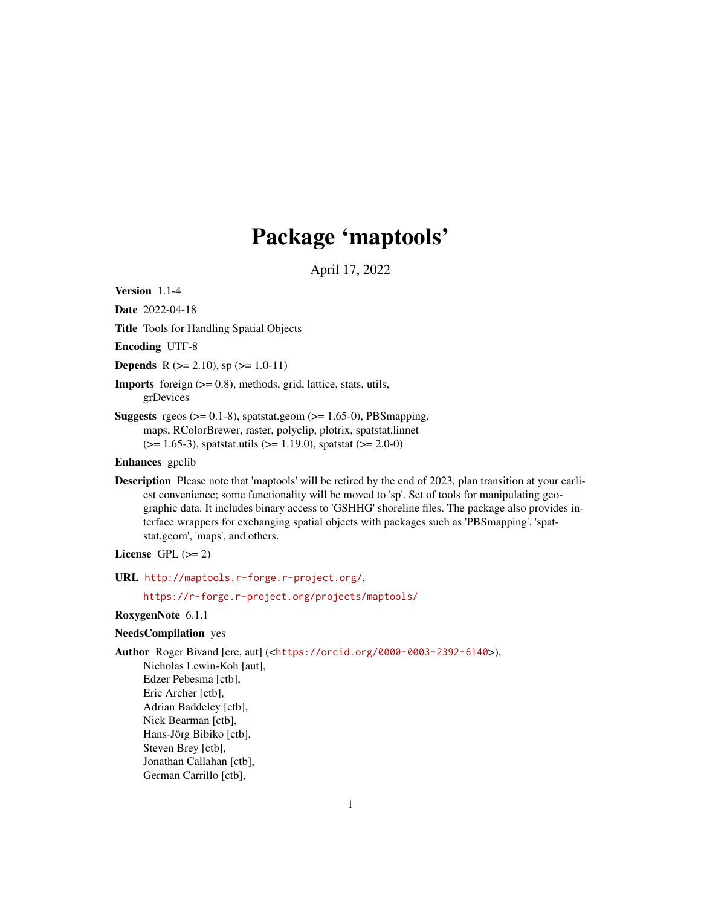# Package 'maptools'

April 17, 2022

**Version** 1.1-4

**Date** 2022-04-18

**Title** Tools for Handling Spatial Objects

**Encoding** UTF-8

**Depends** R (>= 2.10), sp (>= 1.0-11)

**Imports** foreign (>= 0.8), methods, grid, lattice, stats, utils, grDevices

**Suggests** rgeos (>= 0.1-8), spatstat.geom (>= 1.65-0), PBSmapping, maps, RColorBrewer, raster, polyclip, plotrix, spatstat.linnet (>= 1.65-3), spatstat.utils (>= 1.19.0), spatstat (>= 2.0-0)

**Enhances** gpclib

**Description** Please note that 'maptools' will be retired by the end of 2023, plan transition at your earliest convenience; some functionality will be moved to 'sp'. Set of tools for manipulating geographic data. It includes binary access to 'GSHHG' shoreline files. The package also provides interface wrappers for exchanging spatial objects with packages such as 'PBSmapping', 'spatstat.geom', 'maps', and others.

**License** GPL (>= 2)

**URL** http://maptools.r-forge.r-project.org/,

https://r-forge.r-project.org/projects/maptools/

**RoxygenNote** 6.1.1

**NeedsCompilation** yes

**Author** Roger Bivand [cre, aut] (<https://orcid.org/0000-0003-2392-6140>),
Nicholas Lewin-Koh [aut],
Edzer Pebesma [ctb],
Eric Archer [ctb],
Adrian Baddeley [ctb],
Nick Bearman [ctb],
Hans-Jörg Bibiko [ctb],
Steven Brey [ctb],
Jonathan Callahan [ctb],
German Carrillo [ctb],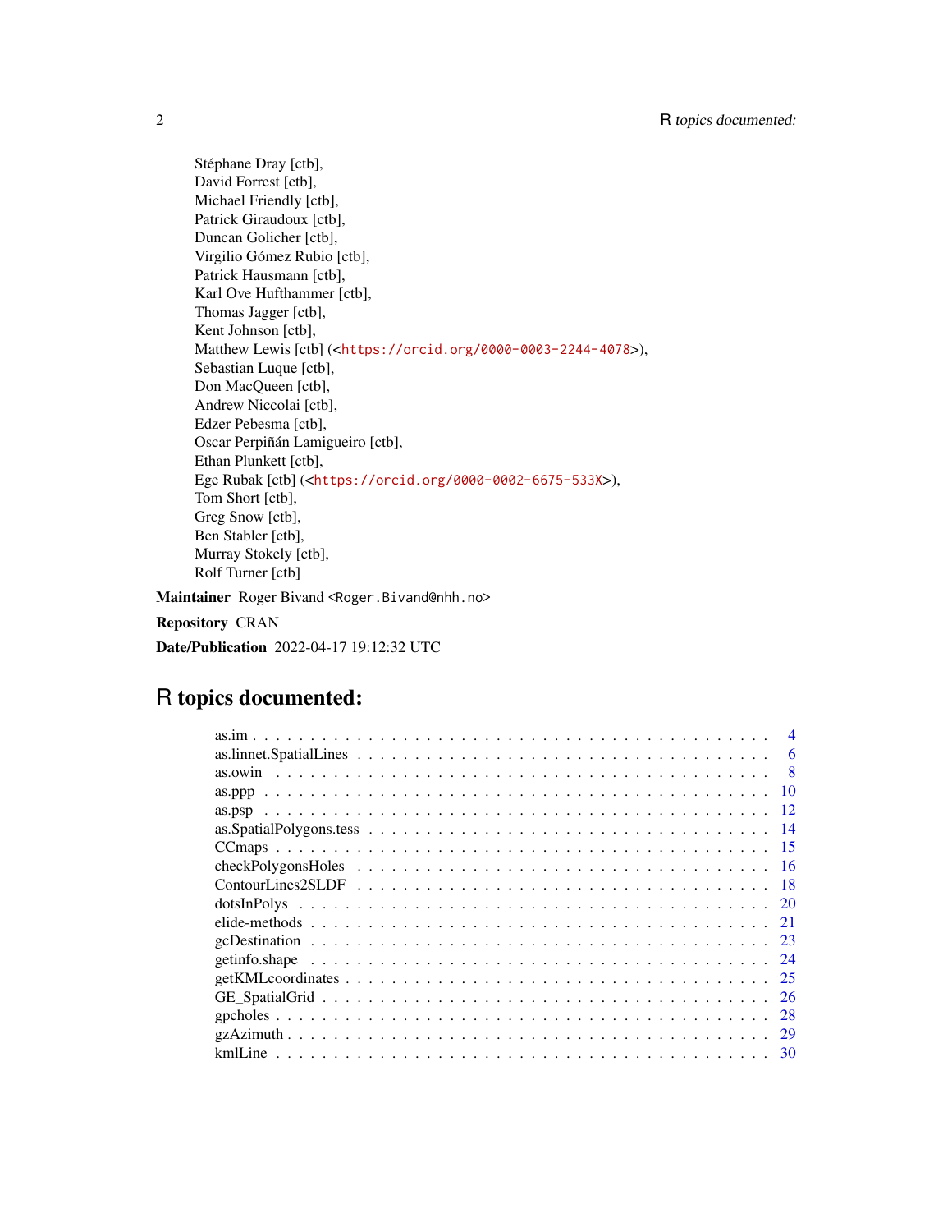Stéphane Dray [ctb],
David Forrest [ctb],
Michael Friendly [ctb],
Patrick Giraudoux [ctb],
Duncan Golicher [ctb],
Virgilio Gómez Rubio [ctb],
Patrick Hausmann [ctb],
Karl Ove Hufthammer [ctb],
Thomas Jagger [ctb],
Kent Johnson [ctb],
Matthew Lewis [ctb] (<https://orcid.org/0000-0003-2244-4078>),
Sebastian Luque [ctb],
Don MacQueen [ctb],
Andrew Niccolai [ctb],
Edzer Pebesma [ctb],
Oscar Perpiñán Lamigueiro [ctb],
Ethan Plunkett [ctb],
Ege Rubak [ctb] (<https://orcid.org/0000-0002-6675-533X>),
Tom Short [ctb],
Greg Snow [ctb],
Ben Stabler [ctb],
Murray Stokely [ctb],
Rolf Turner [ctb]

**Maintainer** Roger Bivand <Roger.Bivand@nhh.no>

**Repository** CRAN

**Date/Publication** 2022-04-17 19:12:32 UTC

# R topics documented:

as.im . . . . . . . . . . 4
as.linnet.SpatialLines . . . . . . . . . . 6
as.owin . . . . . . . . . . 8
as.ppp . . . . . . . . . . 10
as.psp . . . . . . . . . . 12
as.SpatialPolygons.tess . . . . . . . . . . 14
CCmaps . . . . . . . . . . 15
checkPolygonsHoles . . . . . . . . . . 16
ContourLines2SLDF . . . . . . . . . . 18
dotsInPolys . . . . . . . . . . 20
elide-methods . . . . . . . . . . 21
gcDestination . . . . . . . . . . 23
getinfo.shape . . . . . . . . . . 24
getKMLcoordinates . . . . . . . . . . 25
GE_SpatialGrid . . . . . . . . . . 26
gpcholes . . . . . . . . . . 28
gzAzimuth . . . . . . . . . . 29
kmlLine . . . . . . . . . . 30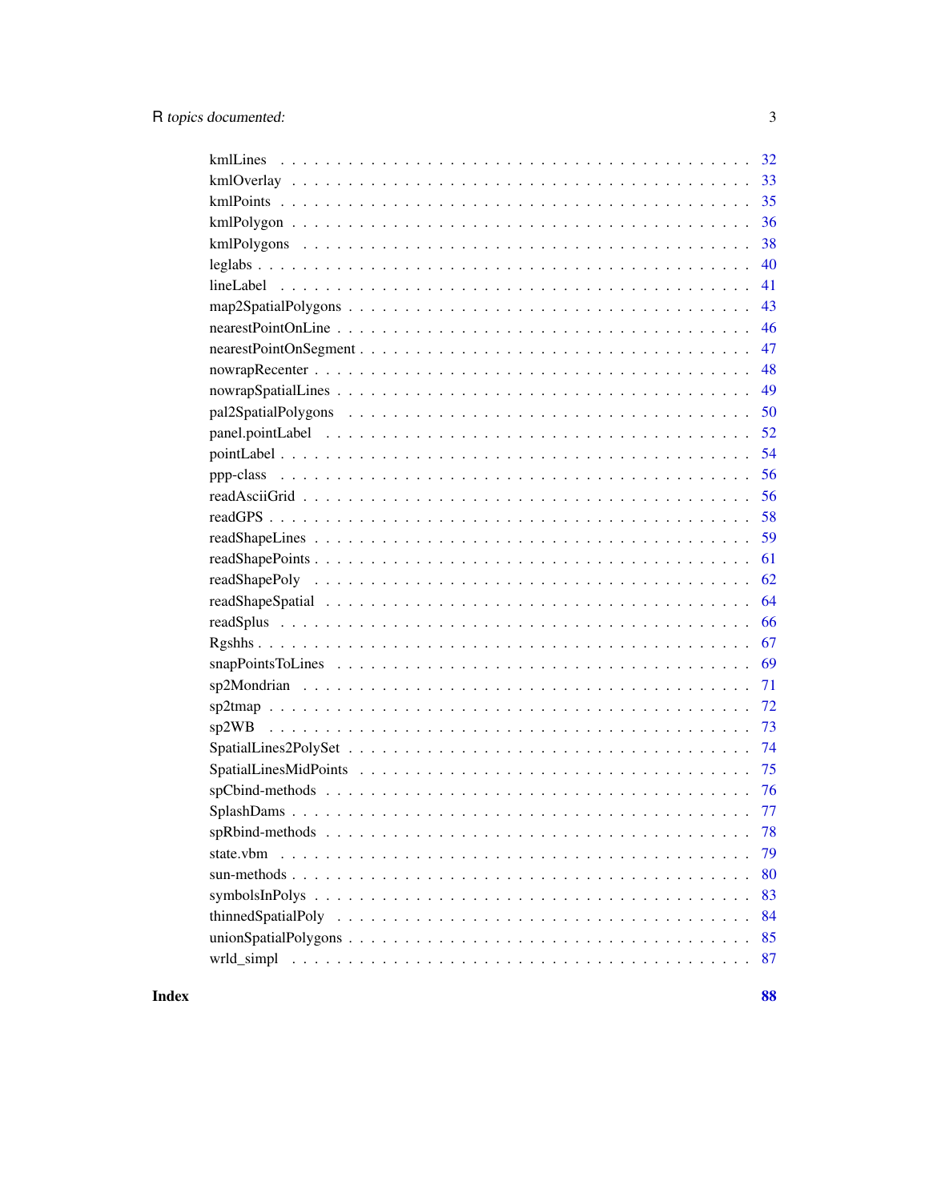| | |
|---|---|
| kmlLines | 32 |
| kmlOverlay | 33 |
| kmlPoints | 35 |
| kmlPolygon | 36 |
| kmlPolygons | 38 |
| leglabs | 40 |
| lineLabel | 41 |
| map2SpatialPolygons | 43 |
| nearestPointOnLine | 46 |
| nearestPointOnSegment | 47 |
| nowrapRecenter | 48 |
| nowrapSpatialLines | 49 |
| pal2SpatialPolygons | 50 |
| panel.pointLabel | 52 |
| pointLabel | 54 |
| ppp-class | 56 |
| readAsciiGrid | 56 |
| readGPS | 58 |
| readShapeLines | 59 |
| readShapePoints | 61 |
| readShapePoly | 62 |
| readShapeSpatial | 64 |
| readSplus | 66 |
| Rgshhs | 67 |
| snapPointsToLines | 69 |
| sp2Mondrian | 71 |
| sp2tmap | 72 |
| sp2WB | 73 |
| SpatialLines2PolySet | 74 |
| SpatialLinesMidPoints | 75 |
| spCbind-methods | 76 |
| SplashDams | 77 |
| spRbind-methods | 78 |
| state.vbm | 79 |
| sun-methods | 80 |
| symbolsInPolys | 83 |
| thinnedSpatialPoly | 84 |
| unionSpatialPolygons | 85 |
| wrld_simpl | 87 |

**Index** **88**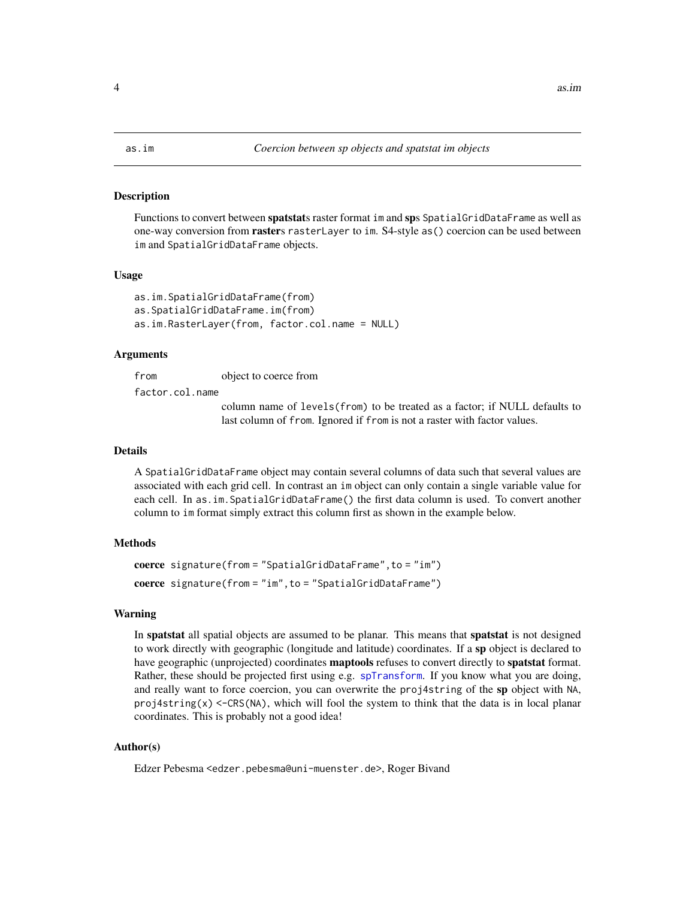as.im — *Coercion between sp objects and spatstat im objects*

## Description

Functions to convert between **spatstat**s raster format `im` and **sp**s `SpatialGridDataFrame` as well as one-way conversion from **raster**s `rasterLayer` to `im`. S4-style `as()` coercion can be used between `im` and `SpatialGridDataFrame` objects.

## Usage

```
as.im.SpatialGridDataFrame(from)
as.SpatialGridDataFrame.im(from)
as.im.RasterLayer(from, factor.col.name = NULL)
```

## Arguments

- `from` — object to coerce from
- `factor.col.name` — column name of `levels(from)` to be treated as a factor; if NULL defaults to last column of `from`. Ignored if `from` is not a raster with factor values.

## Details

A `SpatialGridDataFrame` object may contain several columns of data such that several values are associated with each grid cell. In contrast an `im` object can only contain a single variable value for each cell. In `as.im.SpatialGridDataFrame()` the first data column is used. To convert another column to `im` format simply extract this column first as shown in the example below.

## Methods

**coerce** `signature(from = "SpatialGridDataFrame", to = "im")`

**coerce** `signature(from = "im", to = "SpatialGridDataFrame")`

## Warning

In **spatstat** all spatial objects are assumed to be planar. This means that **spatstat** is not designed to work directly with geographic (longitude and latitude) coordinates. If a **sp** object is declared to have geographic (unprojected) coordinates **maptools** refuses to convert directly to **spatstat** format. Rather, these should be projected first using e.g. `spTransform`. If you know what you are doing, and really want to force coercion, you can overwrite the `proj4string` of the **sp** object with `NA`, `proj4string(x) <-CRS(NA)`, which will fool the system to think that the data is in local planar coordinates. This is probably not a good idea!

## Author(s)

Edzer Pebesma <edzer.pebesma@uni-muenster.de>, Roger Bivand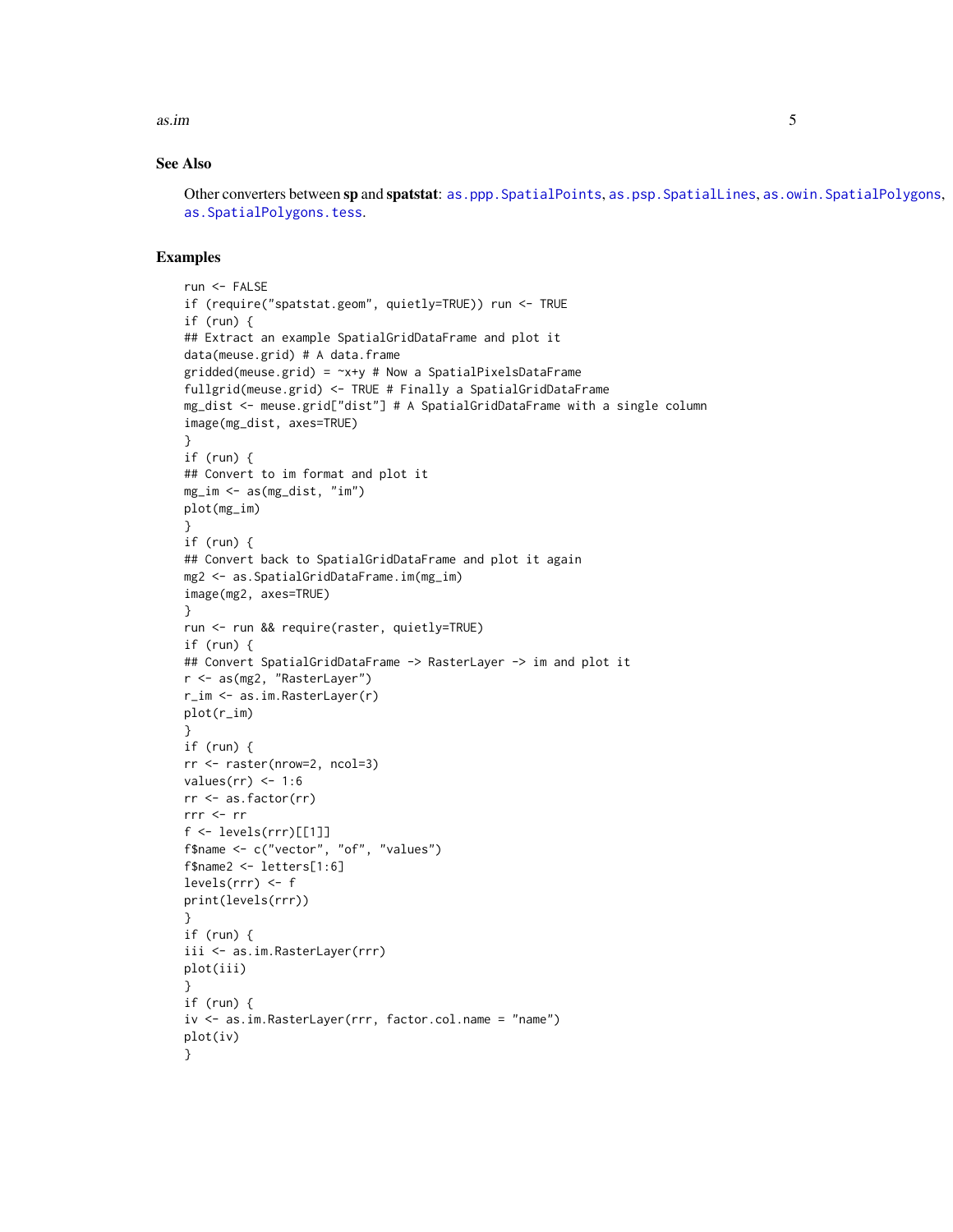### See Also

Other converters between **sp** and **spatstat**: as.ppp.SpatialPoints, as.psp.SpatialLines, as.owin.SpatialPolygons, as.SpatialPolygons.tess.

### Examples

```
run <- FALSE
if (require("spatstat.geom", quietly=TRUE)) run <- TRUE
if (run) {
## Extract an example SpatialGridDataFrame and plot it
data(meuse.grid) # A data.frame
gridded(meuse.grid) = ~x+y # Now a SpatialPixelsDataFrame
fullgrid(meuse.grid) <- TRUE # Finally a SpatialGridDataFrame
mg_dist <- meuse.grid["dist"] # A SpatialGridDataFrame with a single column
image(mg_dist, axes=TRUE)
}
if (run) {
## Convert to im format and plot it
mg_im <- as(mg_dist, "im")
plot(mg_im)
}
if (run) {
## Convert back to SpatialGridDataFrame and plot it again
mg2 <- as.SpatialGridDataFrame.im(mg_im)
image(mg2, axes=TRUE)
}
run <- run && require(raster, quietly=TRUE)
if (run) {
## Convert SpatialGridDataFrame -> RasterLayer -> im and plot it
r <- as(mg2, "RasterLayer")
r_im <- as.im.RasterLayer(r)
plot(r_im)
}
if (run) {
rr <- raster(nrow=2, ncol=3)
values(rr) <- 1:6
rr <- as.factor(rr)
rrr <- rr
f <- levels(rrr)[[1]]
f$name <- c("vector", "of", "values")
f$name2 <- letters[1:6]
levels(rrr) <- f
print(levels(rrr))
}
if (run) {
iii <- as.im.RasterLayer(rrr)
plot(iii)
}
if (run) {
iv <- as.im.RasterLayer(rrr, factor.col.name = "name")
plot(iv)
}
```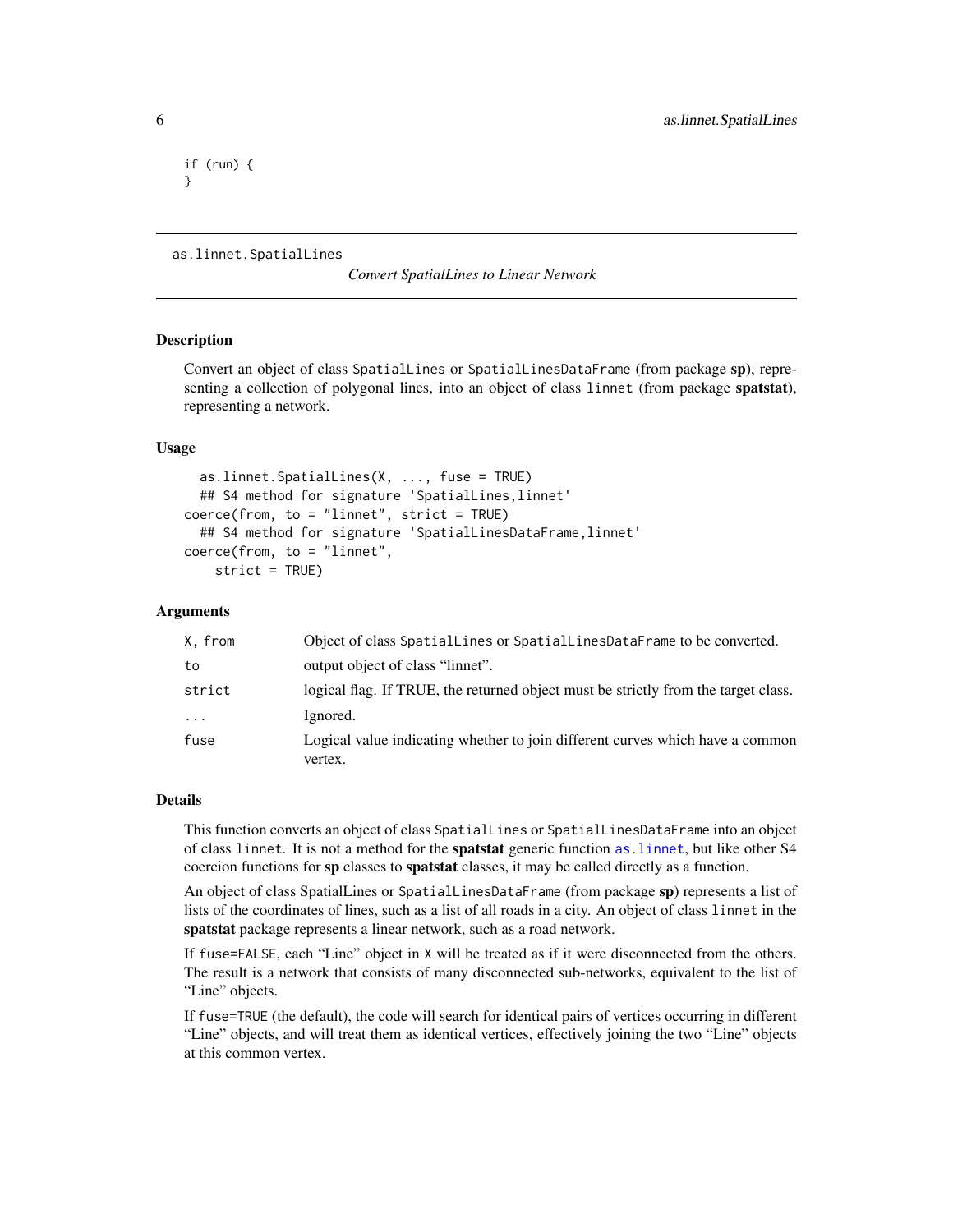```
if (run) {
}
```

---

as.linnet.SpatialLines *Convert SpatialLines to Linear Network*

---

## Description

Convert an object of class `SpatialLines` or `SpatialLinesDataFrame` (from package **sp**), representing a collection of polygonal lines, into an object of class `linnet` (from package **spatstat**), representing a network.

## Usage

```
  as.linnet.SpatialLines(X, ..., fuse = TRUE)
  ## S4 method for signature 'SpatialLines,linnet'
coerce(from, to = "linnet", strict = TRUE)
  ## S4 method for signature 'SpatialLinesDataFrame,linnet'
coerce(from, to = "linnet",
    strict = TRUE)
```

## Arguments

| | |
|---|---|
| `X, from` | Object of class `SpatialLines` or `SpatialLinesDataFrame` to be converted. |
| `to` | output object of class "linnet". |
| `strict` | logical flag. If TRUE, the returned object must be strictly from the target class. |
| `...` | Ignored. |
| `fuse` | Logical value indicating whether to join different curves which have a common vertex. |

## Details

This function converts an object of class `SpatialLines` or `SpatialLinesDataFrame` into an object of class `linnet`. It is not a method for the **spatstat** generic function `as.linnet`, but like other S4 coercion functions for **sp** classes to **spatstat** classes, it may be called directly as a function.

An object of class SpatialLines or `SpatialLinesDataFrame` (from package **sp**) represents a list of lists of the coordinates of lines, such as a list of all roads in a city. An object of class `linnet` in the **spatstat** package represents a linear network, such as a road network.

If `fuse=FALSE`, each "Line" object in `X` will be treated as if it were disconnected from the others. The result is a network that consists of many disconnected sub-networks, equivalent to the list of "Line" objects.

If `fuse=TRUE` (the default), the code will search for identical pairs of vertices occurring in different "Line" objects, and will treat them as identical vertices, effectively joining the two "Line" objects at this common vertex.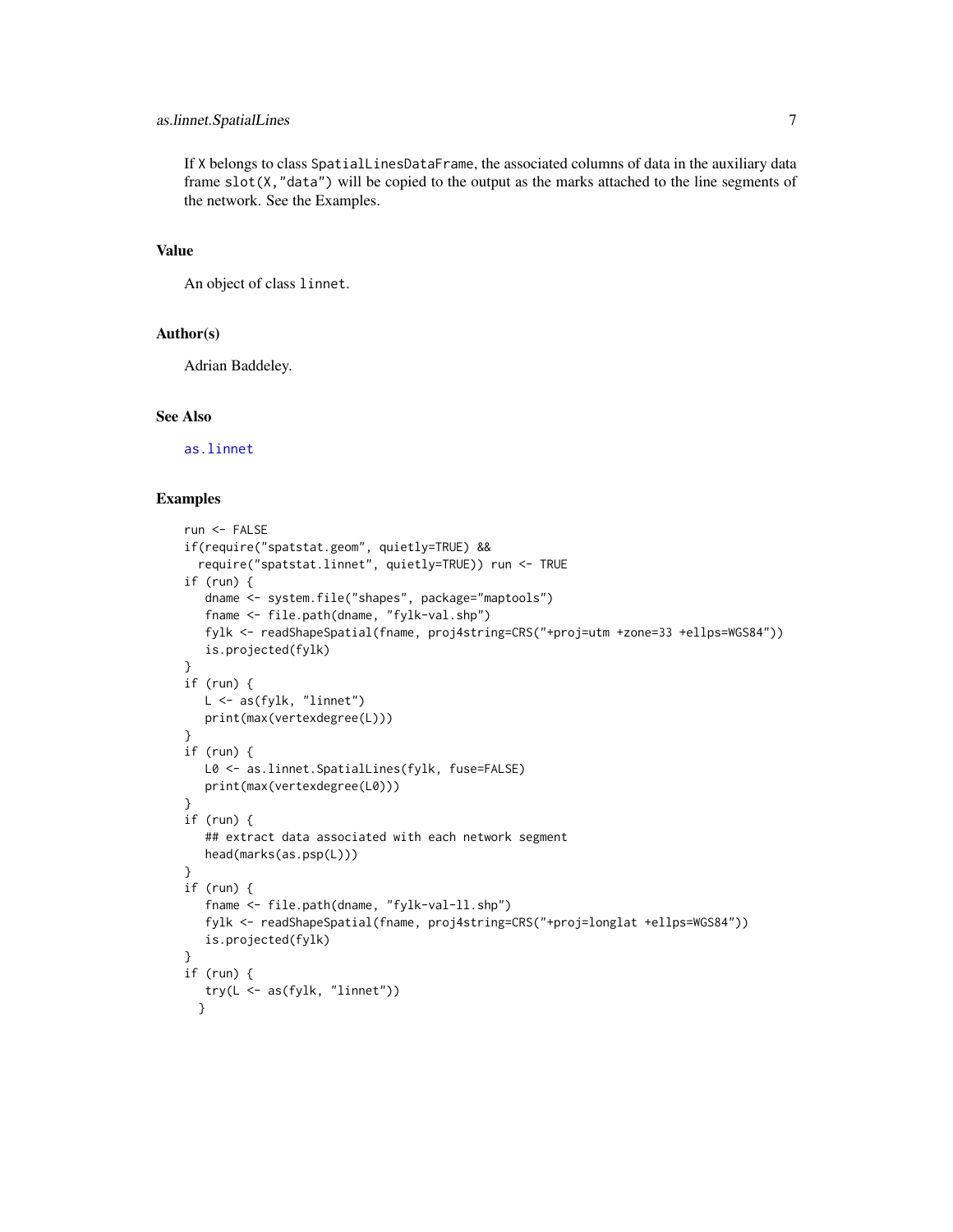If X belongs to class SpatialLinesDataFrame, the associated columns of data in the auxiliary data frame slot(X,"data") will be copied to the output as the marks attached to the line segments of the network. See the Examples.

## Value

An object of class linnet.

## Author(s)

Adrian Baddeley.

## See Also

as.linnet

## Examples

```
run <- FALSE
if(require("spatstat.geom", quietly=TRUE) &&
  require("spatstat.linnet", quietly=TRUE)) run <- TRUE
if (run) {
   dname <- system.file("shapes", package="maptools")
   fname <- file.path(dname, "fylk-val.shp")
   fylk <- readShapeSpatial(fname, proj4string=CRS("+proj=utm +zone=33 +ellps=WGS84"))
   is.projected(fylk)
}
if (run) {
   L <- as(fylk, "linnet")
   print(max(vertexdegree(L)))
}
if (run) {
   L0 <- as.linnet.SpatialLines(fylk, fuse=FALSE)
   print(max(vertexdegree(L0)))
}
if (run) {
   ## extract data associated with each network segment
   head(marks(as.psp(L)))
}
if (run) {
   fname <- file.path(dname, "fylk-val-ll.shp")
   fylk <- readShapeSpatial(fname, proj4string=CRS("+proj=longlat +ellps=WGS84"))
   is.projected(fylk)
}
if (run) {
   try(L <- as(fylk, "linnet"))
  }
```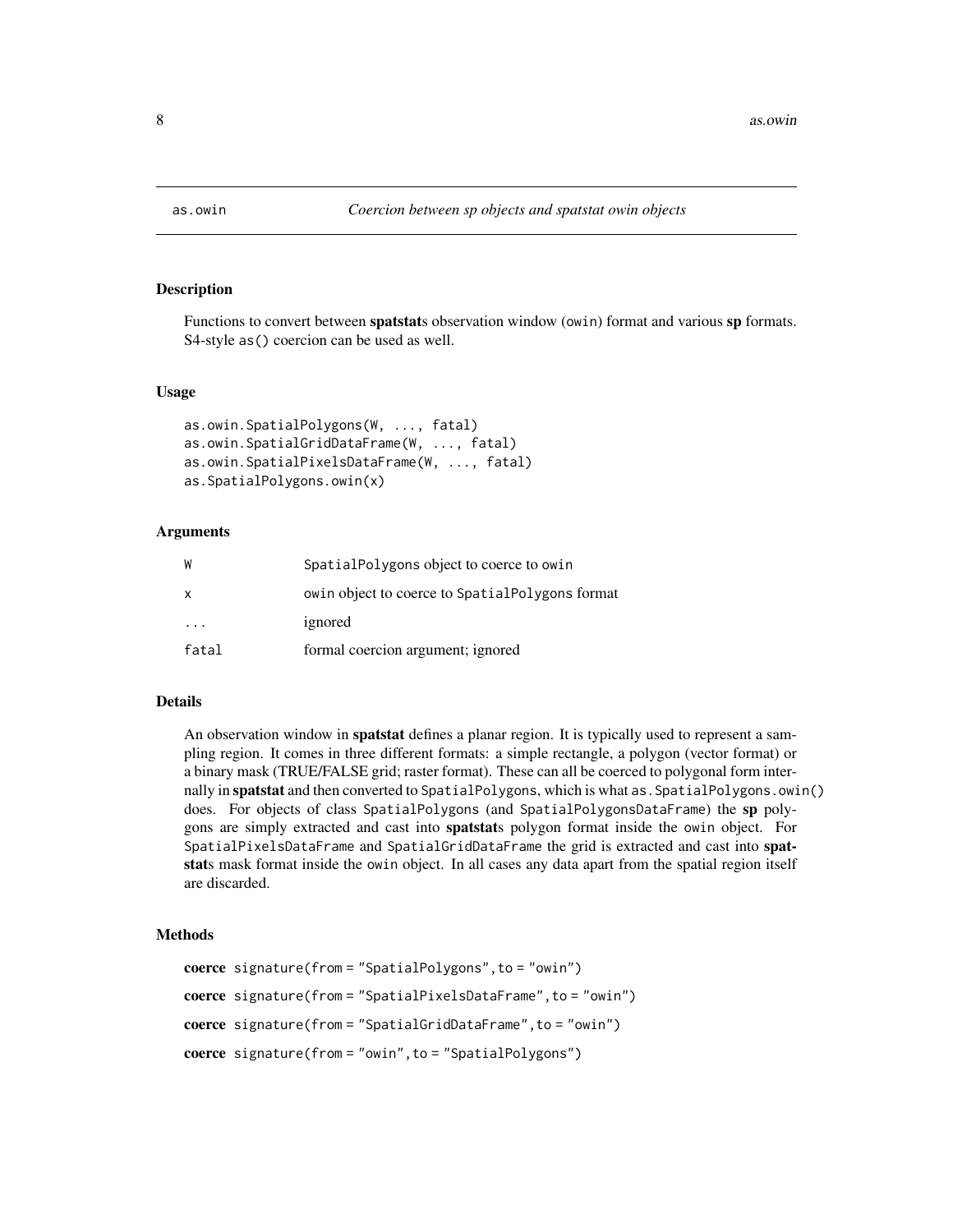as.owin — *Coercion between sp objects and spatstat owin objects*

## Description

Functions to convert between **spatstat**s observation window (owin) format and various **sp** formats. S4-style as() coercion can be used as well.

## Usage

```
as.owin.SpatialPolygons(W, ..., fatal)
as.owin.SpatialGridDataFrame(W, ..., fatal)
as.owin.SpatialPixelsDataFrame(W, ..., fatal)
as.SpatialPolygons.owin(x)
```

## Arguments

| | |
|---|---|
| W | SpatialPolygons object to coerce to owin |
| x | owin object to coerce to SpatialPolygons format |
| ... | ignored |
| fatal | formal coercion argument; ignored |

## Details

An observation window in **spatstat** defines a planar region. It is typically used to represent a sampling region. It comes in three different formats: a simple rectangle, a polygon (vector format) or a binary mask (TRUE/FALSE grid; raster format). These can all be coerced to polygonal form internally in **spatstat** and then converted to SpatialPolygons, which is what as.SpatialPolygons.owin() does. For objects of class SpatialPolygons (and SpatialPolygonsDataFrame) the **sp** polygons are simply extracted and cast into **spatstat**s polygon format inside the owin object. For SpatialPixelsDataFrame and SpatialGridDataFrame the grid is extracted and cast into **spatstat**s mask format inside the owin object. In all cases any data apart from the spatial region itself are discarded.

## Methods

**coerce** signature(from = "SpatialPolygons", to = "owin")

**coerce** signature(from = "SpatialPixelsDataFrame", to = "owin")

**coerce** signature(from = "SpatialGridDataFrame", to = "owin")

**coerce** signature(from = "owin", to = "SpatialPolygons")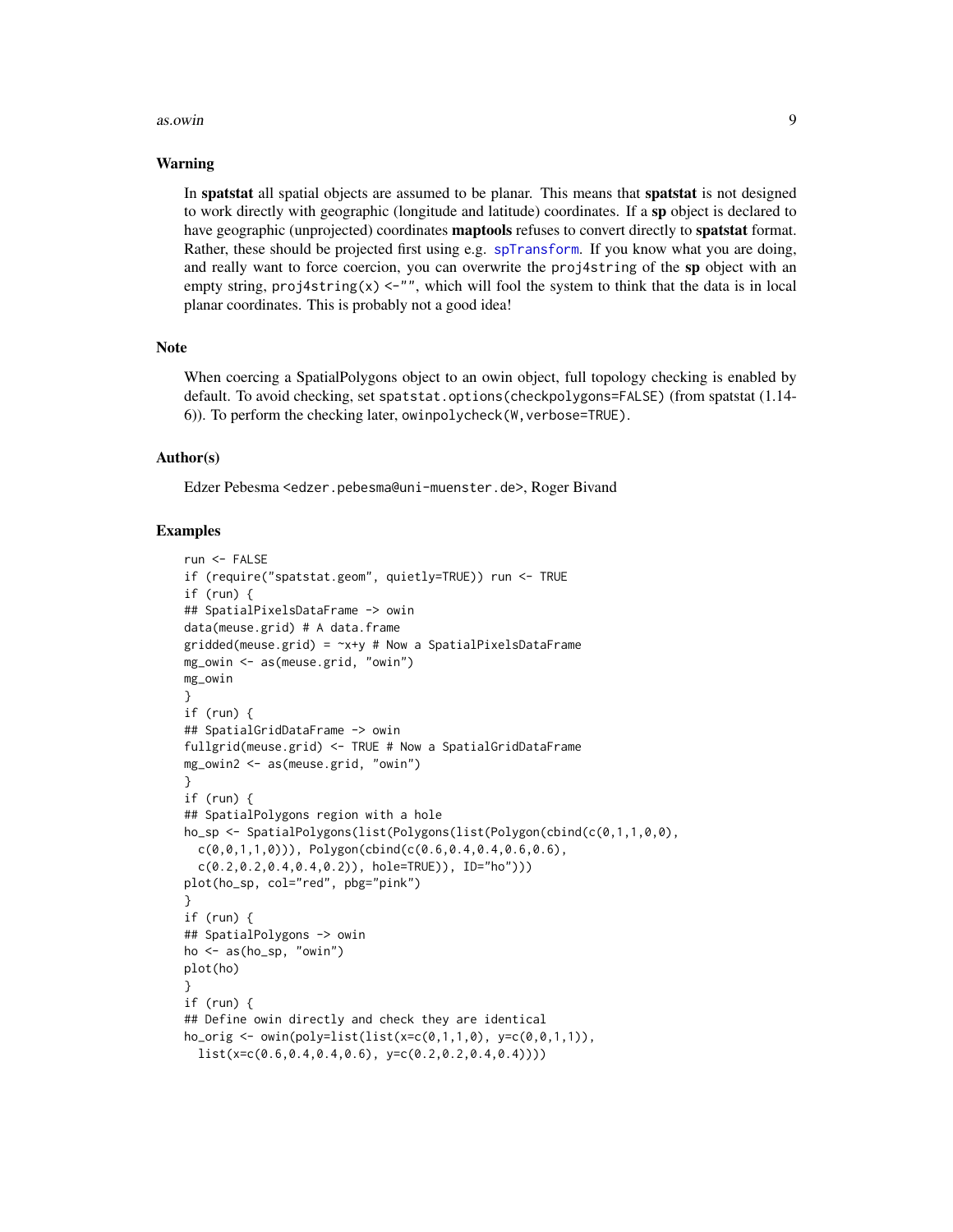### Warning

In **spatstat** all spatial objects are assumed to be planar. This means that **spatstat** is not designed to work directly with geographic (longitude and latitude) coordinates. If a **sp** object is declared to have geographic (unprojected) coordinates **maptools** refuses to convert directly to **spatstat** format. Rather, these should be projected first using e.g. `spTransform`. If you know what you are doing, and really want to force coercion, you can overwrite the `proj4string` of the **sp** object with an empty string, `proj4string(x) <-""`, which will fool the system to think that the data is in local planar coordinates. This is probably not a good idea!

### Note

When coercing a SpatialPolygons object to an owin object, full topology checking is enabled by default. To avoid checking, set `spatstat.options(checkpolygons=FALSE)` (from spatstat (1.14-6)). To perform the checking later, `owinpolycheck(W,verbose=TRUE)`.

### Author(s)

Edzer Pebesma <edzer.pebesma@uni-muenster.de>, Roger Bivand

### Examples

```
run <- FALSE
if (require("spatstat.geom", quietly=TRUE)) run <- TRUE
if (run) {
## SpatialPixelsDataFrame -> owin
data(meuse.grid) # A data.frame
gridded(meuse.grid) = ~x+y # Now a SpatialPixelsDataFrame
mg_owin <- as(meuse.grid, "owin")
mg_owin
}
if (run) {
## SpatialGridDataFrame -> owin
fullgrid(meuse.grid) <- TRUE # Now a SpatialGridDataFrame
mg_owin2 <- as(meuse.grid, "owin")
}
if (run) {
## SpatialPolygons region with a hole
ho_sp <- SpatialPolygons(list(Polygons(list(Polygon(cbind(c(0,1,1,0,0),
  c(0,0,1,1,0))), Polygon(cbind(c(0.6,0.4,0.4,0.6,0.6),
  c(0.2,0.2,0.4,0.4,0.2)), hole=TRUE)), ID="ho")))
plot(ho_sp, col="red", pbg="pink")
}
if (run) {
## SpatialPolygons -> owin
ho <- as(ho_sp, "owin")
plot(ho)
}
if (run) {
## Define owin directly and check they are identical
ho_orig <- owin(poly=list(list(x=c(0,1,1,0), y=c(0,0,1,1)),
  list(x=c(0.6,0.4,0.4,0.6), y=c(0.2,0.2,0.4,0.4))))
```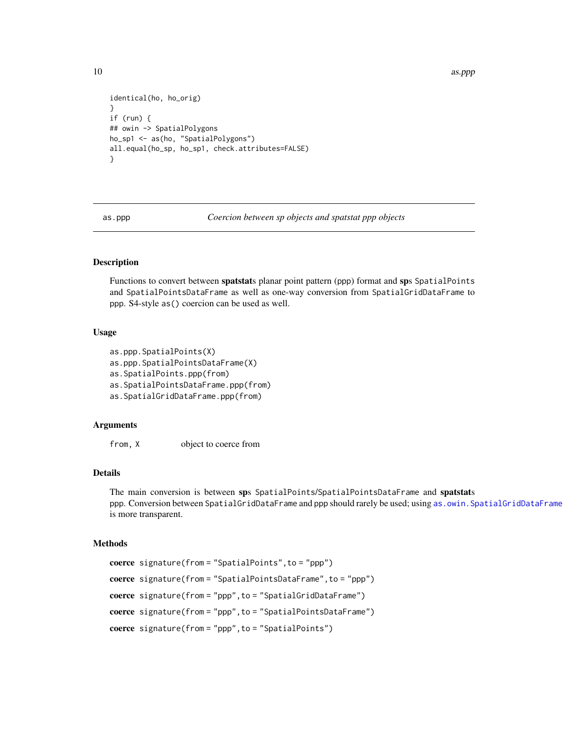```
identical(ho, ho_orig)
}
if (run) {
## owin -> SpatialPolygons
ho_sp1 <- as(ho, "SpatialPolygons")
all.equal(ho_sp, ho_sp1, check.attributes=FALSE)
}
```

---

as.ppp *Coercion between sp objects and spatstat ppp objects*

---

## Description

Functions to convert between **spatstat**s planar point pattern (ppp) format and **sp**s `SpatialPoints` and `SpatialPointsDataFrame` as well as one-way conversion from `SpatialGridDataFrame` to ppp. S4-style `as()` coercion can be used as well.

## Usage

```
as.ppp.SpatialPoints(X)
as.ppp.SpatialPointsDataFrame(X)
as.SpatialPoints.ppp(from)
as.SpatialPointsDataFrame.ppp(from)
as.SpatialGridDataFrame.ppp(from)
```

## Arguments

| | |
|---|---|
| `from, X` | object to coerce from |

## Details

The main conversion is between **sp**s `SpatialPoints`/`SpatialPointsDataFrame` and **spatstat**s ppp. Conversion between `SpatialGridDataFrame` and ppp should rarely be used; using `as.owin.SpatialGridDataFrame` is more transparent.

## Methods

**coerce** `signature(from = "SpatialPoints", to = "ppp")`

**coerce** `signature(from = "SpatialPointsDataFrame", to = "ppp")`

**coerce** `signature(from = "ppp", to = "SpatialGridDataFrame")`

**coerce** `signature(from = "ppp", to = "SpatialPointsDataFrame")`

**coerce** `signature(from = "ppp", to = "SpatialPoints")`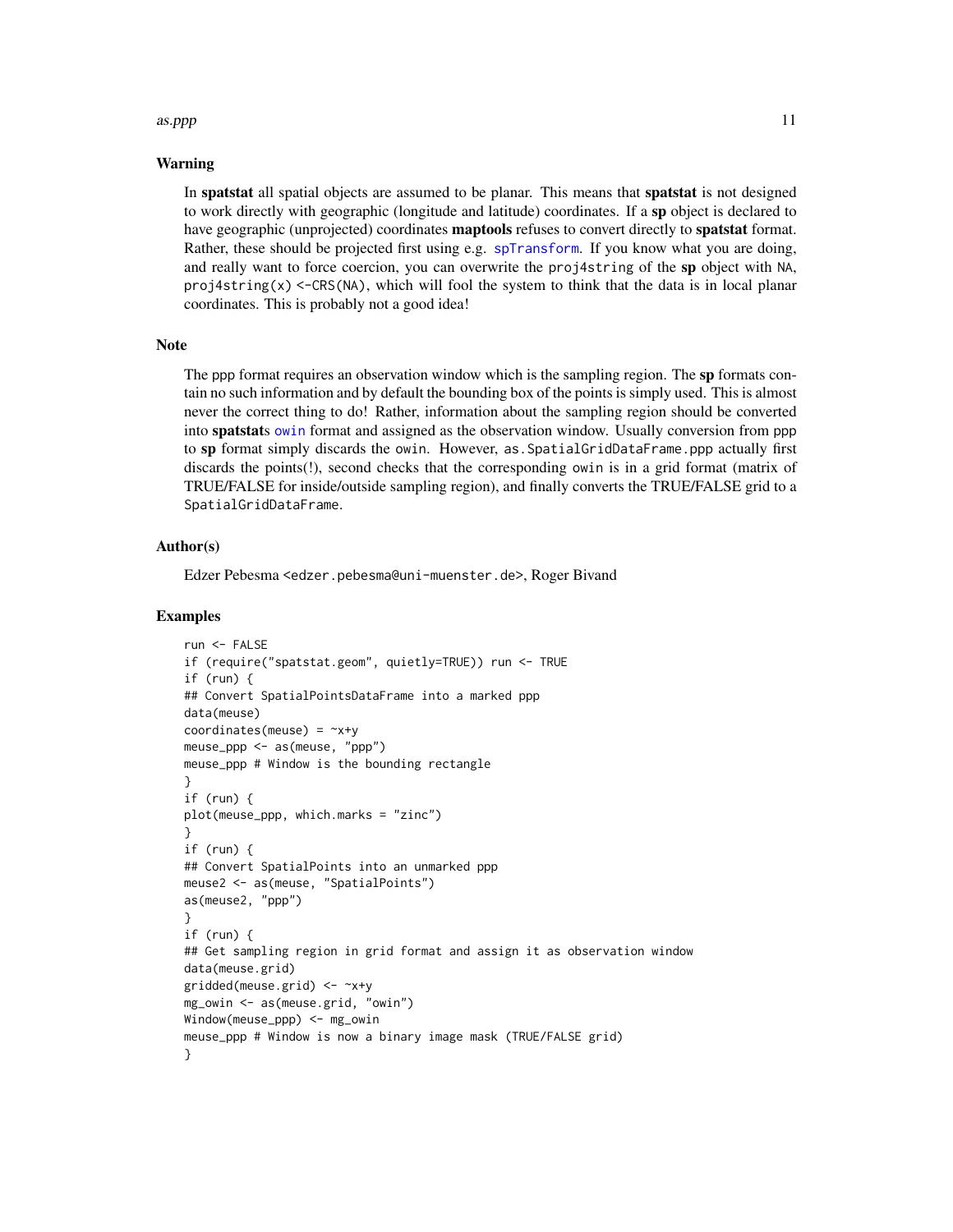### Warning

In **spatstat** all spatial objects are assumed to be planar. This means that **spatstat** is not designed to work directly with geographic (longitude and latitude) coordinates. If a **sp** object is declared to have geographic (unprojected) coordinates **maptools** refuses to convert directly to **spatstat** format. Rather, these should be projected first using e.g. `spTransform`. If you know what you are doing, and really want to force coercion, you can overwrite the `proj4string` of the **sp** object with `NA`, `proj4string(x) <-CRS(NA)`, which will fool the system to think that the data is in local planar coordinates. This is probably not a good idea!

### Note

The ppp format requires an observation window which is the sampling region. The **sp** formats contain no such information and by default the bounding box of the points is simply used. This is almost never the correct thing to do! Rather, information about the sampling region should be converted into **spatstat**s `owin` format and assigned as the observation window. Usually conversion from ppp to **sp** format simply discards the owin. However, `as.SpatialGridDataFrame.ppp` actually first discards the points(!), second checks that the corresponding owin is in a grid format (matrix of TRUE/FALSE for inside/outside sampling region), and finally converts the TRUE/FALSE grid to a `SpatialGridDataFrame`.

### Author(s)

Edzer Pebesma <edzer.pebesma@uni-muenster.de>, Roger Bivand

### Examples

```
run <- FALSE
if (require("spatstat.geom", quietly=TRUE)) run <- TRUE
if (run) {
## Convert SpatialPointsDataFrame into a marked ppp
data(meuse)
coordinates(meuse) = ~x+y
meuse_ppp <- as(meuse, "ppp")
meuse_ppp # Window is the bounding rectangle
}
if (run) {
plot(meuse_ppp, which.marks = "zinc")
}
if (run) {
## Convert SpatialPoints into an unmarked ppp
meuse2 <- as(meuse, "SpatialPoints")
as(meuse2, "ppp")
}
if (run) {
## Get sampling region in grid format and assign it as observation window
data(meuse.grid)
gridded(meuse.grid) <- ~x+y
mg_owin <- as(meuse.grid, "owin")
Window(meuse_ppp) <- mg_owin
meuse_ppp # Window is now a binary image mask (TRUE/FALSE grid)
}
```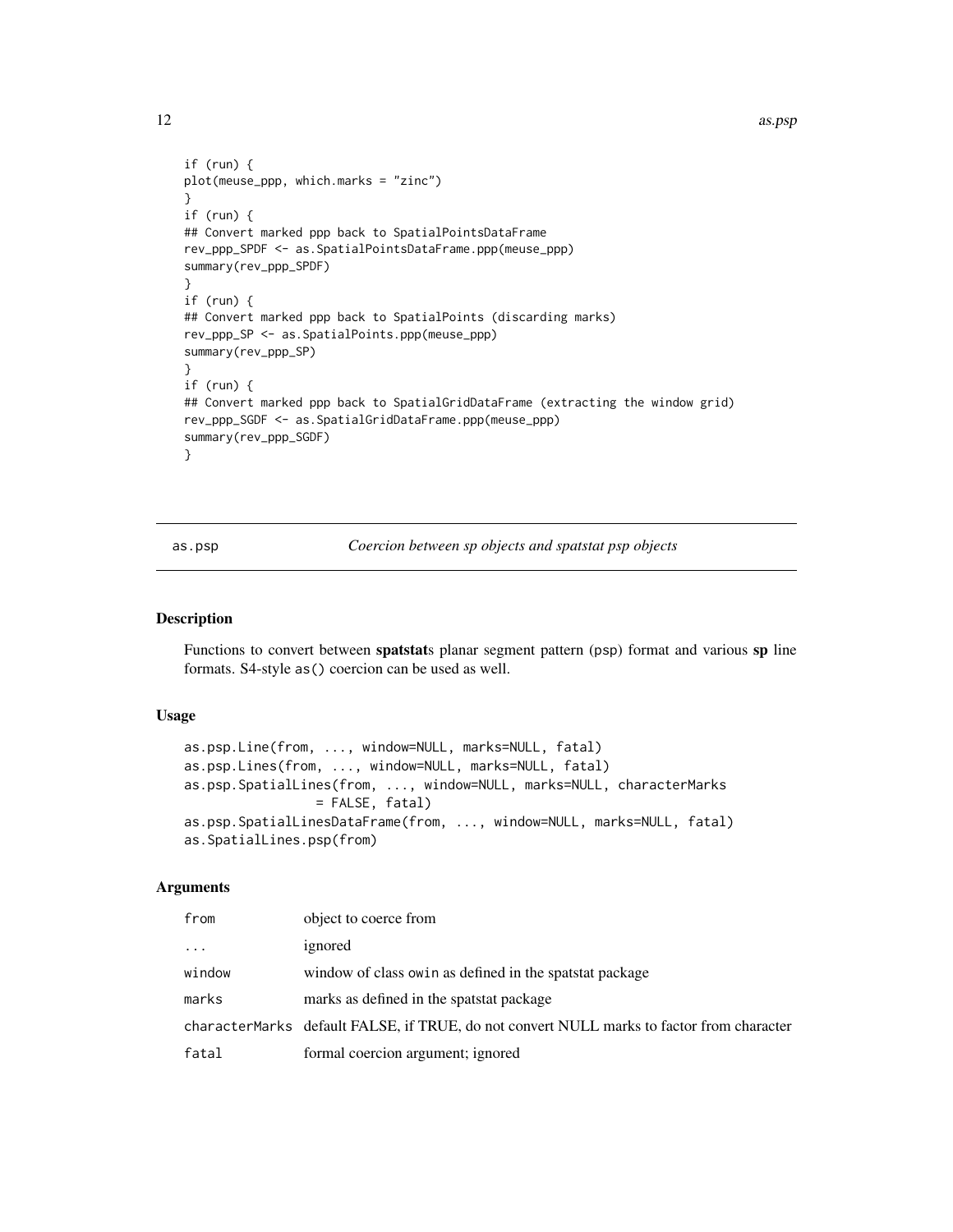```
if (run) {
plot(meuse_ppp, which.marks = "zinc")
}
if (run) {
## Convert marked ppp back to SpatialPointsDataFrame
rev_ppp_SPDF <- as.SpatialPointsDataFrame.ppp(meuse_ppp)
summary(rev_ppp_SPDF)
}
if (run) {
## Convert marked ppp back to SpatialPoints (discarding marks)
rev_ppp_SP <- as.SpatialPoints.ppp(meuse_ppp)
summary(rev_ppp_SP)
}
if (run) {
## Convert marked ppp back to SpatialGridDataFrame (extracting the window grid)
rev_ppp_SGDF <- as.SpatialGridDataFrame.ppp(meuse_ppp)
summary(rev_ppp_SGDF)
}
```

---

as.psp — *Coercion between sp objects and spatstat psp objects*

---

## Description

Functions to convert between **spatstat**s planar segment pattern (psp) format and various **sp** line formats. S4-style as() coercion can be used as well.

## Usage

```
as.psp.Line(from, ..., window=NULL, marks=NULL, fatal)
as.psp.Lines(from, ..., window=NULL, marks=NULL, fatal)
as.psp.SpatialLines(from, ..., window=NULL, marks=NULL, characterMarks
                 = FALSE, fatal)
as.psp.SpatialLinesDataFrame(from, ..., window=NULL, marks=NULL, fatal)
as.SpatialLines.psp(from)
```

## Arguments

| | |
|---|---|
| from | object to coerce from |
| ... | ignored |
| window | window of class owin as defined in the spatstat package |
| marks | marks as defined in the spatstat package |
| characterMarks | default FALSE, if TRUE, do not convert NULL marks to factor from character |
| fatal | formal coercion argument; ignored |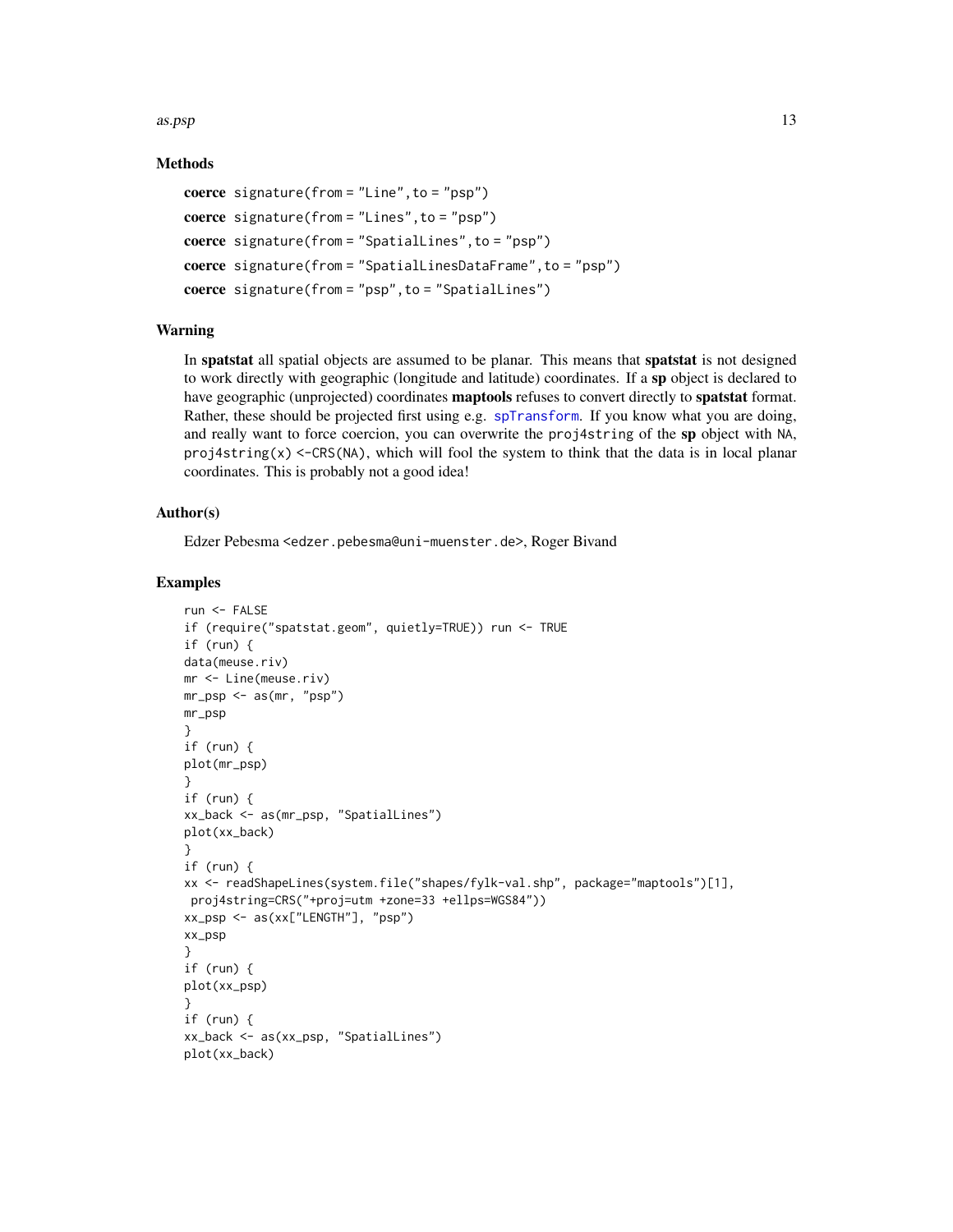### Methods

**coerce** `signature(from = "Line", to = "psp")`

**coerce** `signature(from = "Lines", to = "psp")`

**coerce** `signature(from = "SpatialLines", to = "psp")`

**coerce** `signature(from = "SpatialLinesDataFrame", to = "psp")`

**coerce** `signature(from = "psp", to = "SpatialLines")`

### Warning

In **spatstat** all spatial objects are assumed to be planar. This means that **spatstat** is not designed to work directly with geographic (longitude and latitude) coordinates. If a **sp** object is declared to have geographic (unprojected) coordinates **maptools** refuses to convert directly to **spatstat** format. Rather, these should be projected first using e.g. `spTransform`. If you know what you are doing, and really want to force coercion, you can overwrite the `proj4string` of the **sp** object with `NA`, `proj4string(x) <-CRS(NA)`, which will fool the system to think that the data is in local planar coordinates. This is probably not a good idea!

### Author(s)

Edzer Pebesma <edzer.pebesma@uni-muenster.de>, Roger Bivand

### Examples

```
run <- FALSE
if (require("spatstat.geom", quietly=TRUE)) run <- TRUE
if (run) {
data(meuse.riv)
mr <- Line(meuse.riv)
mr_psp <- as(mr, "psp")
mr_psp
}
if (run) {
plot(mr_psp)
}
if (run) {
xx_back <- as(mr_psp, "SpatialLines")
plot(xx_back)
}
if (run) {
xx <- readShapeLines(system.file("shapes/fylk-val.shp", package="maptools")[1],
 proj4string=CRS("+proj=utm +zone=33 +ellps=WGS84"))
xx_psp <- as(xx["LENGTH"], "psp")
xx_psp
}
if (run) {
plot(xx_psp)
}
if (run) {
xx_back <- as(xx_psp, "SpatialLines")
plot(xx_back)
```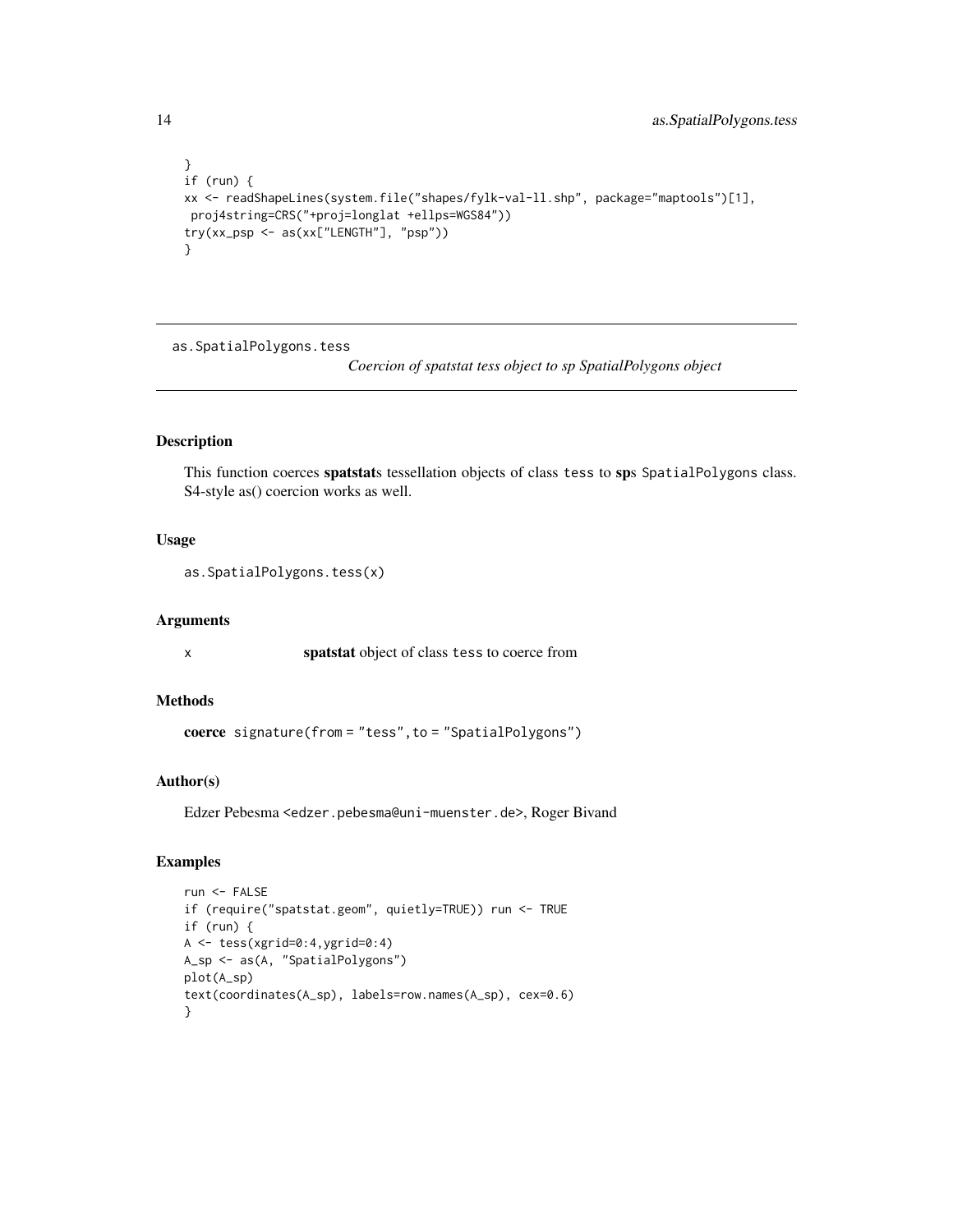```
}
if (run) {
xx <- readShapeLines(system.file("shapes/fylk-val-ll.shp", package="maptools")[1],
 proj4string=CRS("+proj=longlat +ellps=WGS84"))
try(xx_psp <- as(xx["LENGTH"], "psp"))
}
```

---

## as.SpatialPolygons.tess

*Coercion of spatstat tess object to sp SpatialPolygons object*

---

### Description

This function coerces **spatstat**s tessellation objects of class `tess` to **sp**s `SpatialPolygons` class. S4-style as() coercion works as well.

### Usage

```
as.SpatialPolygons.tess(x)
```

### Arguments

| | |
|---|---|
| `x` | **spatstat** object of class `tess` to coerce from |

### Methods

**coerce** `signature(from = "tess", to = "SpatialPolygons")`

### Author(s)

Edzer Pebesma <edzer.pebesma@uni-muenster.de>, Roger Bivand

### Examples

```
run <- FALSE
if (require("spatstat.geom", quietly=TRUE)) run <- TRUE
if (run) {
A <- tess(xgrid=0:4,ygrid=0:4)
A_sp <- as(A, "SpatialPolygons")
plot(A_sp)
text(coordinates(A_sp), labels=row.names(A_sp), cex=0.6)
}
```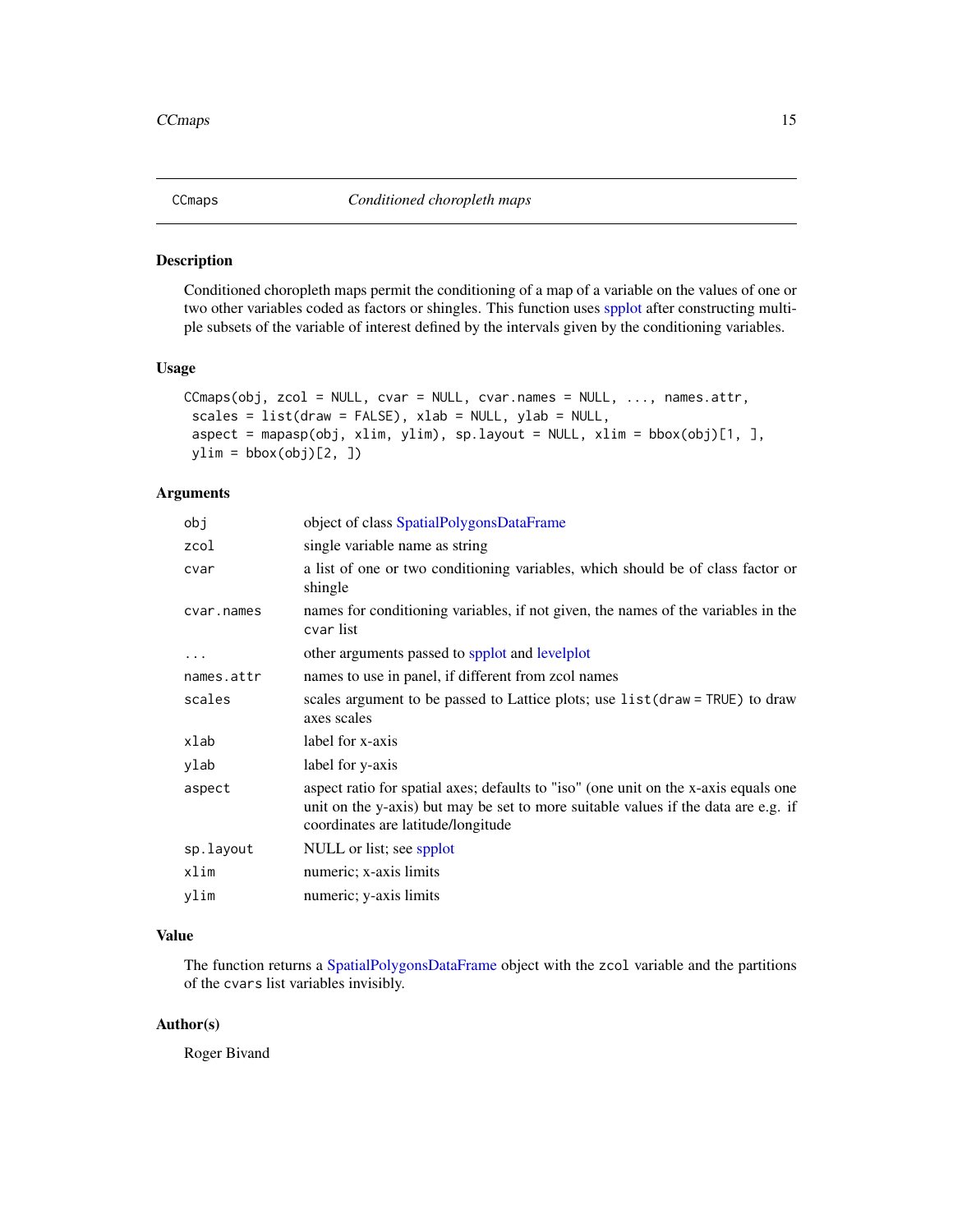CCmaps *Conditioned choropleth maps*

## Description

Conditioned choropleth maps permit the conditioning of a map of a variable on the values of one or two other variables coded as factors or shingles. This function uses spplot after constructing multiple subsets of the variable of interest defined by the intervals given by the conditioning variables.

## Usage

```
CCmaps(obj, zcol = NULL, cvar = NULL, cvar.names = NULL, ..., names.attr,
 scales = list(draw = FALSE), xlab = NULL, ylab = NULL,
 aspect = mapasp(obj, xlim, ylim), sp.layout = NULL, xlim = bbox(obj)[1, ],
 ylim = bbox(obj)[2, ])
```

## Arguments

| | |
|---|---|
| obj | object of class SpatialPolygonsDataFrame |
| zcol | single variable name as string |
| cvar | a list of one or two conditioning variables, which should be of class factor or shingle |
| cvar.names | names for conditioning variables, if not given, the names of the variables in the cvar list |
| ... | other arguments passed to spplot and levelplot |
| names.attr | names to use in panel, if different from zcol names |
| scales | scales argument to be passed to Lattice plots; use list(draw = TRUE) to draw axes scales |
| xlab | label for x-axis |
| ylab | label for y-axis |
| aspect | aspect ratio for spatial axes; defaults to "iso" (one unit on the x-axis equals one unit on the y-axis) but may be set to more suitable values if the data are e.g. if coordinates are latitude/longitude |
| sp.layout | NULL or list; see spplot |
| xlim | numeric; x-axis limits |
| ylim | numeric; y-axis limits |

## Value

The function returns a SpatialPolygonsDataFrame object with the zcol variable and the partitions of the cvars list variables invisibly.

## Author(s)

Roger Bivand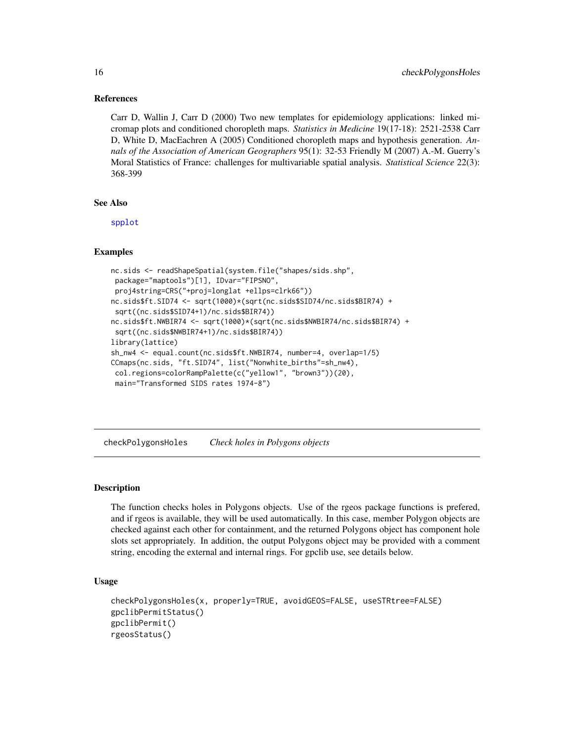### References

Carr D, Wallin J, Carr D (2000) Two new templates for epidemiology applications: linked micromap plots and conditioned choropleth maps. *Statistics in Medicine* 19(17-18): 2521-2538 Carr D, White D, MacEachren A (2005) Conditioned choropleth maps and hypothesis generation. *Annals of the Association of American Geographers* 95(1): 32-53 Friendly M (2007) A.-M. Guerry's Moral Statistics of France: challenges for multivariable spatial analysis. *Statistical Science* 22(3): 368-399

### See Also

spplot

### Examples

```
nc.sids <- readShapeSpatial(system.file("shapes/sids.shp",
 package="maptools")[1], IDvar="FIPSNO",
 proj4string=CRS("+proj=longlat +ellps=clrk66"))
nc.sids$ft.SID74 <- sqrt(1000)*(sqrt(nc.sids$SID74/nc.sids$BIR74) +
 sqrt((nc.sids$SID74+1)/nc.sids$BIR74))
nc.sids$ft.NWBIR74 <- sqrt(1000)*(sqrt(nc.sids$NWBIR74/nc.sids$BIR74) +
 sqrt((nc.sids$NWBIR74+1)/nc.sids$BIR74))
library(lattice)
sh_nw4 <- equal.count(nc.sids$ft.NWBIR74, number=4, overlap=1/5)
CCmaps(nc.sids, "ft.SID74", list("Nonwhite_births"=sh_nw4),
 col.regions=colorRampPalette(c("yellow1", "brown3"))(20),
 main="Transformed SIDS rates 1974-8")
```

## checkPolygonsHoles *Check holes in Polygons objects*

### Description

The function checks holes in Polygons objects. Use of the rgeos package functions is prefered, and if rgeos is available, they will be used automatically. In this case, member Polygon objects are checked against each other for containment, and the returned Polygons object has component hole slots set appropriately. In addition, the output Polygons object may be provided with a comment string, encoding the external and internal rings. For gpclib use, see details below.

### Usage

```
checkPolygonsHoles(x, properly=TRUE, avoidGEOS=FALSE, useSTRtree=FALSE)
gpclibPermitStatus()
gpclibPermit()
rgeosStatus()
```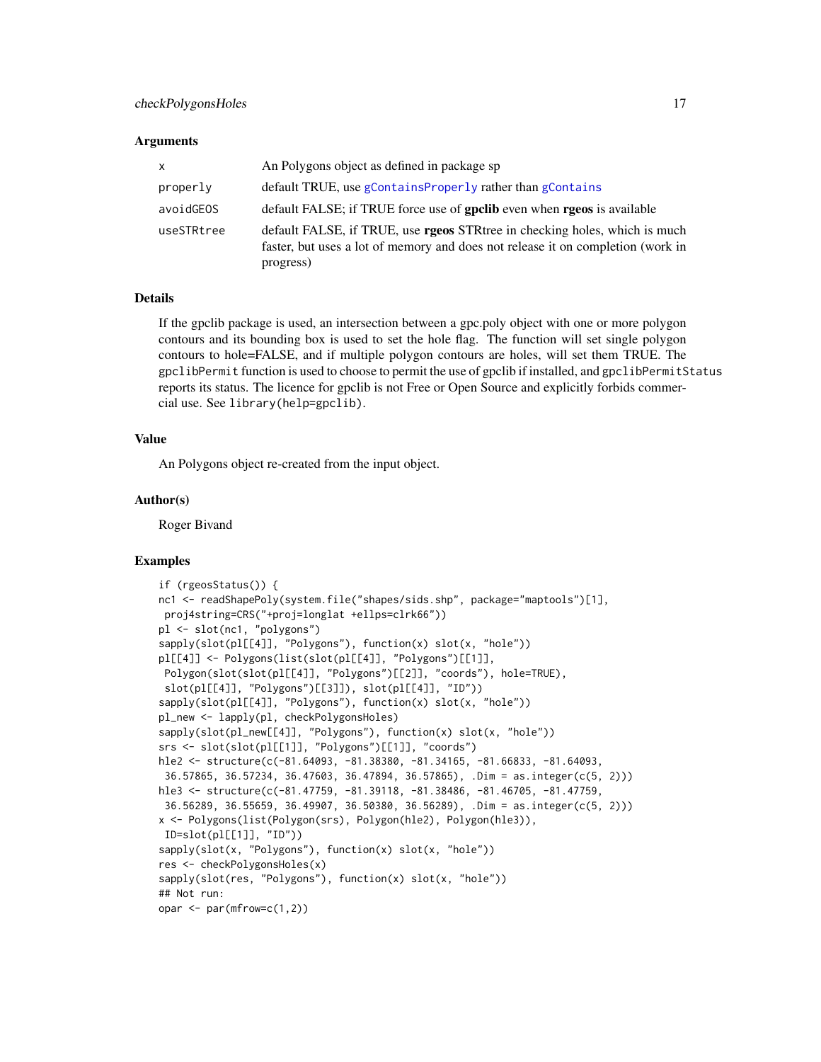## Arguments

| | |
|---|---|
| x | An Polygons object as defined in package sp |
| properly | default TRUE, use gContainsProperly rather than gContains |
| avoidGEOS | default FALSE; if TRUE force use of **gpclib** even when **rgeos** is available |
| useSTRtree | default FALSE, if TRUE, use **rgeos** STRtree in checking holes, which is much faster, but uses a lot of memory and does not release it on completion (work in progress) |

## Details

If the gpclib package is used, an intersection between a gpc.poly object with one or more polygon contours and its bounding box is used to set the hole flag. The function will set single polygon contours to hole=FALSE, and if multiple polygon contours are holes, will set them TRUE. The `gpclibPermit` function is used to choose to permit the use of gpclib if installed, and `gpclibPermitStatus` reports its status. The licence for gpclib is not Free or Open Source and explicitly forbids commercial use. See `library(help=gpclib)`.

## Value

An Polygons object re-created from the input object.

## Author(s)

Roger Bivand

## Examples

```
if (rgeosStatus()) {
nc1 <- readShapePoly(system.file("shapes/sids.shp", package="maptools")[1],
 proj4string=CRS("+proj=longlat +ellps=clrk66"))
pl <- slot(nc1, "polygons")
sapply(slot(pl[[4]], "Polygons"), function(x) slot(x, "hole"))
pl[[4]] <- Polygons(list(slot(pl[[4]], "Polygons")[[1]],
 Polygon(slot(slot(pl[[4]], "Polygons")[[2]], "coords"), hole=TRUE),
 slot(pl[[4]], "Polygons")[[3]]), slot(pl[[4]], "ID"))
sapply(slot(pl[[4]], "Polygons"), function(x) slot(x, "hole"))
pl_new <- lapply(pl, checkPolygonsHoles)
sapply(slot(pl_new[[4]], "Polygons"), function(x) slot(x, "hole"))
srs <- slot(slot(pl[[1]], "Polygons")[[1]], "coords")
hle2 <- structure(c(-81.64093, -81.38380, -81.34165, -81.66833, -81.64093,
 36.57865, 36.57234, 36.47603, 36.47894, 36.57865), .Dim = as.integer(c(5, 2)))
hle3 <- structure(c(-81.47759, -81.39118, -81.38486, -81.46705, -81.47759,
 36.56289, 36.55659, 36.49907, 36.50380, 36.56289), .Dim = as.integer(c(5, 2)))
x <- Polygons(list(Polygon(srs), Polygon(hle2), Polygon(hle3)),
 ID=slot(pl[[1]], "ID"))
sapply(slot(x, "Polygons"), function(x) slot(x, "hole"))
res <- checkPolygonsHoles(x)
sapply(slot(res, "Polygons"), function(x) slot(x, "hole"))
## Not run:
opar <- par(mfrow=c(1,2))
```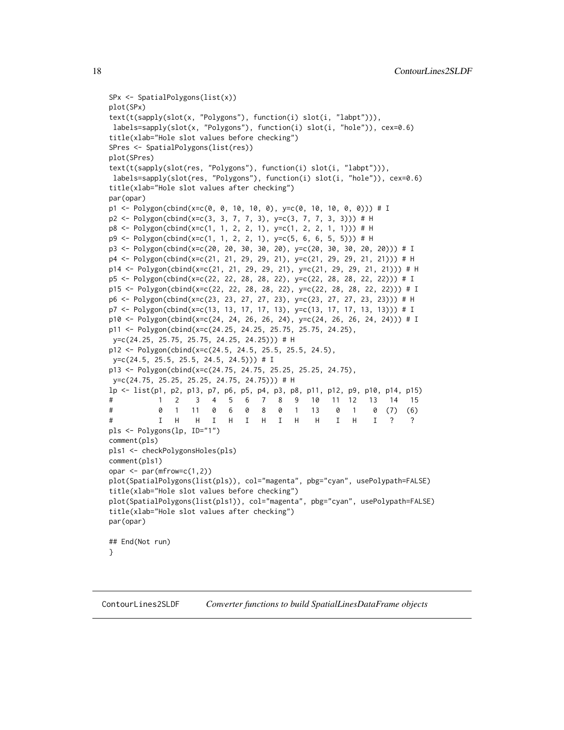```
SPx <- SpatialPolygons(list(x))
plot(SPx)
text(t(sapply(slot(x, "Polygons"), function(i) slot(i, "labpt"))),
 labels=sapply(slot(x, "Polygons"), function(i) slot(i, "hole")), cex=0.6)
title(xlab="Hole slot values before checking")
SPres <- SpatialPolygons(list(res))
plot(SPres)
text(t(sapply(slot(res, "Polygons"), function(i) slot(i, "labpt"))),
 labels=sapply(slot(res, "Polygons"), function(i) slot(i, "hole")), cex=0.6)
title(xlab="Hole slot values after checking")
par(opar)
p1 <- Polygon(cbind(x=c(0, 0, 10, 10, 0), y=c(0, 10, 10, 0, 0))) # I
p2 <- Polygon(cbind(x=c(3, 3, 7, 7, 3), y=c(3, 7, 7, 3, 3))) # H
p8 <- Polygon(cbind(x=c(1, 1, 2, 2, 1), y=c(1, 2, 2, 1, 1))) # H
p9 <- Polygon(cbind(x=c(1, 1, 2, 2, 1), y=c(5, 6, 6, 5, 5))) # H
p3 <- Polygon(cbind(x=c(20, 20, 30, 30, 20), y=c(20, 30, 30, 20, 20))) # I
p4 <- Polygon(cbind(x=c(21, 21, 29, 29, 21), y=c(21, 29, 29, 21, 21))) # H
p14 <- Polygon(cbind(x=c(21, 21, 29, 29, 21), y=c(21, 29, 29, 21, 21))) # H
p5 <- Polygon(cbind(x=c(22, 22, 28, 28, 22), y=c(22, 28, 28, 22, 22))) # I
p15 <- Polygon(cbind(x=c(22, 22, 28, 28, 22), y=c(22, 28, 28, 22, 22))) # I
p6 <- Polygon(cbind(x=c(23, 23, 27, 27, 23), y=c(23, 27, 27, 23, 23))) # H
p7 <- Polygon(cbind(x=c(13, 13, 17, 17, 13), y=c(13, 17, 17, 13, 13))) # I
p10 <- Polygon(cbind(x=c(24, 24, 26, 26, 24), y=c(24, 26, 26, 24, 24))) # I
p11 <- Polygon(cbind(x=c(24.25, 24.25, 25.75, 25.75, 24.25),
 y=c(24.25, 25.75, 25.75, 24.25, 24.25))) # H
p12 <- Polygon(cbind(x=c(24.5, 24.5, 25.5, 25.5, 24.5),
 y=c(24.5, 25.5, 25.5, 24.5, 24.5))) # I
p13 <- Polygon(cbind(x=c(24.75, 24.75, 25.25, 25.25, 24.75),
 y=c(24.75, 25.25, 25.25, 24.75, 24.75))) # H
lp <- list(p1, p2, p13, p7, p6, p5, p4, p3, p8, p11, p12, p9, p10, p14, p15)
#          1   2    3   4   5   6   7   8   9   10   11  12   13   14   15
#          0   1   11   0   6   0   8   0   1   13    0   1    0  (7)  (6)
#          I   H    H   I   H   I   H   I   H    H    I   H    I   ?    ?
pls <- Polygons(lp, ID="1")
comment(pls)
pls1 <- checkPolygonsHoles(pls)
comment(pls1)
opar <- par(mfrow=c(1,2))
plot(SpatialPolygons(list(pls)), col="magenta", pbg="cyan", usePolypath=FALSE)
title(xlab="Hole slot values before checking")
plot(SpatialPolygons(list(pls1)), col="magenta", pbg="cyan", usePolypath=FALSE)
title(xlab="Hole slot values after checking")
par(opar)

## End(Not run)
}
```

ContourLines2SLDF &nbsp;&nbsp;&nbsp; *Converter functions to build SpatialLinesDataFrame objects*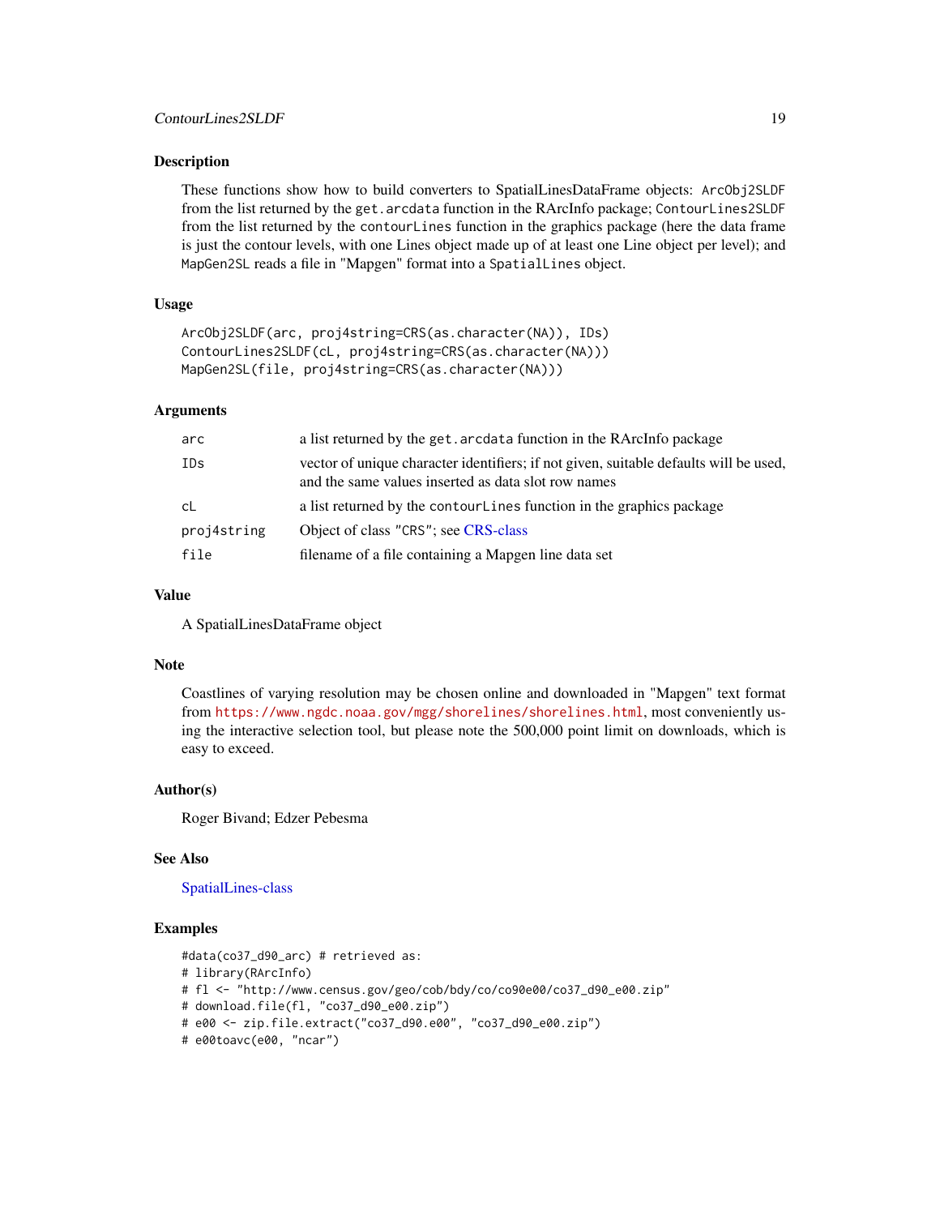### Description

These functions show how to build converters to SpatialLinesDataFrame objects: `ArcObj2SLDF` from the list returned by the `get.arcdata` function in the RArcInfo package; `ContourLines2SLDF` from the list returned by the `contourLines` function in the graphics package (here the data frame is just the contour levels, with one Lines object made up of at least one Line object per level); and `MapGen2SL` reads a file in "Mapgen" format into a `SpatialLines` object.

### Usage

```
ArcObj2SLDF(arc, proj4string=CRS(as.character(NA)), IDs)
ContourLines2SLDF(cL, proj4string=CRS(as.character(NA)))
MapGen2SL(file, proj4string=CRS(as.character(NA)))
```

### Arguments

| | |
|---|---|
| `arc` | a list returned by the `get.arcdata` function in the RArcInfo package |
| `IDs` | vector of unique character identifiers; if not given, suitable defaults will be used, and the same values inserted as data slot row names |
| `cL` | a list returned by the `contourLines` function in the graphics package |
| `proj4string` | Object of class `"CRS"`; see CRS-class |
| `file` | filename of a file containing a Mapgen line data set |

### Value

A SpatialLinesDataFrame object

### Note

Coastlines of varying resolution may be chosen online and downloaded in "Mapgen" text format from https://www.ngdc.noaa.gov/mgg/shorelines/shorelines.html, most conveniently using the interactive selection tool, but please note the 500,000 point limit on downloads, which is easy to exceed.

### Author(s)

Roger Bivand; Edzer Pebesma

### See Also

SpatialLines-class

### Examples

```
#data(co37_d90_arc) # retrieved as:
# library(RArcInfo)
# fl <- "http://www.census.gov/geo/cob/bdy/co/co90e00/co37_d90_e00.zip"
# download.file(fl, "co37_d90_e00.zip")
# e00 <- zip.file.extract("co37_d90.e00", "co37_d90_e00.zip")
# e00toavc(e00, "ncar")
```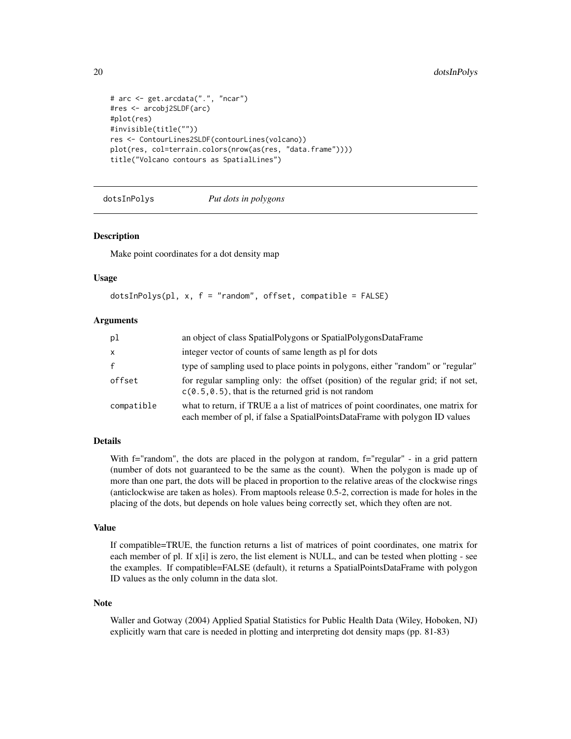```
# arc <- get.arcdata(".", "ncar")
#res <- arcobj2SLDF(arc)
#plot(res)
#invisible(title(""))
res <- ContourLines2SLDF(contourLines(volcano))
plot(res, col=terrain.colors(nrow(as(res, "data.frame"))))
title("Volcano contours as SpatialLines")
```

---

## dotsInPolys *Put dots in polygons*

---

### Description

Make point coordinates for a dot density map

### Usage

```
dotsInPolys(pl, x, f = "random", offset, compatible = FALSE)
```

### Arguments

| | |
|---|---|
| `pl` | an object of class SpatialPolygons or SpatialPolygonsDataFrame |
| `x` | integer vector of counts of same length as pl for dots |
| `f` | type of sampling used to place points in polygons, either "random" or "regular" |
| `offset` | for regular sampling only: the offset (position) of the regular grid; if not set, `c(0.5,0.5)`, that is the returned grid is not random |
| `compatible` | what to return, if TRUE a a list of matrices of point coordinates, one matrix for each member of pl, if false a SpatialPointsDataFrame with polygon ID values |

### Details

With f="random", the dots are placed in the polygon at random, f="regular" - in a grid pattern (number of dots not guaranteed to be the same as the count). When the polygon is made up of more than one part, the dots will be placed in proportion to the relative areas of the clockwise rings (anticlockwise are taken as holes). From maptools release 0.5-2, correction is made for holes in the placing of the dots, but depends on hole values being correctly set, which they often are not.

### Value

If compatible=TRUE, the function returns a list of matrices of point coordinates, one matrix for each member of pl. If x[i] is zero, the list element is NULL, and can be tested when plotting - see the examples. If compatible=FALSE (default), it returns a SpatialPointsDataFrame with polygon ID values as the only column in the data slot.

### Note

Waller and Gotway (2004) Applied Spatial Statistics for Public Health Data (Wiley, Hoboken, NJ) explicitly warn that care is needed in plotting and interpreting dot density maps (pp. 81-83)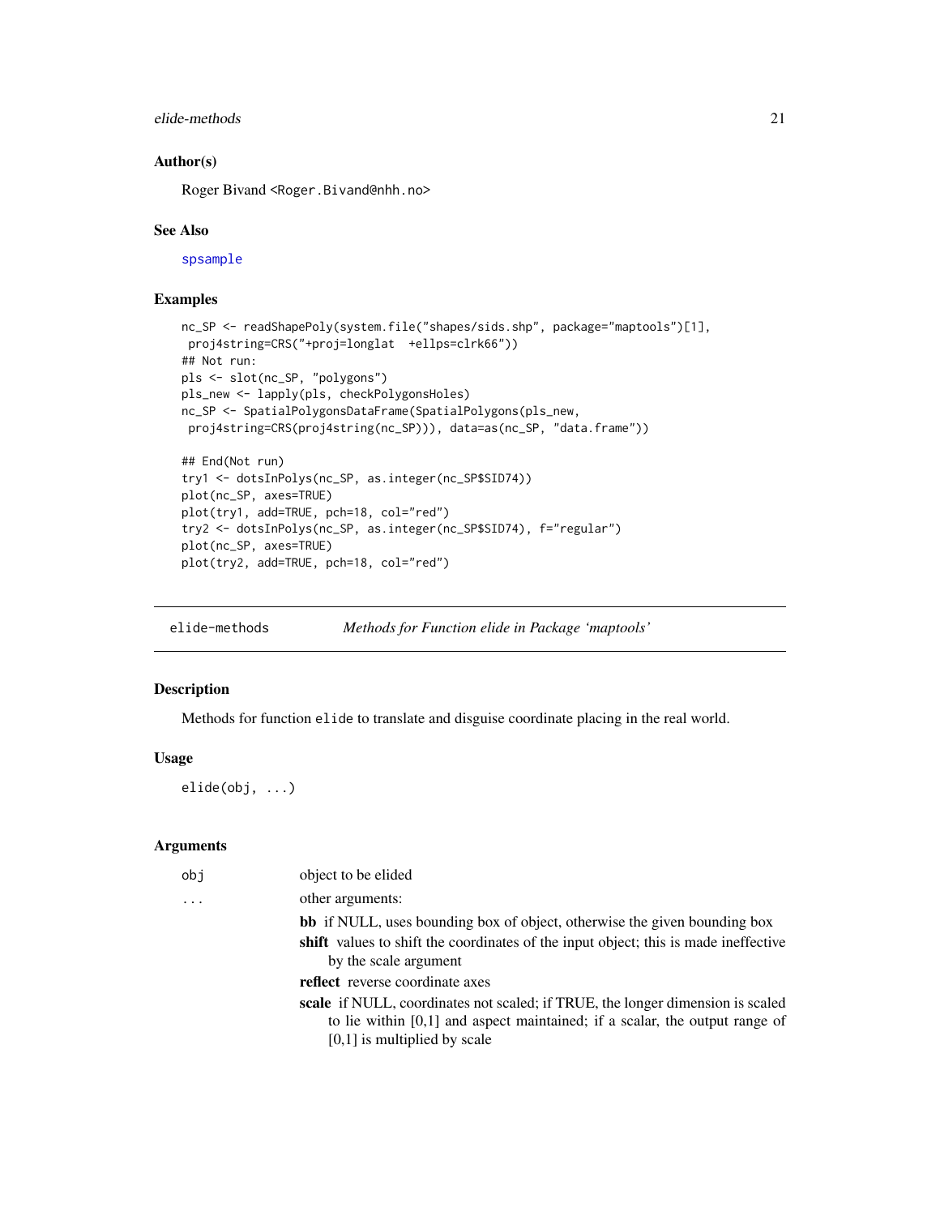### Author(s)

Roger Bivand <Roger.Bivand@nhh.no>

### See Also

spsample

### Examples

```
nc_SP <- readShapePoly(system.file("shapes/sids.shp", package="maptools")[1],
 proj4string=CRS("+proj=longlat  +ellps=clrk66"))
## Not run:
pls <- slot(nc_SP, "polygons")
pls_new <- lapply(pls, checkPolygonsHoles)
nc_SP <- SpatialPolygonsDataFrame(SpatialPolygons(pls_new,
 proj4string=CRS(proj4string(nc_SP))), data=as(nc_SP, "data.frame"))

## End(Not run)
try1 <- dotsInPolys(nc_SP, as.integer(nc_SP$SID74))
plot(nc_SP, axes=TRUE)
plot(try1, add=TRUE, pch=18, col="red")
try2 <- dotsInPolys(nc_SP, as.integer(nc_SP$SID74), f="regular")
plot(nc_SP, axes=TRUE)
plot(try2, add=TRUE, pch=18, col="red")
```

---

## elide-methods — *Methods for Function elide in Package 'maptools'*

### Description

Methods for function `elide` to translate and disguise coordinate placing in the real world.

### Usage

```
elide(obj, ...)
```

### Arguments

| | |
|---|---|
| obj | object to be elided |
| ... | other arguments:<br>**bb** if NULL, uses bounding box of object, otherwise the given bounding box<br>**shift** values to shift the coordinates of the input object; this is made ineffective by the scale argument<br>**reflect** reverse coordinate axes<br>**scale** if NULL, coordinates not scaled; if TRUE, the longer dimension is scaled to lie within [0,1] and aspect maintained; if a scalar, the output range of [0,1] is multiplied by scale |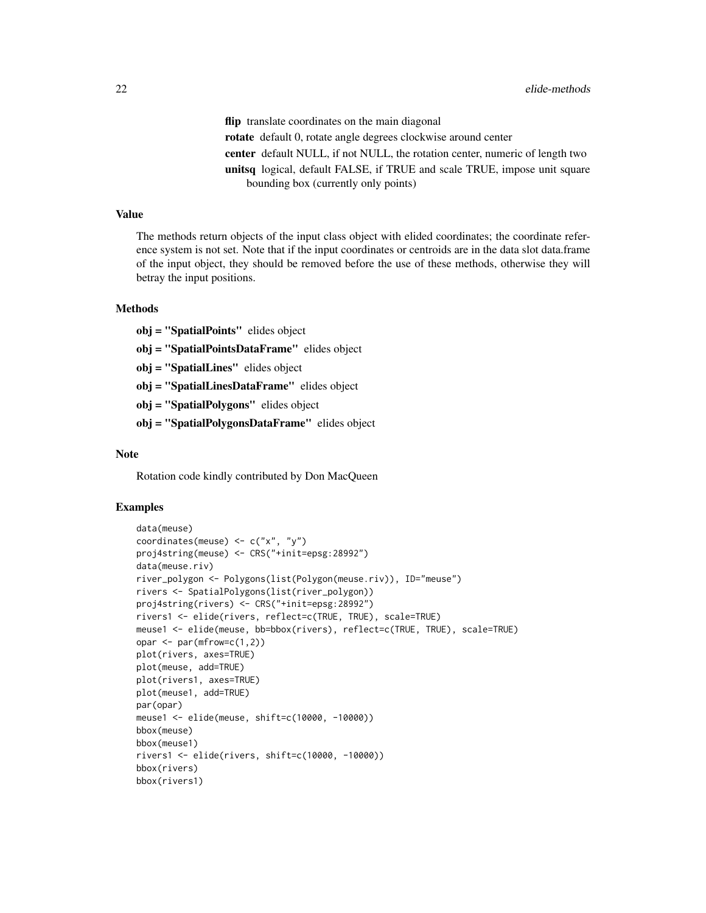**flip** translate coordinates on the main diagonal

**rotate** default 0, rotate angle degrees clockwise around center

**center** default NULL, if not NULL, the rotation center, numeric of length two

**unitsq** logical, default FALSE, if TRUE and scale TRUE, impose unit square bounding box (currently only points)

## Value

The methods return objects of the input class object with elided coordinates; the coordinate reference system is not set. Note that if the input coordinates or centroids are in the data slot data.frame of the input object, they should be removed before the use of these methods, otherwise they will betray the input positions.

## Methods

**obj = "SpatialPoints"** elides object

**obj = "SpatialPointsDataFrame"** elides object

**obj = "SpatialLines"** elides object

**obj = "SpatialLinesDataFrame"** elides object

**obj = "SpatialPolygons"** elides object

**obj = "SpatialPolygonsDataFrame"** elides object

## Note

Rotation code kindly contributed by Don MacQueen

## Examples

```
data(meuse)
coordinates(meuse) <- c("x", "y")
proj4string(meuse) <- CRS("+init=epsg:28992")
data(meuse.riv)
river_polygon <- Polygons(list(Polygon(meuse.riv)), ID="meuse")
rivers <- SpatialPolygons(list(river_polygon))
proj4string(rivers) <- CRS("+init=epsg:28992")
rivers1 <- elide(rivers, reflect=c(TRUE, TRUE), scale=TRUE)
meuse1 <- elide(meuse, bb=bbox(rivers), reflect=c(TRUE, TRUE), scale=TRUE)
opar <- par(mfrow=c(1,2))
plot(rivers, axes=TRUE)
plot(meuse, add=TRUE)
plot(rivers1, axes=TRUE)
plot(meuse1, add=TRUE)
par(opar)
meuse1 <- elide(meuse, shift=c(10000, -10000))
bbox(meuse)
bbox(meuse1)
rivers1 <- elide(rivers, shift=c(10000, -10000))
bbox(rivers)
bbox(rivers1)
```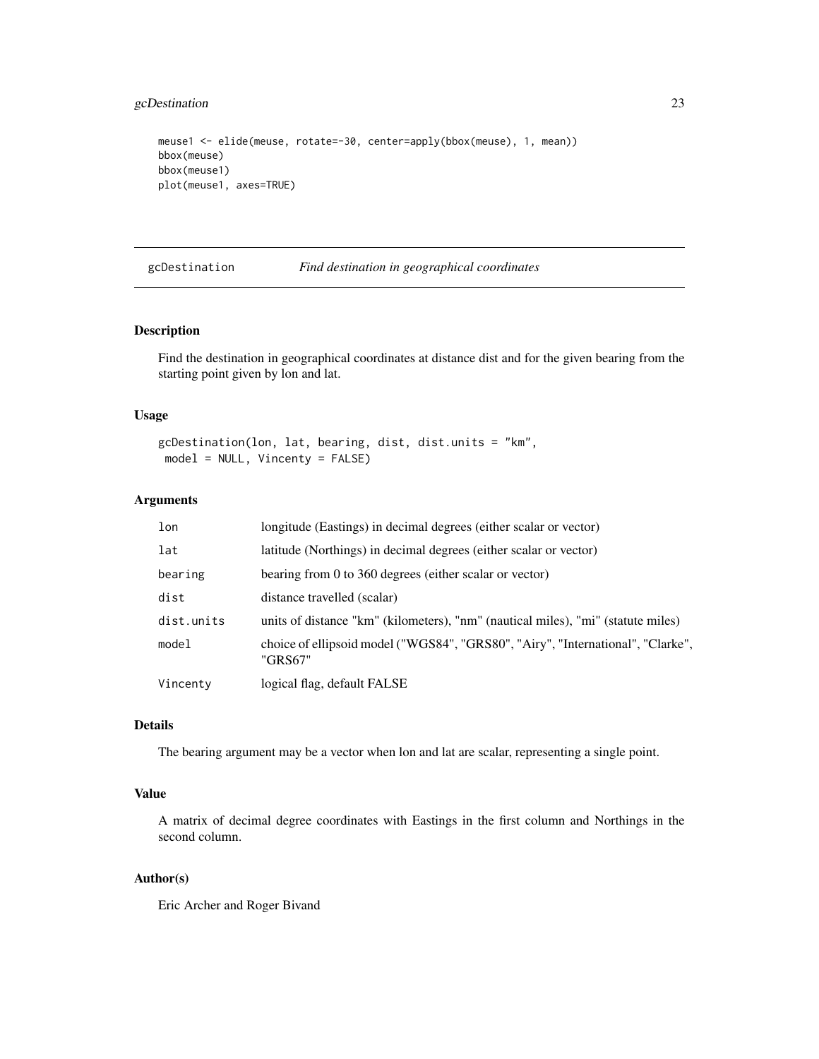```
meuse1 <- elide(meuse, rotate=-30, center=apply(bbox(meuse), 1, mean))
bbox(meuse)
bbox(meuse1)
plot(meuse1, axes=TRUE)
```

## gcDestination *Find destination in geographical coordinates*

### Description

Find the destination in geographical coordinates at distance dist and for the given bearing from the starting point given by lon and lat.

### Usage

```
gcDestination(lon, lat, bearing, dist, dist.units = "km",
 model = NULL, Vincenty = FALSE)
```

### Arguments

| | |
|---|---|
| lon | longitude (Eastings) in decimal degrees (either scalar or vector) |
| lat | latitude (Northings) in decimal degrees (either scalar or vector) |
| bearing | bearing from 0 to 360 degrees (either scalar or vector) |
| dist | distance travelled (scalar) |
| dist.units | units of distance "km" (kilometers), "nm" (nautical miles), "mi" (statute miles) |
| model | choice of ellipsoid model ("WGS84", "GRS80", "Airy", "International", "Clarke", "GRS67" |
| Vincenty | logical flag, default FALSE |

### Details

The bearing argument may be a vector when lon and lat are scalar, representing a single point.

### Value

A matrix of decimal degree coordinates with Eastings in the first column and Northings in the second column.

### Author(s)

Eric Archer and Roger Bivand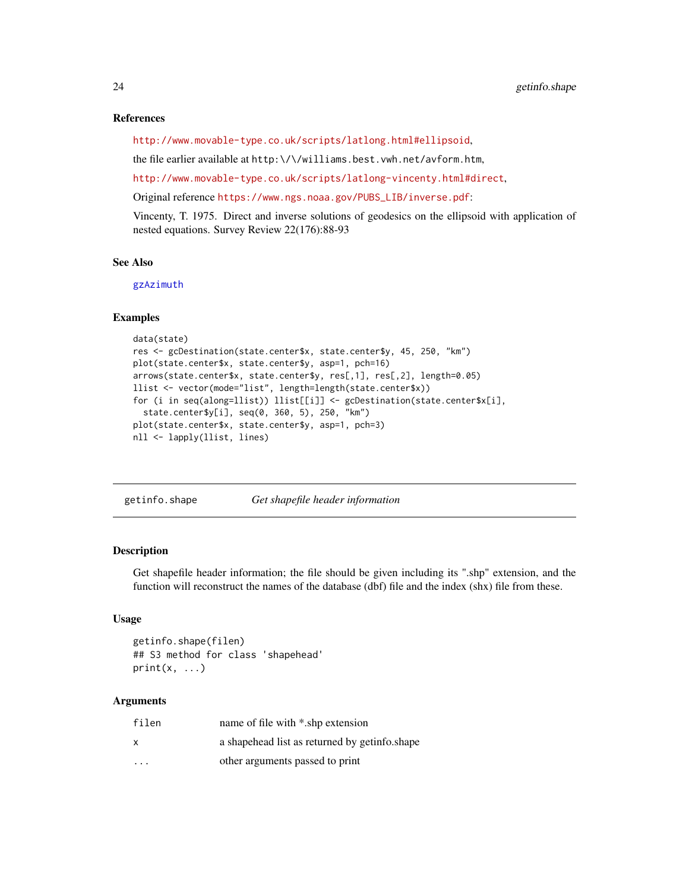### References

http://www.movable-type.co.uk/scripts/latlong.html#ellipsoid,

the file earlier available at `http:\/\/williams.best.vwh.net/avform.htm`,

http://www.movable-type.co.uk/scripts/latlong-vincenty.html#direct,

Original reference https://www.ngs.noaa.gov/PUBS_LIB/inverse.pdf:

Vincenty, T. 1975. Direct and inverse solutions of geodesics on the ellipsoid with application of nested equations. Survey Review 22(176):88-93

### See Also

gzAzimuth

### Examples

```
data(state)
res <- gcDestination(state.center$x, state.center$y, 45, 250, "km")
plot(state.center$x, state.center$y, asp=1, pch=16)
arrows(state.center$x, state.center$y, res[,1], res[,2], length=0.05)
llist <- vector(mode="list", length=length(state.center$x))
for (i in seq(along=llist)) llist[[i]] <- gcDestination(state.center$x[i],
  state.center$y[i], seq(0, 360, 5), 250, "km")
plot(state.center$x, state.center$y, asp=1, pch=3)
nll <- lapply(llist, lines)
```

---

## getinfo.shape    *Get shapefile header information*

### Description

Get shapefile header information; the file should be given including its ".shp" extension, and the function will reconstruct the names of the database (dbf) file and the index (shx) file from these.

### Usage

```
getinfo.shape(filen)
## S3 method for class 'shapehead'
print(x, ...)
```

### Arguments

| | |
|---|---|
| `filen` | name of file with *.shp extension |
| `x` | a shapehead list as returned by getinfo.shape |
| `...` | other arguments passed to print |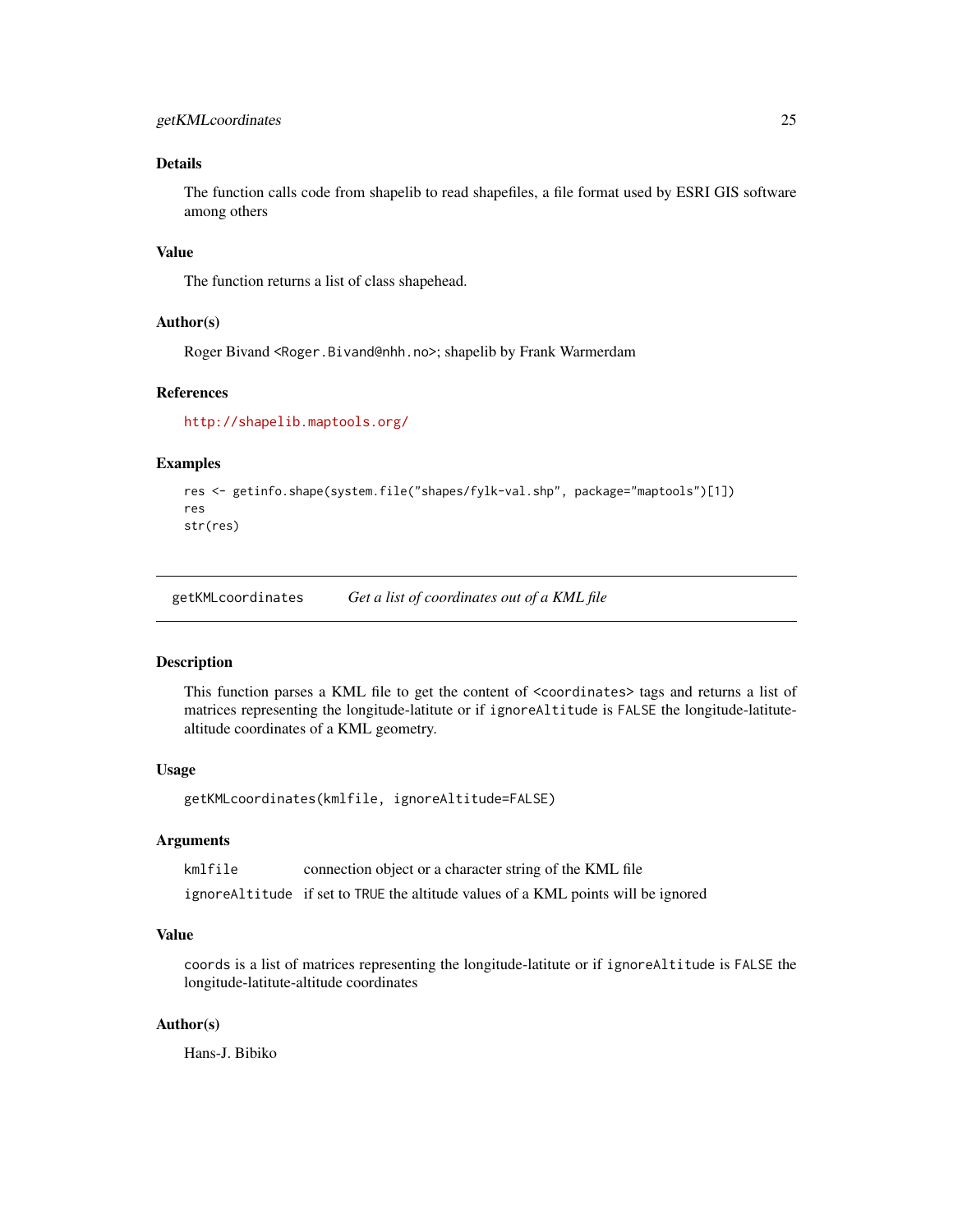### Details

The function calls code from shapelib to read shapefiles, a file format used by ESRI GIS software among others

### Value

The function returns a list of class shapehead.

### Author(s)

Roger Bivand <Roger.Bivand@nhh.no>; shapelib by Frank Warmerdam

### References

http://shapelib.maptools.org/

### Examples

```
res <- getinfo.shape(system.file("shapes/fylk-val.shp", package="maptools")[1])
res
str(res)
```

---

## getKMLcoordinates &nbsp;&nbsp;&nbsp; *Get a list of coordinates out of a KML file*

---

### Description

This function parses a KML file to get the content of `<coordinates>` tags and returns a list of matrices representing the longitude-latitute or if `ignoreAltitude` is `FALSE` the longitude-latitute-altitude coordinates of a KML geometry.

### Usage

```
getKMLcoordinates(kmlfile, ignoreAltitude=FALSE)
```

### Arguments

| | |
|---|---|
| `kmlfile` | connection object or a character string of the KML file |
| `ignoreAltitude` | if set to `TRUE` the altitude values of a KML points will be ignored |

### Value

`coords` is a list of matrices representing the longitude-latitute or if `ignoreAltitude` is `FALSE` the longitude-latitute-altitude coordinates

### Author(s)

Hans-J. Bibiko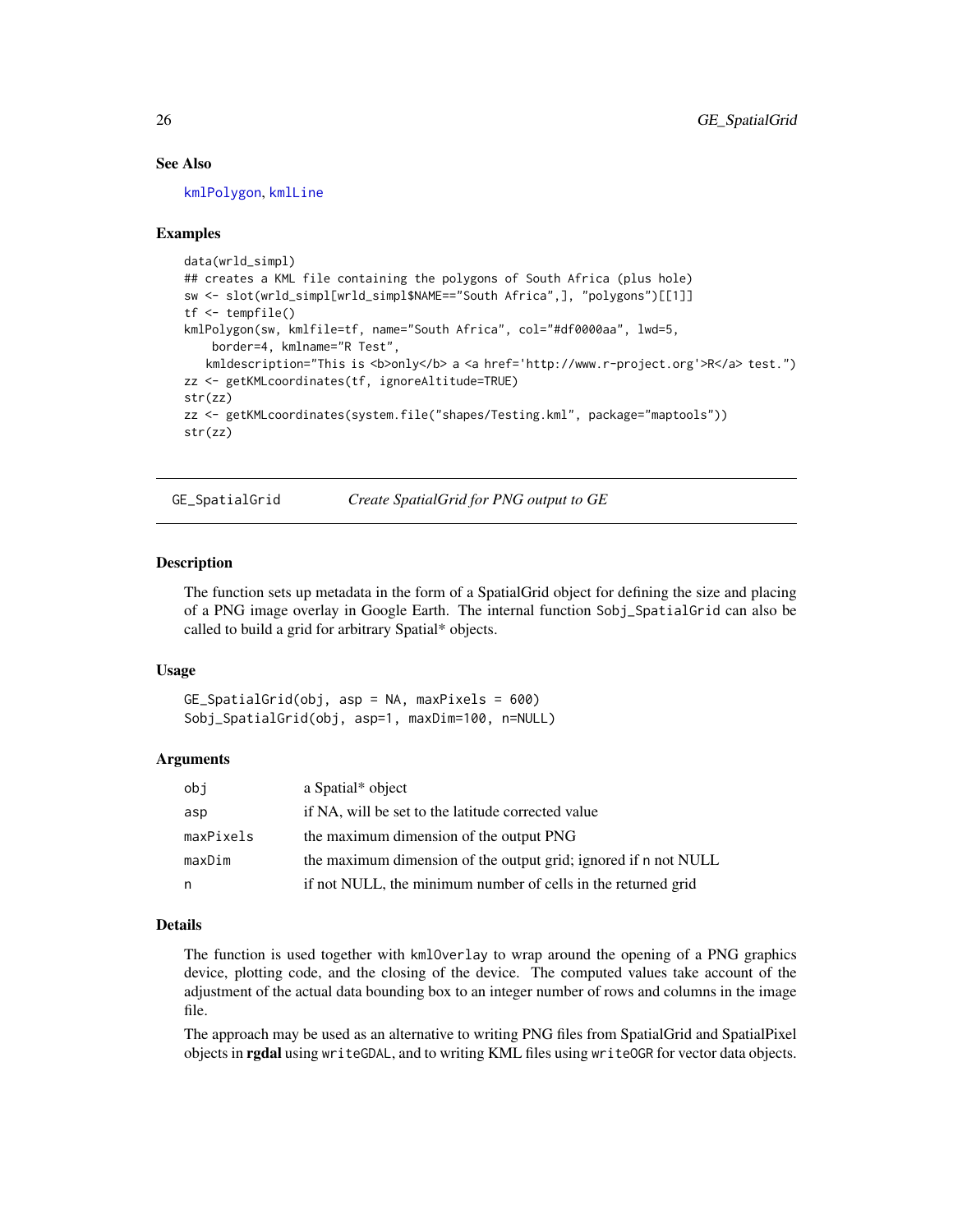### See Also

kmlPolygon, kmlLine

### Examples

```
data(wrld_simpl)
## creates a KML file containing the polygons of South Africa (plus hole)
sw <- slot(wrld_simpl[wrld_simpl$NAME=="South Africa",], "polygons")[[1]]
tf <- tempfile()
kmlPolygon(sw, kmlfile=tf, name="South Africa", col="#df0000aa", lwd=5,
    border=4, kmlname="R Test",
   kmldescription="This is <b>only</b> a <a href='http://www.r-project.org'>R</a> test.")
zz <- getKMLcoordinates(tf, ignoreAltitude=TRUE)
str(zz)
zz <- getKMLcoordinates(system.file("shapes/Testing.kml", package="maptools"))
str(zz)
```

---

## GE_SpatialGrid — *Create SpatialGrid for PNG output to GE*

### Description

The function sets up metadata in the form of a SpatialGrid object for defining the size and placing of a PNG image overlay in Google Earth. The internal function `Sobj_SpatialGrid` can also be called to build a grid for arbitrary Spatial* objects.

### Usage

```
GE_SpatialGrid(obj, asp = NA, maxPixels = 600)
Sobj_SpatialGrid(obj, asp=1, maxDim=100, n=NULL)
```

### Arguments

| | |
|---|---|
| obj | a Spatial* object |
| asp | if NA, will be set to the latitude corrected value |
| maxPixels | the maximum dimension of the output PNG |
| maxDim | the maximum dimension of the output grid; ignored if n not NULL |
| n | if not NULL, the minimum number of cells in the returned grid |

### Details

The function is used together with `kmlOverlay` to wrap around the opening of a PNG graphics device, plotting code, and the closing of the device. The computed values take account of the adjustment of the actual data bounding box to an integer number of rows and columns in the image file.

The approach may be used as an alternative to writing PNG files from SpatialGrid and SpatialPixel objects in **rgdal** using `writeGDAL`, and to writing KML files using `writeOGR` for vector data objects.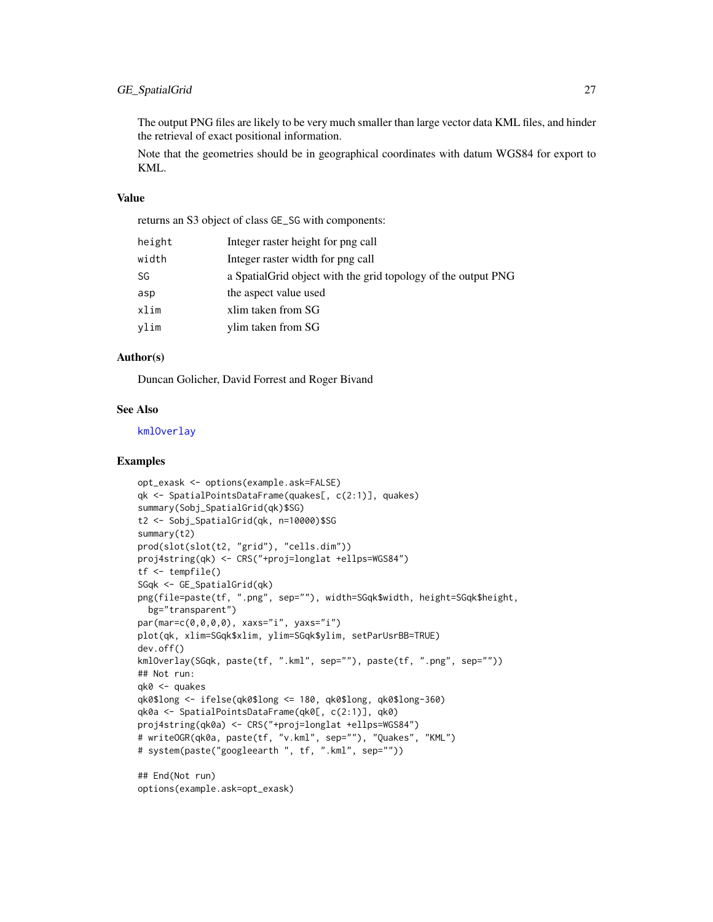The output PNG files are likely to be very much smaller than large vector data KML files, and hinder the retrieval of exact positional information.

Note that the geometries should be in geographical coordinates with datum WGS84 for export to KML.

### Value

returns an S3 object of class `GE_SG` with components:

| | |
|---|---|
| `height` | Integer raster height for png call |
| `width` | Integer raster width for png call |
| `SG` | a SpatialGrid object with the grid topology of the output PNG |
| `asp` | the aspect value used |
| `xlim` | xlim taken from SG |
| `ylim` | ylim taken from SG |

### Author(s)

Duncan Golicher, David Forrest and Roger Bivand

### See Also

`kmlOverlay`

### Examples

```
opt_exask <- options(example.ask=FALSE)
qk <- SpatialPointsDataFrame(quakes[, c(2:1)], quakes)
summary(Sobj_SpatialGrid(qk)$SG)
t2 <- Sobj_SpatialGrid(qk, n=10000)$SG
summary(t2)
prod(slot(slot(t2, "grid"), "cells.dim"))
proj4string(qk) <- CRS("+proj=longlat +ellps=WGS84")
tf <- tempfile()
SGqk <- GE_SpatialGrid(qk)
png(file=paste(tf, ".png", sep=""), width=SGqk$width, height=SGqk$height,
  bg="transparent")
par(mar=c(0,0,0,0), xaxs="i", yaxs="i")
plot(qk, xlim=SGqk$xlim, ylim=SGqk$ylim, setParUsrBB=TRUE)
dev.off()
kmlOverlay(SGqk, paste(tf, ".kml", sep=""), paste(tf, ".png", sep=""))
## Not run:
qk0 <- quakes
qk0$long <- ifelse(qk0$long <= 180, qk0$long, qk0$long-360)
qk0a <- SpatialPointsDataFrame(qk0[, c(2:1)], qk0)
proj4string(qk0a) <- CRS("+proj=longlat +ellps=WGS84")
# writeOGR(qk0a, paste(tf, "v.kml", sep=""), "Quakes", "KML")
# system(paste("googleearth ", tf, ".kml", sep=""))

## End(Not run)
options(example.ask=opt_exask)
```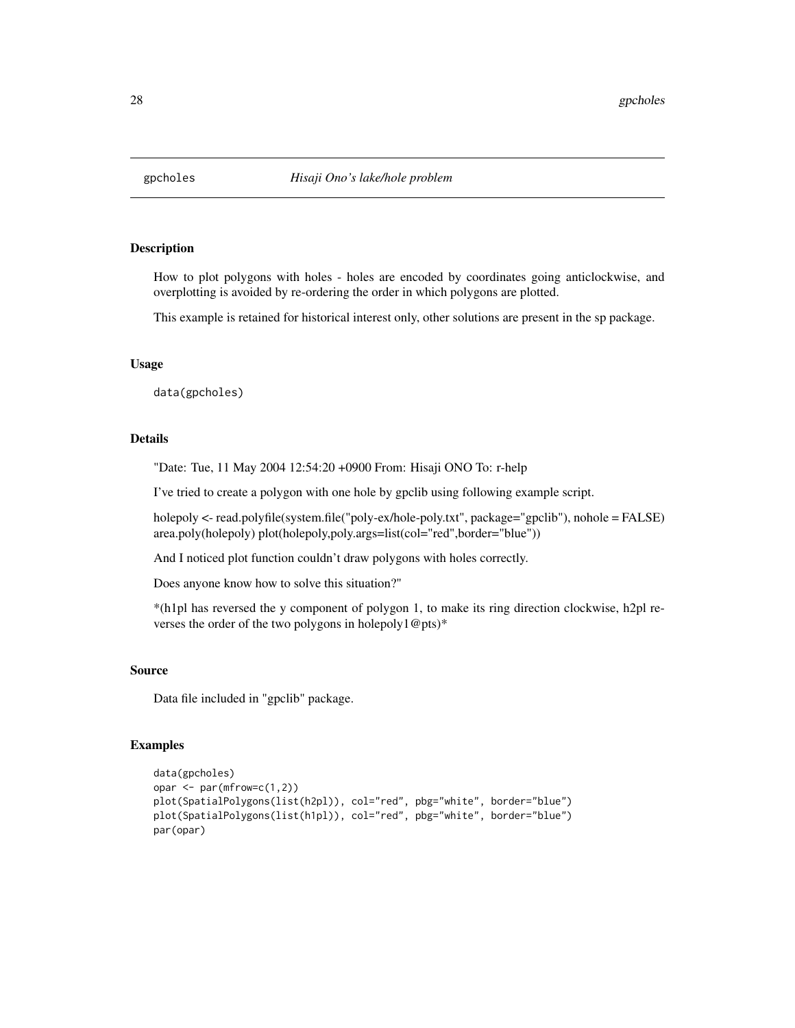## gpcholes    *Hisaji Ono's lake/hole problem*

### Description

How to plot polygons with holes - holes are encoded by coordinates going anticlockwise, and overplotting is avoided by re-ordering the order in which polygons are plotted.

This example is retained for historical interest only, other solutions are present in the sp package.

### Usage

```
data(gpcholes)
```

### Details

"Date: Tue, 11 May 2004 12:54:20 +0900 From: Hisaji ONO To: r-help

I've tried to create a polygon with one hole by gpclib using following example script.

holepoly <- read.polyfile(system.file("poly-ex/hole-poly.txt", package="gpclib"), nohole = FALSE) area.poly(holepoly) plot(holepoly,poly.args=list(col="red",border="blue"))

And I noticed plot function couldn't draw polygons with holes correctly.

Does anyone know how to solve this situation?"

*(h1pl has reversed the y component of polygon 1, to make its ring direction clockwise, h2pl reverses the order of the two polygons in holepoly1@pts)*

### Source

Data file included in "gpclib" package.

### Examples

```
data(gpcholes)
opar <- par(mfrow=c(1,2))
plot(SpatialPolygons(list(h2pl)), col="red", pbg="white", border="blue")
plot(SpatialPolygons(list(h1pl)), col="red", pbg="white", border="blue")
par(opar)
```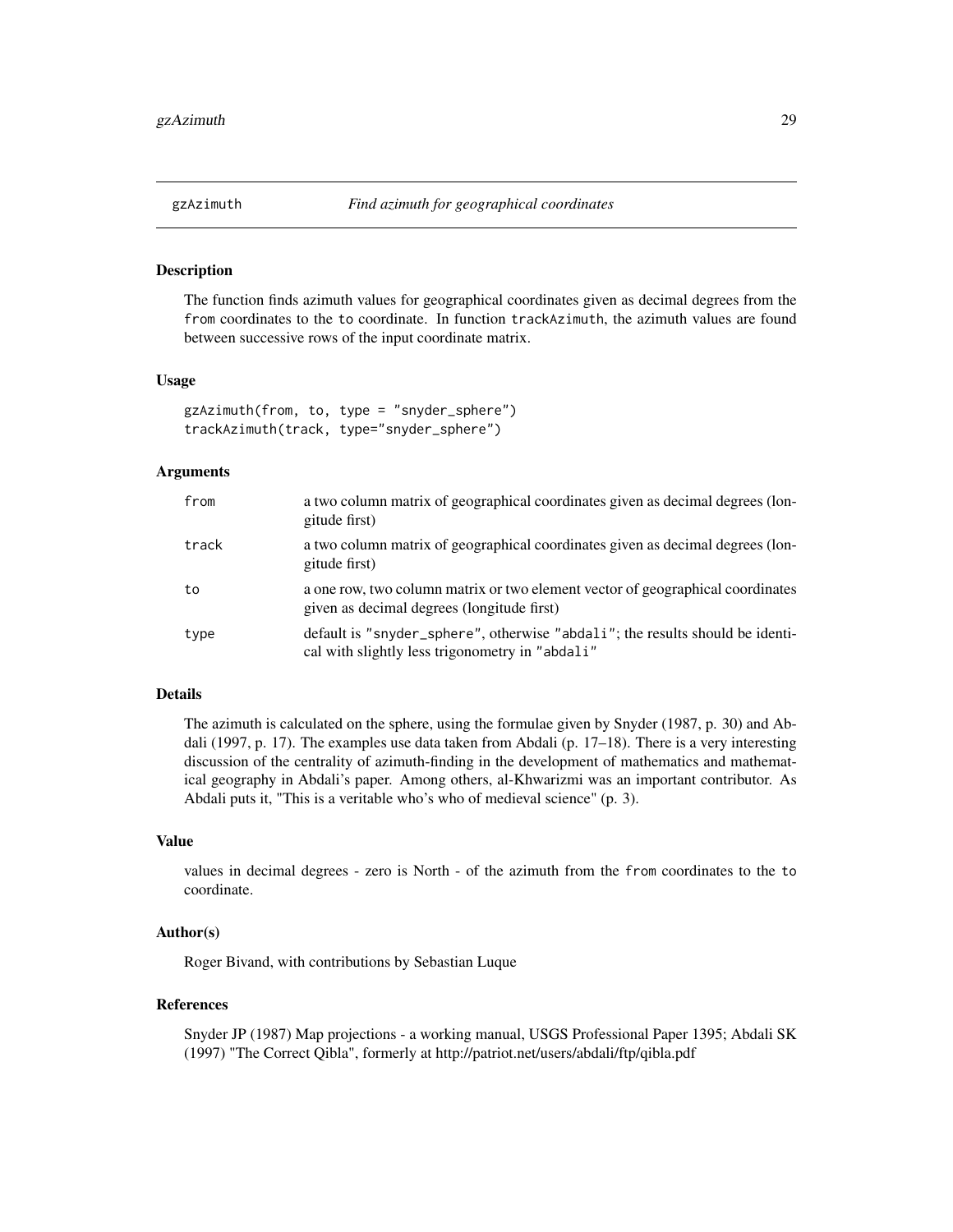# gzAzimuth — *Find azimuth for geographical coordinates*

## Description

The function finds azimuth values for geographical coordinates given as decimal degrees from the `from` coordinates to the `to` coordinate. In function `trackAzimuth`, the azimuth values are found between successive rows of the input coordinate matrix.

## Usage

```
gzAzimuth(from, to, type = "snyder_sphere")
trackAzimuth(track, type="snyder_sphere")
```

## Arguments

| | |
|---|---|
| `from` | a two column matrix of geographical coordinates given as decimal degrees (longitude first) |
| `track` | a two column matrix of geographical coordinates given as decimal degrees (longitude first) |
| `to` | a one row, two column matrix or two element vector of geographical coordinates given as decimal degrees (longitude first) |
| `type` | default is `"snyder_sphere"`, otherwise `"abdali"`; the results should be identical with slightly less trigonometry in `"abdali"` |

## Details

The azimuth is calculated on the sphere, using the formulae given by Snyder (1987, p. 30) and Abdali (1997, p. 17). The examples use data taken from Abdali (p. 17–18). There is a very interesting discussion of the centrality of azimuth-finding in the development of mathematics and mathematical geography in Abdali's paper. Among others, al-Khwarizmi was an important contributor. As Abdali puts it, "This is a veritable who's who of medieval science" (p. 3).

## Value

values in decimal degrees - zero is North - of the azimuth from the `from` coordinates to the `to` coordinate.

## Author(s)

Roger Bivand, with contributions by Sebastian Luque

## References

Snyder JP (1987) Map projections - a working manual, USGS Professional Paper 1395; Abdali SK (1997) "The Correct Qibla", formerly at http://patriot.net/users/abdali/ftp/qibla.pdf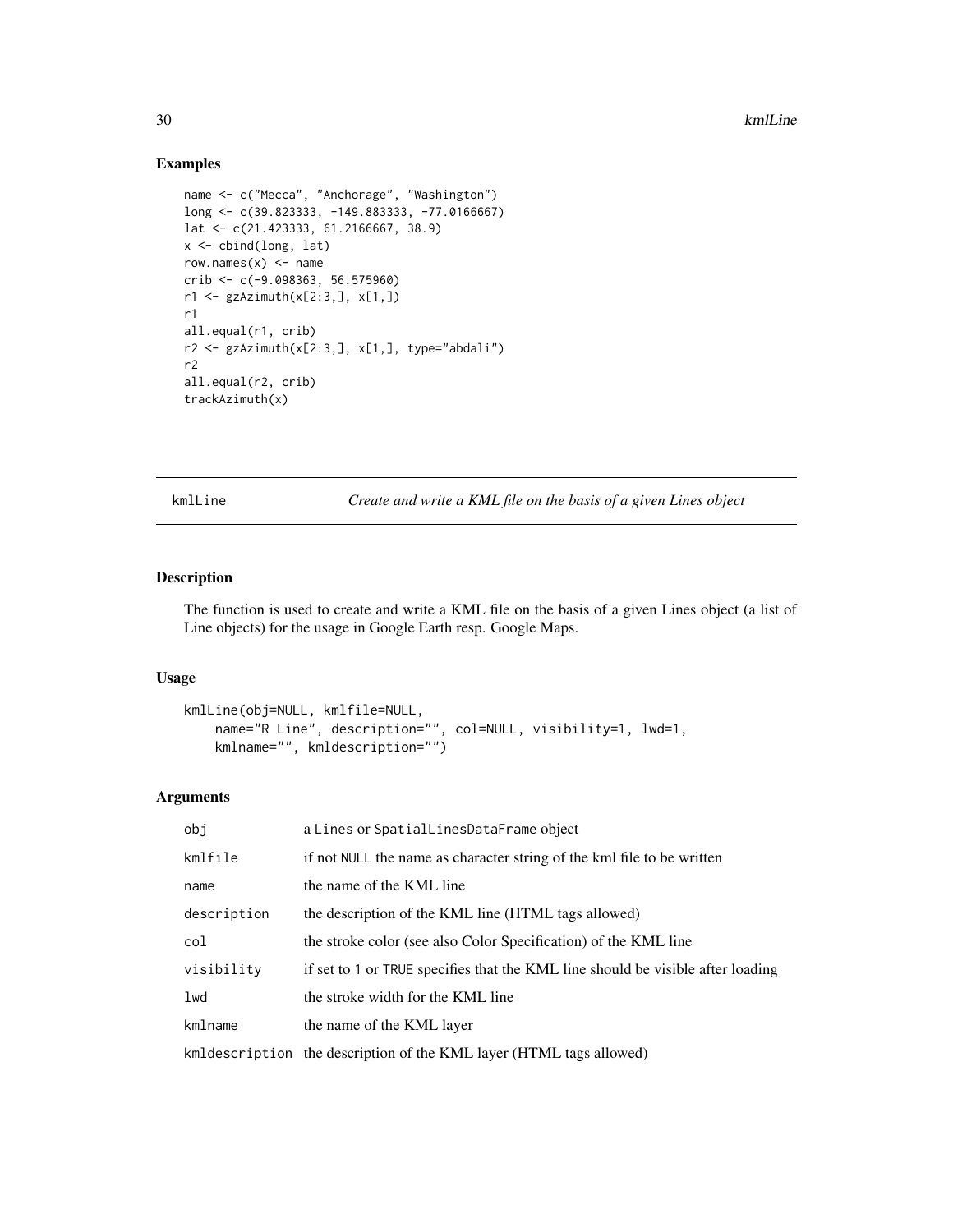## Examples

```
name <- c("Mecca", "Anchorage", "Washington")
long <- c(39.823333, -149.883333, -77.0166667)
lat <- c(21.423333, 61.2166667, 38.9)
x <- cbind(long, lat)
row.names(x) <- name
crib <- c(-9.098363, 56.575960)
r1 <- gzAzimuth(x[2:3,], x[1,])
r1
all.equal(r1, crib)
r2 <- gzAzimuth(x[2:3,], x[1,], type="abdali")
r2
all.equal(r2, crib)
trackAzimuth(x)
```

---

# kmlLine *Create and write a KML file on the basis of a given Lines object*

---

## Description

The function is used to create and write a KML file on the basis of a given Lines object (a list of Line objects) for the usage in Google Earth resp. Google Maps.

## Usage

```
kmlLine(obj=NULL, kmlfile=NULL,
    name="R Line", description="", col=NULL, visibility=1, lwd=1,
    kmlname="", kmldescription="")
```

## Arguments

| | |
|---|---|
| obj | a Lines or SpatialLinesDataFrame object |
| kmlfile | if not NULL the name as character string of the kml file to be written |
| name | the name of the KML line |
| description | the description of the KML line (HTML tags allowed) |
| col | the stroke color (see also Color Specification) of the KML line |
| visibility | if set to 1 or TRUE specifies that the KML line should be visible after loading |
| lwd | the stroke width for the KML line |
| kmlname | the name of the KML layer |
| kmldescription | the description of the KML layer (HTML tags allowed) |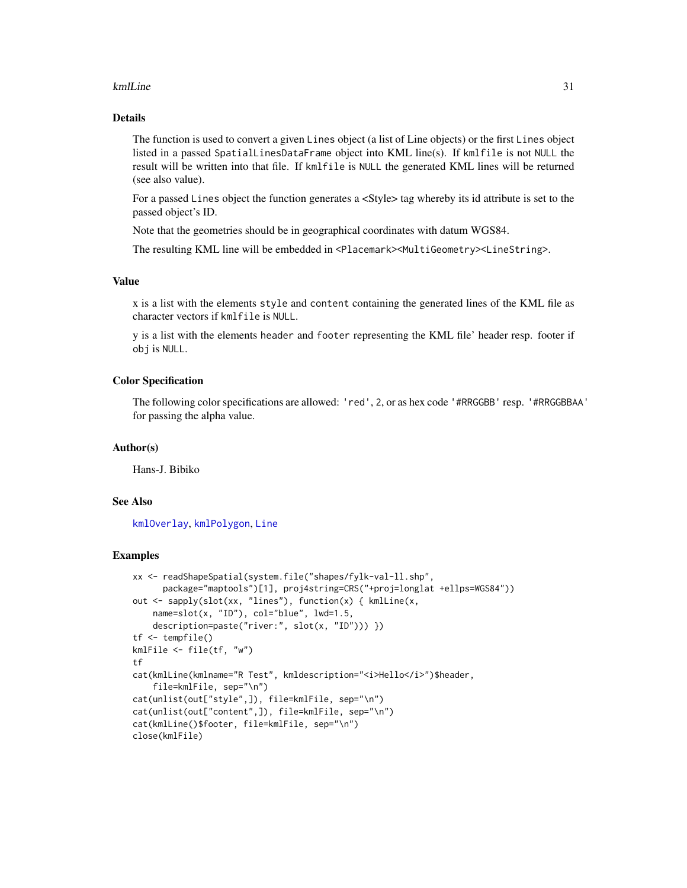## Details

The function is used to convert a given `Lines` object (a list of Line objects) or the first `Lines` object listed in a passed `SpatialLinesDataFrame` object into KML line(s). If `kmlfile` is not `NULL` the result will be written into that file. If `kmlfile` is `NULL` the generated KML lines will be returned (see also value).

For a passed `Lines` object the function generates a <Style> tag whereby its id attribute is set to the passed object's ID.

Note that the geometries should be in geographical coordinates with datum WGS84.

The resulting KML line will be embedded in `<Placemark><MultiGeometry><LineString>`.

## Value

x is a list with the elements `style` and `content` containing the generated lines of the KML file as character vectors if `kmlfile` is `NULL`.

y is a list with the elements `header` and `footer` representing the KML file' header resp. footer if `obj` is `NULL`.

## Color Specification

The following color specifications are allowed: `'red'`, `2`, or as hex code `'#RRGGBB'` resp. `'#RRGGBBAA'` for passing the alpha value.

## Author(s)

Hans-J. Bibiko

## See Also

`kmlOverlay`, `kmlPolygon`, `Line`

## Examples

```
xx <- readShapeSpatial(system.file("shapes/fylk-val-ll.shp",
      package="maptools")[1], proj4string=CRS("+proj=longlat +ellps=WGS84"))
out <- sapply(slot(xx, "lines"), function(x) { kmlLine(x,
    name=slot(x, "ID"), col="blue", lwd=1.5,
    description=paste("river:", slot(x, "ID"))) })
tf <- tempfile()
kmlFile <- file(tf, "w")
tf
cat(kmlLine(kmlname="R Test", kmldescription="<i>Hello</i>")$header,
    file=kmlFile, sep="\n")
cat(unlist(out["style",]), file=kmlFile, sep="\n")
cat(unlist(out["content",]), file=kmlFile, sep="\n")
cat(kmlLine()$footer, file=kmlFile, sep="\n")
close(kmlFile)
```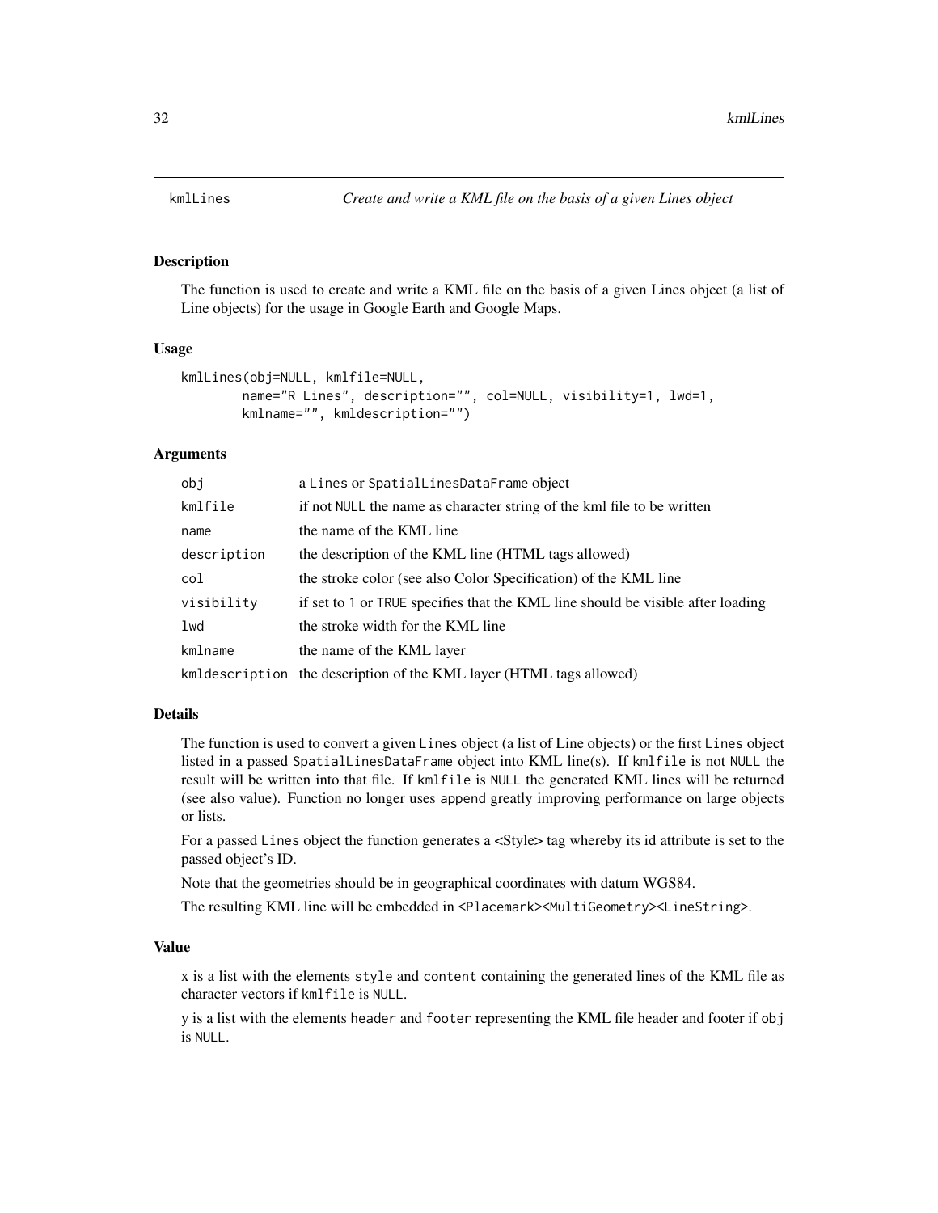## kmlLines — *Create and write a KML file on the basis of a given Lines object*

### Description

The function is used to create and write a KML file on the basis of a given Lines object (a list of Line objects) for the usage in Google Earth and Google Maps.

### Usage

```
kmlLines(obj=NULL, kmlfile=NULL,
        name="R Lines", description="", col=NULL, visibility=1, lwd=1,
        kmlname="", kmldescription="")
```

### Arguments

| | |
|---|---|
| `obj` | a `Lines` or `SpatialLinesDataFrame` object |
| `kmlfile` | if not `NULL` the name as character string of the kml file to be written |
| `name` | the name of the KML line |
| `description` | the description of the KML line (HTML tags allowed) |
| `col` | the stroke color (see also Color Specification) of the KML line |
| `visibility` | if set to `1` or `TRUE` specifies that the KML line should be visible after loading |
| `lwd` | the stroke width for the KML line |
| `kmlname` | the name of the KML layer |
| `kmldescription` | the description of the KML layer (HTML tags allowed) |

### Details

The function is used to convert a given `Lines` object (a list of Line objects) or the first `Lines` object listed in a passed `SpatialLinesDataFrame` object into KML line(s). If `kmlfile` is not `NULL` the result will be written into that file. If `kmlfile` is `NULL` the generated KML lines will be returned (see also value). Function no longer uses `append` greatly improving performance on large objects or lists.

For a passed `Lines` object the function generates a <Style> tag whereby its id attribute is set to the passed object's ID.

Note that the geometries should be in geographical coordinates with datum WGS84.

The resulting KML line will be embedded in `<Placemark><MultiGeometry><LineString>`.

### Value

x is a list with the elements `style` and `content` containing the generated lines of the KML file as character vectors if `kmlfile` is `NULL`.

y is a list with the elements `header` and `footer` representing the KML file header and footer if `obj` is `NULL`.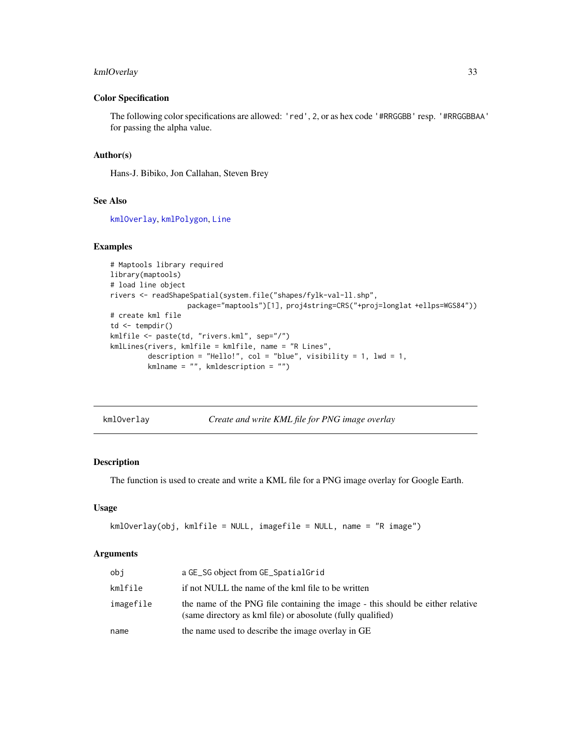### Color Specification

The following color specifications are allowed: `'red'`, `2`, or as hex code `'#RRGGBB'` resp. `'#RRGGBBAA'` for passing the alpha value.

### Author(s)

Hans-J. Bibiko, Jon Callahan, Steven Brey

### See Also

`kmlOverlay`, `kmlPolygon`, `Line`

### Examples

```
# Maptools library required
library(maptools)
# load line object
rivers <- readShapeSpatial(system.file("shapes/fylk-val-ll.shp",
                    package="maptools")[1], proj4string=CRS("+proj=longlat +ellps=WGS84"))
# create kml file
td <- tempdir()
kmlfile <- paste(td, "rivers.kml", sep="/")
kmlLines(rivers, kmlfile = kmlfile, name = "R Lines",
         description = "Hello!", col = "blue", visibility = 1, lwd = 1,
         kmlname = "", kmldescription = "")
```

---

## kmlOverlay — *Create and write KML file for PNG image overlay*

---

### Description

The function is used to create and write a KML file for a PNG image overlay for Google Earth.

### Usage

```
kmlOverlay(obj, kmlfile = NULL, imagefile = NULL, name = "R image")
```

### Arguments

| | |
|---|---|
| `obj` | a GE_SG object from `GE_SpatialGrid` |
| `kmlfile` | if not NULL the name of the kml file to be written |
| `imagefile` | the name of the PNG file containing the image - this should be either relative (same directory as kml file) or abosolute (fully qualified) |
| `name` | the name used to describe the image overlay in GE |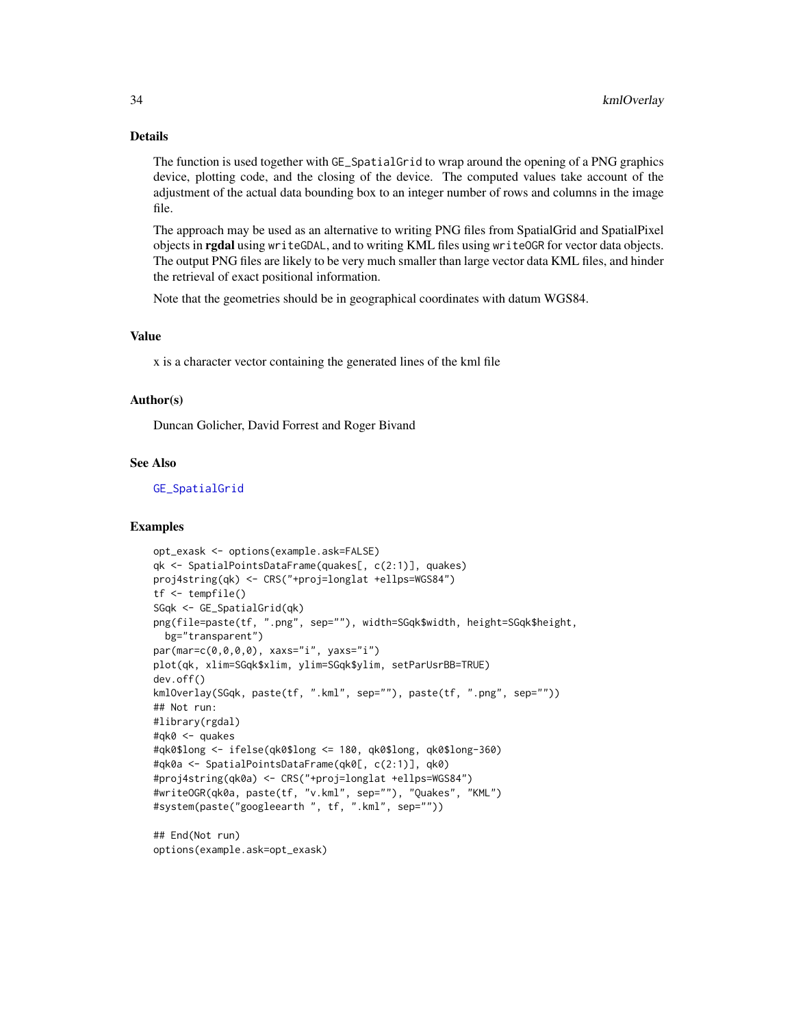## Details

The function is used together with `GE_SpatialGrid` to wrap around the opening of a PNG graphics device, plotting code, and the closing of the device. The computed values take account of the adjustment of the actual data bounding box to an integer number of rows and columns in the image file.

The approach may be used as an alternative to writing PNG files from SpatialGrid and SpatialPixel objects in **rgdal** using `writeGDAL`, and to writing KML files using `writeOGR` for vector data objects. The output PNG files are likely to be very much smaller than large vector data KML files, and hinder the retrieval of exact positional information.

Note that the geometries should be in geographical coordinates with datum WGS84.

## Value

x is a character vector containing the generated lines of the kml file

## Author(s)

Duncan Golicher, David Forrest and Roger Bivand

## See Also

GE_SpatialGrid

## Examples

```
opt_exask <- options(example.ask=FALSE)
qk <- SpatialPointsDataFrame(quakes[, c(2:1)], quakes)
proj4string(qk) <- CRS("+proj=longlat +ellps=WGS84")
tf <- tempfile()
SGqk <- GE_SpatialGrid(qk)
png(file=paste(tf, ".png", sep=""), width=SGqk$width, height=SGqk$height,
  bg="transparent")
par(mar=c(0,0,0,0), xaxs="i", yaxs="i")
plot(qk, xlim=SGqk$xlim, ylim=SGqk$ylim, setParUsrBB=TRUE)
dev.off()
kmlOverlay(SGqk, paste(tf, ".kml", sep=""), paste(tf, ".png", sep=""))
## Not run:
#library(rgdal)
#qk0 <- quakes
#qk0$long <- ifelse(qk0$long <= 180, qk0$long, qk0$long-360)
#qk0a <- SpatialPointsDataFrame(qk0[, c(2:1)], qk0)
#proj4string(qk0a) <- CRS("+proj=longlat +ellps=WGS84")
#writeOGR(qk0a, paste(tf, "v.kml", sep=""), "Quakes", "KML")
#system(paste("googleearth ", tf, ".kml", sep=""))

## End(Not run)
options(example.ask=opt_exask)
```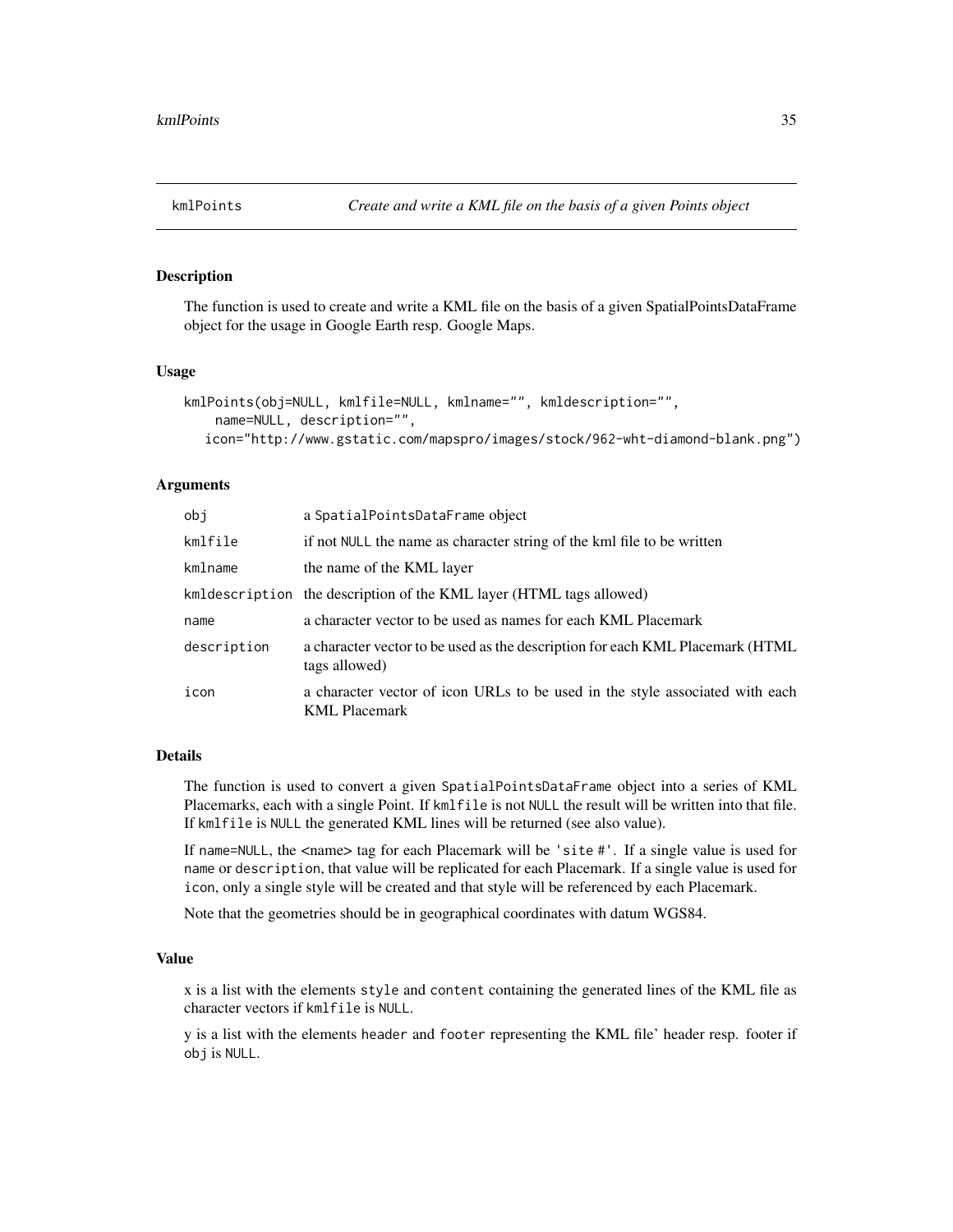# kmlPoints — *Create and write a KML file on the basis of a given Points object*

## Description

The function is used to create and write a KML file on the basis of a given SpatialPointsDataFrame object for the usage in Google Earth resp. Google Maps.

## Usage

```
kmlPoints(obj=NULL, kmlfile=NULL, kmlname="", kmldescription="",
    name=NULL, description="",
   icon="http://www.gstatic.com/mapspro/images/stock/962-wht-diamond-blank.png")
```

## Arguments

| | |
|---|---|
| `obj` | a `SpatialPointsDataFrame` object |
| `kmlfile` | if not `NULL` the name as character string of the kml file to be written |
| `kmlname` | the name of the KML layer |
| `kmldescription` | the description of the KML layer (HTML tags allowed) |
| `name` | a character vector to be used as names for each KML Placemark |
| `description` | a character vector to be used as the description for each KML Placemark (HTML tags allowed) |
| `icon` | a character vector of icon URLs to be used in the style associated with each KML Placemark |

## Details

The function is used to convert a given `SpatialPointsDataFrame` object into a series of KML Placemarks, each with a single Point. If `kmlfile` is not `NULL` the result will be written into that file. If `kmlfile` is `NULL` the generated KML lines will be returned (see also value).

If `name=NULL`, the <name> tag for each Placemark will be `'site #'`. If a single value is used for `name` or `description`, that value will be replicated for each Placemark. If a single value is used for `icon`, only a single style will be created and that style will be referenced by each Placemark.

Note that the geometries should be in geographical coordinates with datum WGS84.

## Value

x is a list with the elements `style` and `content` containing the generated lines of the KML file as character vectors if `kmlfile` is `NULL`.

y is a list with the elements `header` and `footer` representing the KML file' header resp. footer if `obj` is `NULL`.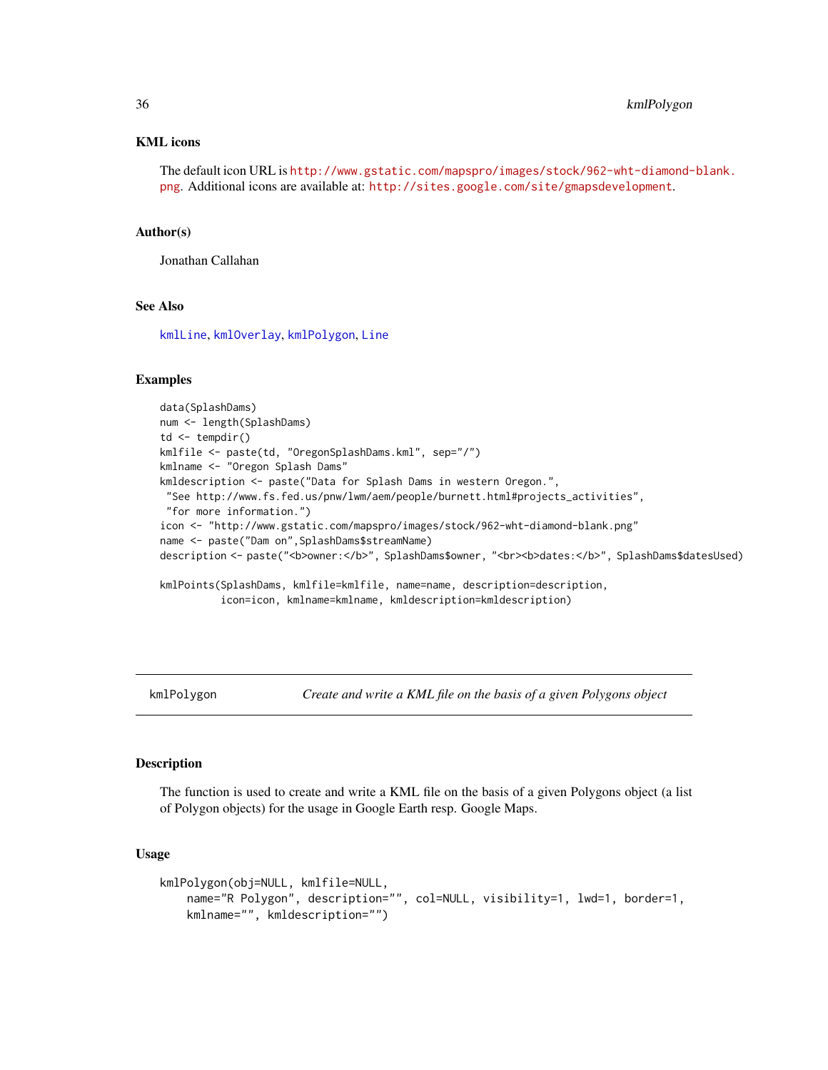### KML icons

The default icon URL is http://www.gstatic.com/mapspro/images/stock/962-wht-diamond-blank.png. Additional icons are available at: http://sites.google.com/site/gmapsdevelopment.

### Author(s)

Jonathan Callahan

### See Also

kmlLine, kmlOverlay, kmlPolygon, Line

### Examples

```
data(SplashDams)
num <- length(SplashDams)
td <- tempdir()
kmlfile <- paste(td, "OregonSplashDams.kml", sep="/")
kmlname <- "Oregon Splash Dams"
kmldescription <- paste("Data for Splash Dams in western Oregon.",
 "See http://www.fs.fed.us/pnw/lwm/aem/people/burnett.html#projects_activities",
 "for more information.")
icon <- "http://www.gstatic.com/mapspro/images/stock/962-wht-diamond-blank.png"
name <- paste("Dam on",SplashDams$streamName)
description <- paste("<b>owner:</b>", SplashDams$owner, "<br><b>dates:</b>", SplashDams$datesUsed)

kmlPoints(SplashDams, kmlfile=kmlfile, name=name, description=description,
          icon=icon, kmlname=kmlname, kmldescription=kmldescription)
```

---

## kmlPolygon — *Create and write a KML file on the basis of a given Polygons object*

### Description

The function is used to create and write a KML file on the basis of a given Polygons object (a list of Polygon objects) for the usage in Google Earth resp. Google Maps.

### Usage

```
kmlPolygon(obj=NULL, kmlfile=NULL,
    name="R Polygon", description="", col=NULL, visibility=1, lwd=1, border=1,
    kmlname="", kmldescription="")
```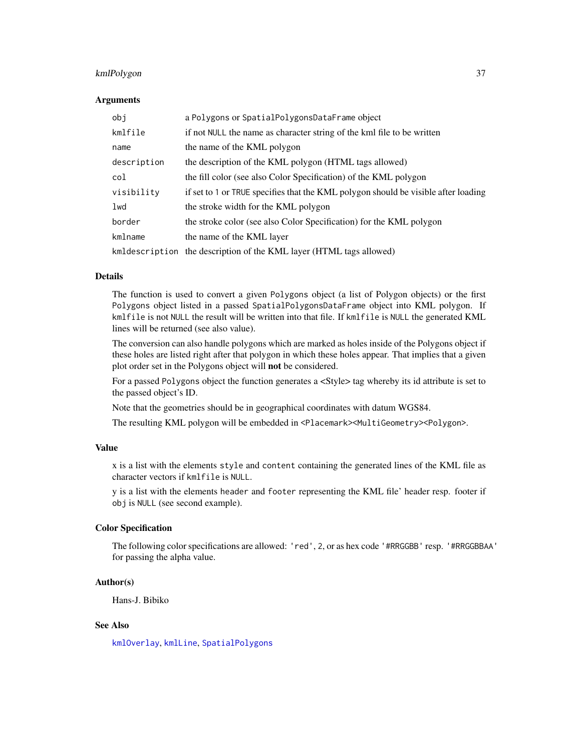### Arguments

| | |
|---|---|
| `obj` | a `Polygons` or `SpatialPolygonsDataFrame` object |
| `kmlfile` | if not `NULL` the name as character string of the kml file to be written |
| `name` | the name of the KML polygon |
| `description` | the description of the KML polygon (HTML tags allowed) |
| `col` | the fill color (see also Color Specification) of the KML polygon |
| `visibility` | if set to `1` or `TRUE` specifies that the KML polygon should be visible after loading |
| `lwd` | the stroke width for the KML polygon |
| `border` | the stroke color (see also Color Specification) for the KML polygon |
| `kmlname` | the name of the KML layer |
| `kmldescription` | the description of the KML layer (HTML tags allowed) |

### Details

The function is used to convert a given `Polygons` object (a list of Polygon objects) or the first `Polygons` object listed in a passed `SpatialPolygonsDataFrame` object into KML polygon. If `kmlfile` is not `NULL` the result will be written into that file. If `kmlfile` is `NULL` the generated KML lines will be returned (see also value).

The conversion can also handle polygons which are marked as holes inside of the Polygons object if these holes are listed right after that polygon in which these holes appear. That implies that a given plot order set in the Polygons object will **not** be considered.

For a passed `Polygons` object the function generates a <Style> tag whereby its id attribute is set to the passed object's ID.

Note that the geometries should be in geographical coordinates with datum WGS84.

The resulting KML polygon will be embedded in `<Placemark><MultiGeometry><Polygon>`.

### Value

x is a list with the elements `style` and `content` containing the generated lines of the KML file as character vectors if `kmlfile` is `NULL`.

y is a list with the elements `header` and `footer` representing the KML file' header resp. footer if `obj` is `NULL` (see second example).

### Color Specification

The following color specifications are allowed: `'red'`, `2`, or as hex code `'#RRGGBB'` resp. `'#RRGGBBAA'` for passing the alpha value.

### Author(s)

Hans-J. Bibiko

### See Also

`kmlOverlay`, `kmlLine`, `SpatialPolygons`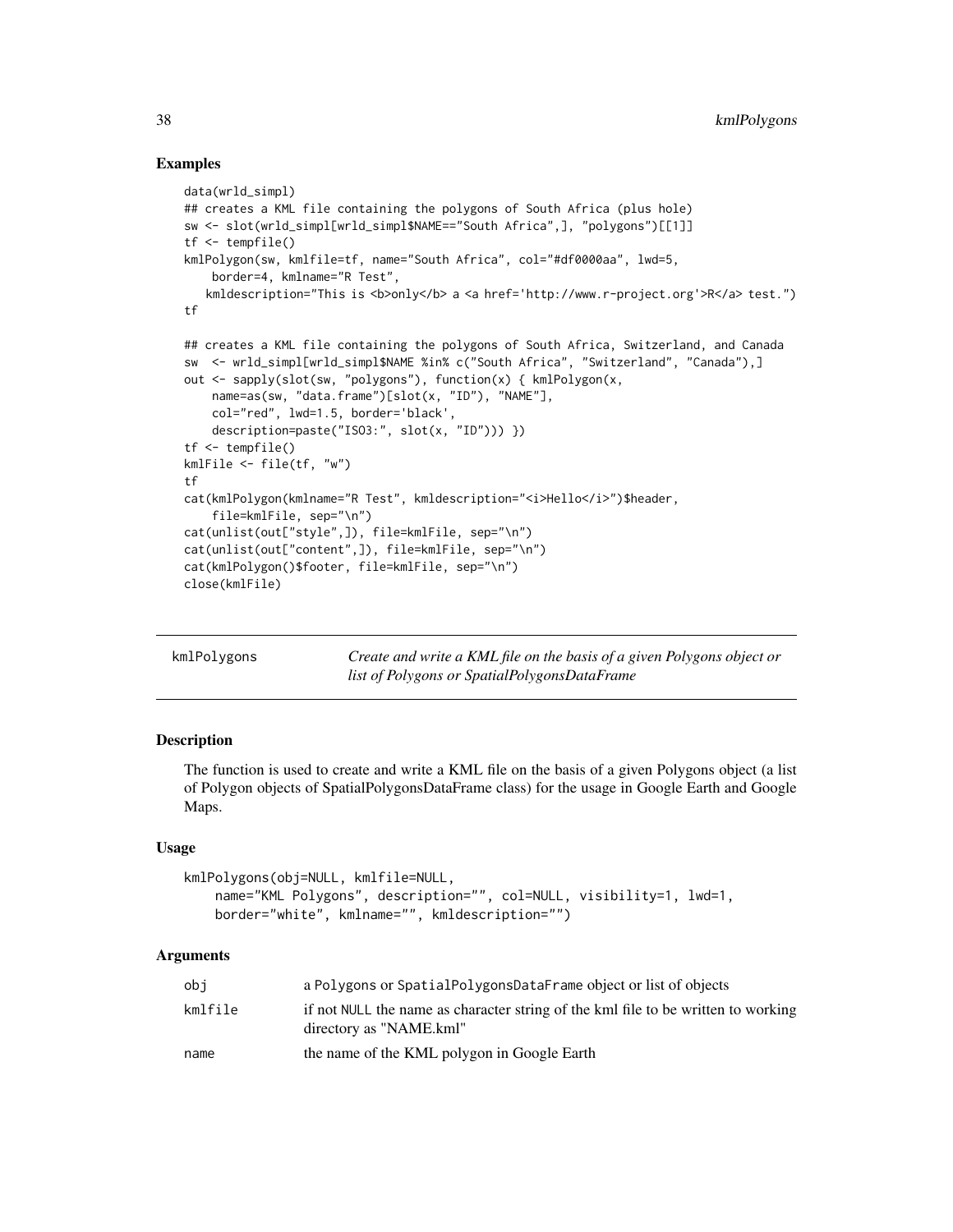## Examples

```
data(wrld_simpl)
## creates a KML file containing the polygons of South Africa (plus hole)
sw <- slot(wrld_simpl[wrld_simpl$NAME=="South Africa",], "polygons")[[1]]
tf <- tempfile()
kmlPolygon(sw, kmlfile=tf, name="South Africa", col="#df0000aa", lwd=5,
    border=4, kmlname="R Test",
   kmldescription="This is <b>only</b> a <a href='http://www.r-project.org'>R</a> test.")
tf

## creates a KML file containing the polygons of South Africa, Switzerland, and Canada
sw  <- wrld_simpl[wrld_simpl$NAME %in% c("South Africa", "Switzerland", "Canada"),]
out <- sapply(slot(sw, "polygons"), function(x) { kmlPolygon(x,
    name=as(sw, "data.frame")[slot(x, "ID"), "NAME"],
    col="red", lwd=1.5, border='black',
    description=paste("ISO3:", slot(x, "ID"))) })
tf <- tempfile()
kmlFile <- file(tf, "w")
tf
cat(kmlPolygon(kmlname="R Test", kmldescription="<i>Hello</i>")$header,
    file=kmlFile, sep="\n")
cat(unlist(out["style",]), file=kmlFile, sep="\n")
cat(unlist(out["content",]), file=kmlFile, sep="\n")
cat(kmlPolygon()$footer, file=kmlFile, sep="\n")
close(kmlFile)
```

---

# kmlPolygons

*Create and write a KML file on the basis of a given Polygons object or list of Polygons or SpatialPolygonsDataFrame*

---

## Description

The function is used to create and write a KML file on the basis of a given Polygons object (a list of Polygon objects of SpatialPolygonsDataFrame class) for the usage in Google Earth and Google Maps.

## Usage

```
kmlPolygons(obj=NULL, kmlfile=NULL,
    name="KML Polygons", description="", col=NULL, visibility=1, lwd=1,
    border="white", kmlname="", kmldescription="")
```

## Arguments

| | |
|---|---|
| obj | a Polygons or SpatialPolygonsDataFrame object or list of objects |
| kmlfile | if not NULL the name as character string of the kml file to be written to working directory as "NAME.kml" |
| name | the name of the KML polygon in Google Earth |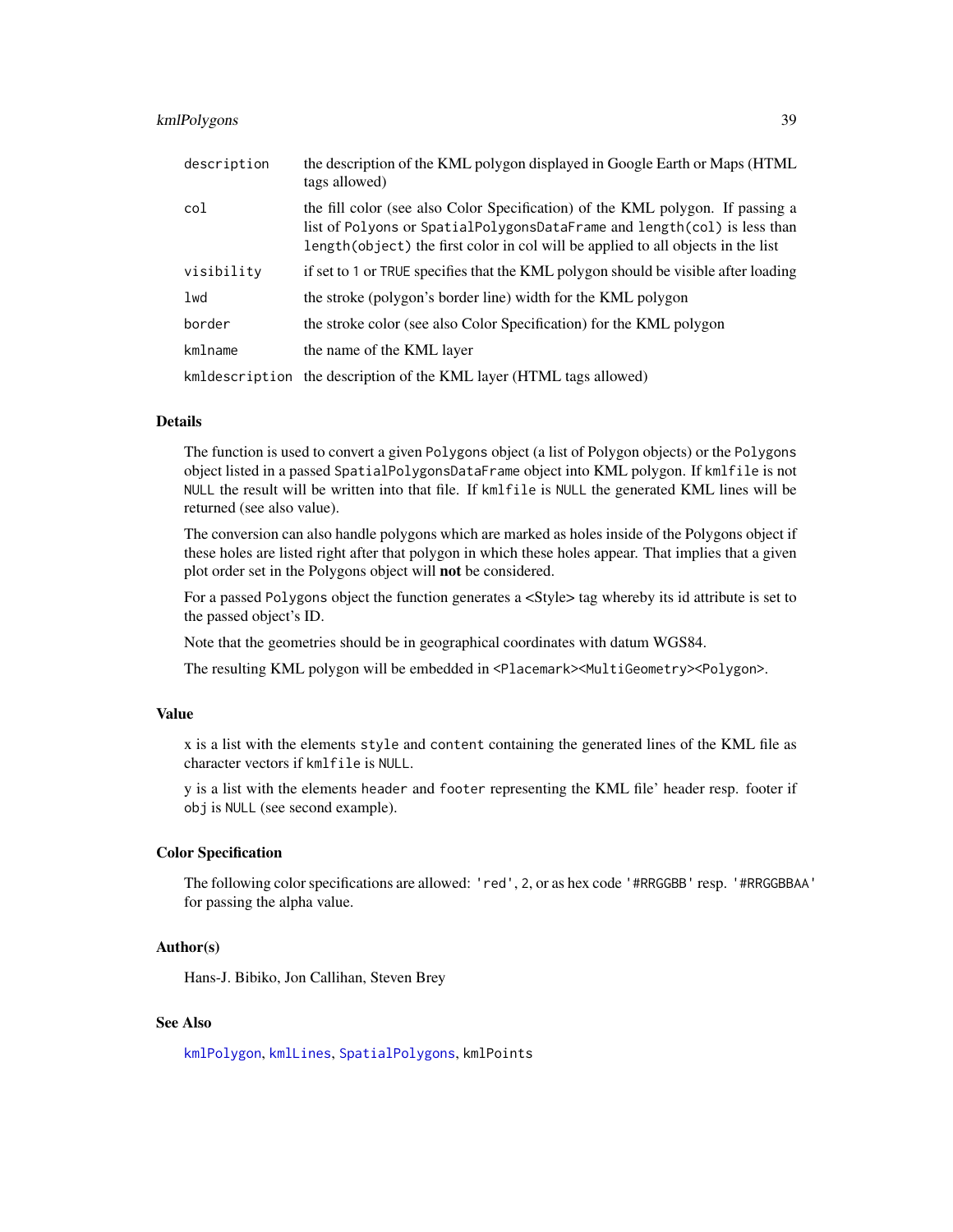| | |
|---|---|
| `description` | the description of the KML polygon displayed in Google Earth or Maps (HTML tags allowed) |
| `col` | the fill color (see also Color Specification) of the KML polygon. If passing a list of `Polyons` or `SpatialPolygonsDataFrame` and `length(col)` is less than `length(object)` the first color in col will be applied to all objects in the list |
| `visibility` | if set to `1` or `TRUE` specifies that the KML polygon should be visible after loading |
| `lwd` | the stroke (polygon's border line) width for the KML polygon |
| `border` | the stroke color (see also Color Specification) for the KML polygon |
| `kmlname` | the name of the KML layer |
| `kmldescription` | the description of the KML layer (HTML tags allowed) |

## Details

The function is used to convert a given `Polygons` object (a list of Polygon objects) or the `Polygons` object listed in a passed `SpatialPolygonsDataFrame` object into KML polygon. If `kmlfile` is not `NULL` the result will be written into that file. If `kmlfile` is `NULL` the generated KML lines will be returned (see also value).

The conversion can also handle polygons which are marked as holes inside of the Polygons object if these holes are listed right after that polygon in which these holes appear. That implies that a given plot order set in the Polygons object will **not** be considered.

For a passed `Polygons` object the function generates a <Style> tag whereby its id attribute is set to the passed object's ID.

Note that the geometries should be in geographical coordinates with datum WGS84.

The resulting KML polygon will be embedded in `<Placemark><MultiGeometry><Polygon>`.

## Value

x is a list with the elements `style` and `content` containing the generated lines of the KML file as character vectors if `kmlfile` is `NULL`.

y is a list with the elements `header` and `footer` representing the KML file' header resp. footer if `obj` is `NULL` (see second example).

## Color Specification

The following color specifications are allowed: `'red'`, `2`, or as hex code `'#RRGGBB'` resp. `'#RRGGBBAA'` for passing the alpha value.

## Author(s)

Hans-J. Bibiko, Jon Callihan, Steven Brey

## See Also

`kmlPolygon`, `kmlLines`, `SpatialPolygons`, `kmlPoints`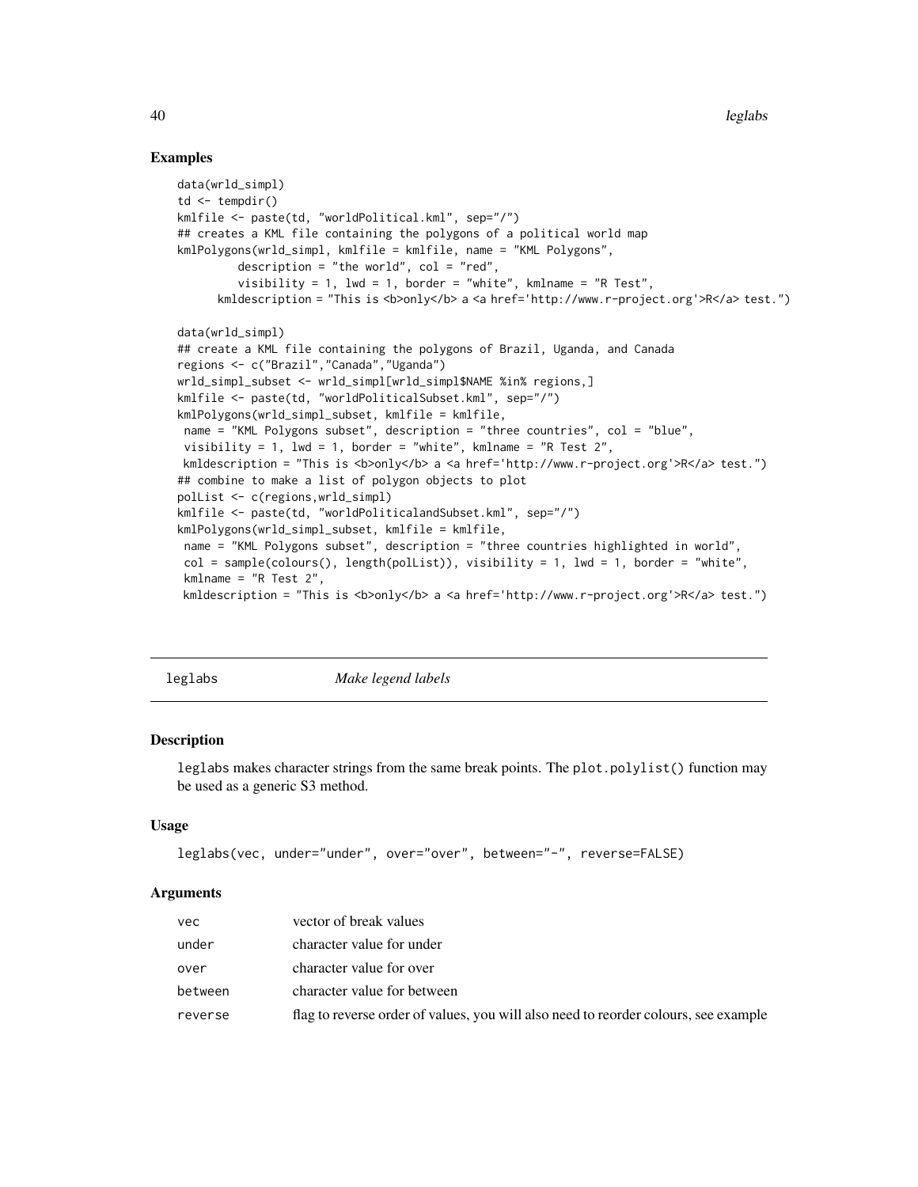### Examples

```
data(wrld_simpl)
td <- tempdir()
kmlfile <- paste(td, "worldPolitical.kml", sep="/")
## creates a KML file containing the polygons of a political world map
kmlPolygons(wrld_simpl, kmlfile = kmlfile, name = "KML Polygons",
         description = "the world", col = "red",
         visibility = 1, lwd = 1, border = "white", kmlname = "R Test",
      kmldescription = "This is <b>only</b> a <a href='http://www.r-project.org'>R</a> test.")

data(wrld_simpl)
## create a KML file containing the polygons of Brazil, Uganda, and Canada
regions <- c("Brazil","Canada","Uganda")
wrld_simpl_subset <- wrld_simpl[wrld_simpl$NAME %in% regions,]
kmlfile <- paste(td, "worldPoliticalSubset.kml", sep="/")
kmlPolygons(wrld_simpl_subset, kmlfile = kmlfile,
 name = "KML Polygons subset", description = "three countries", col = "blue",
 visibility = 1, lwd = 1, border = "white", kmlname = "R Test 2",
 kmldescription = "This is <b>only</b> a <a href='http://www.r-project.org'>R</a> test.")
## combine to make a list of polygon objects to plot
polList <- c(regions,wrld_simpl)
kmlfile <- paste(td, "worldPoliticalandSubset.kml", sep="/")
kmlPolygons(wrld_simpl_subset, kmlfile = kmlfile,
 name = "KML Polygons subset", description = "three countries highlighted in world",
 col = sample(colours(), length(polList)), visibility = 1, lwd = 1, border = "white",
 kmlname = "R Test 2",
 kmldescription = "This is <b>only</b> a <a href='http://www.r-project.org'>R</a> test.")
```

---

## leglabs — *Make legend labels*

### Description

`leglabs` makes character strings from the same break points. The `plot.polylist()` function may be used as a generic S3 method.

### Usage

```
leglabs(vec, under="under", over="over", between="-", reverse=FALSE)
```

### Arguments

| | |
|---|---|
| `vec` | vector of break values |
| `under` | character value for under |
| `over` | character value for over |
| `between` | character value for between |
| `reverse` | flag to reverse order of values, you will also need to reorder colours, see example |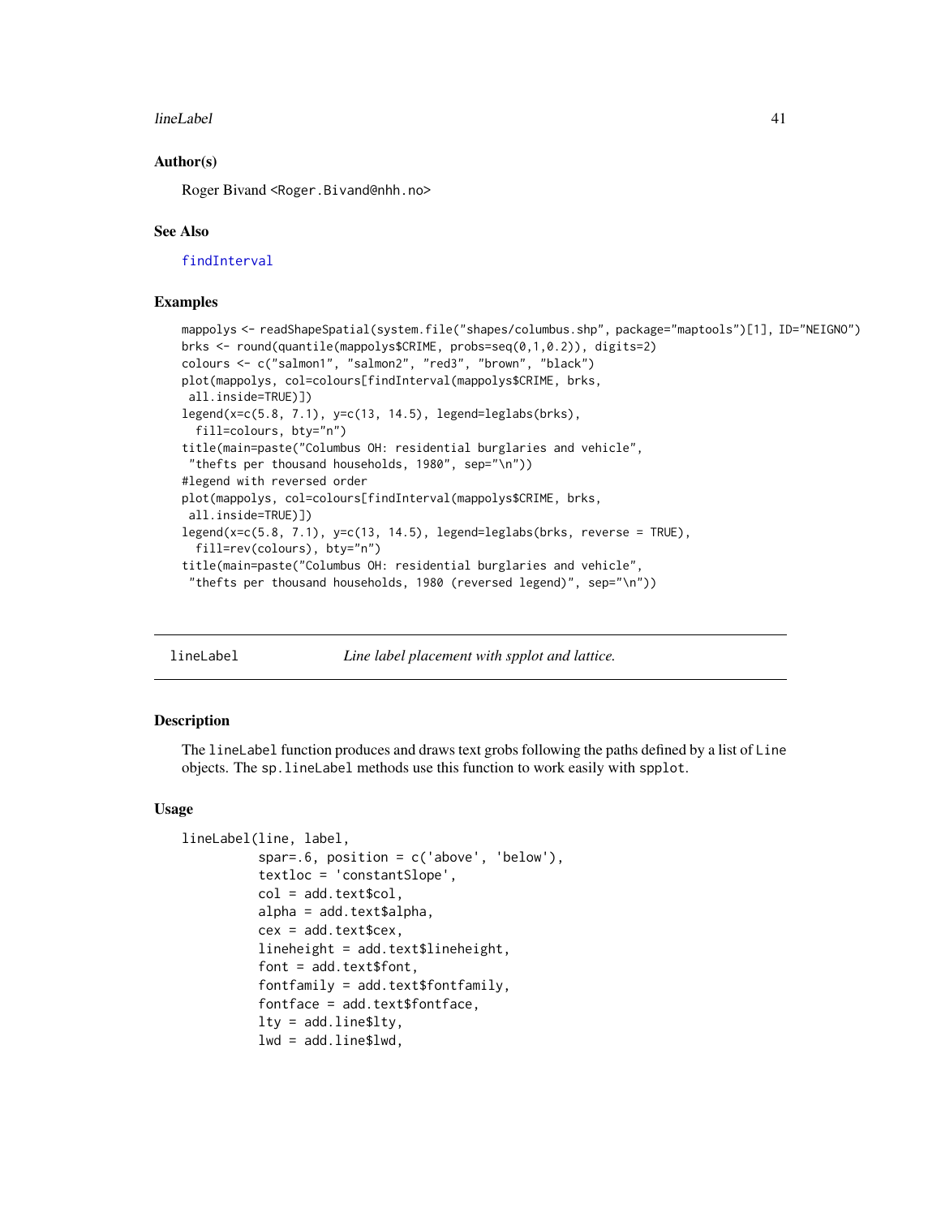### Author(s)

Roger Bivand <Roger.Bivand@nhh.no>

### See Also

findInterval

### Examples

```
mappolys <- readShapeSpatial(system.file("shapes/columbus.shp", package="maptools")[1], ID="NEIGNO")
brks <- round(quantile(mappolys$CRIME, probs=seq(0,1,0.2)), digits=2)
colours <- c("salmon1", "salmon2", "red3", "brown", "black")
plot(mappolys, col=colours[findInterval(mappolys$CRIME, brks,
 all.inside=TRUE)])
legend(x=c(5.8, 7.1), y=c(13, 14.5), legend=leglabs(brks),
  fill=colours, bty="n")
title(main=paste("Columbus OH: residential burglaries and vehicle",
 "thefts per thousand households, 1980", sep="\n"))
#legend with reversed order
plot(mappolys, col=colours[findInterval(mappolys$CRIME, brks,
 all.inside=TRUE)])
legend(x=c(5.8, 7.1), y=c(13, 14.5), legend=leglabs(brks, reverse = TRUE),
  fill=rev(colours), bty="n")
title(main=paste("Columbus OH: residential burglaries and vehicle",
 "thefts per thousand households, 1980 (reversed legend)", sep="\n"))
```

---

## lineLabel — *Line label placement with spplot and lattice.*

### Description

The `lineLabel` function produces and draws text grobs following the paths defined by a list of `Line` objects. The `sp.lineLabel` methods use this function to work easily with `spplot`.

### Usage

```
lineLabel(line, label,
          spar=.6, position = c('above', 'below'),
          textloc = 'constantSlope',
          col = add.text$col,
          alpha = add.text$alpha,
          cex = add.text$cex,
          lineheight = add.text$lineheight,
          font = add.text$font,
          fontfamily = add.text$fontfamily,
          fontface = add.text$fontface,
          lty = add.line$lty,
          lwd = add.line$lwd,
```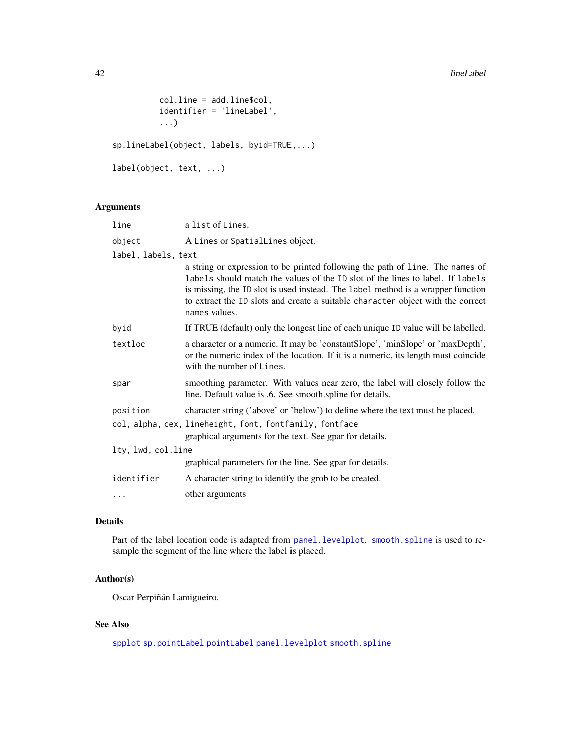```
          col.line = add.line$col,
          identifier = 'lineLabel',
          ...)

sp.lineLabel(object, labels, byid=TRUE,...)

label(object, text, ...)
```

## Arguments

| | |
|---|---|
| `line` | a list of Lines. |
| `object` | A Lines or SpatialLines object. |
| `label, labels, text` | a string or expression to be printed following the path of `line`. The names of `labels` should match the values of the `ID` slot of the lines to label. If `labels` is missing, the `ID` slot is used instead. The `label` method is a wrapper function to extract the `ID` slots and create a suitable `character` object with the correct `names` values. |
| `byid` | If TRUE (default) only the longest line of each unique `ID` value will be labelled. |
| `textloc` | a character or a numeric. It may be 'constantSlope', 'minSlope' or 'maxDepth', or the numeric index of the location. If it is a numeric, its length must coincide with the number of `Lines`. |
| `spar` | smoothing parameter. With values near zero, the label will closely follow the line. Default value is .6. See smooth.spline for details. |
| `position` | character string ('above' or 'below') to define where the text must be placed. |
| `col, alpha, cex, lineheight, font, fontfamily, fontface` | graphical arguments for the text. See gpar for details. |
| `lty, lwd, col.line` | graphical parameters for the line. See gpar for details. |
| `identifier` | A character string to identify the grob to be created. |
| `...` | other arguments |

## Details

Part of the label location code is adapted from `panel.levelplot`. `smooth.spline` is used to resample the segment of the line where the label is placed.

## Author(s)

Oscar Perpiñán Lamigueiro.

## See Also

`spplot` `sp.pointLabel` `pointLabel` `panel.levelplot` `smooth.spline`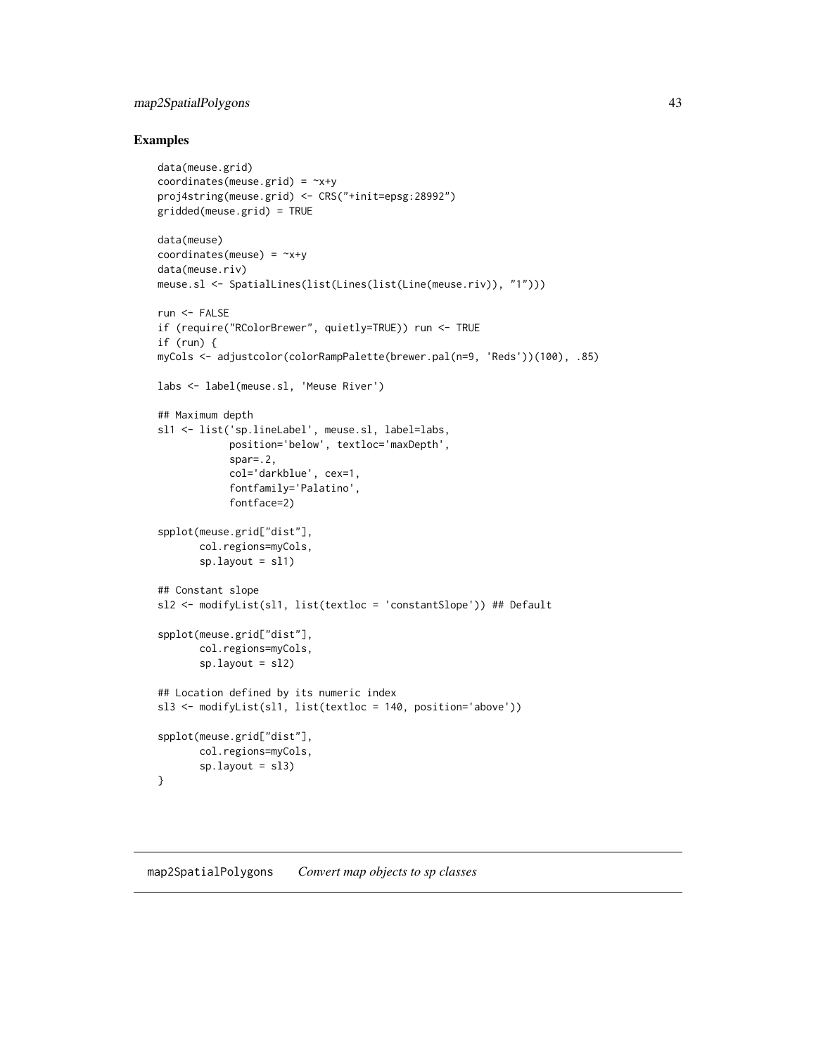### Examples

```
data(meuse.grid)
coordinates(meuse.grid) = ~x+y
proj4string(meuse.grid) <- CRS("+init=epsg:28992")
gridded(meuse.grid) = TRUE

data(meuse)
coordinates(meuse) = ~x+y
data(meuse.riv)
meuse.sl <- SpatialLines(list(Lines(list(Line(meuse.riv)), "1")))

run <- FALSE
if (require("RColorBrewer", quietly=TRUE)) run <- TRUE
if (run) {
myCols <- adjustcolor(colorRampPalette(brewer.pal(n=9, 'Reds'))(100), .85)

labs <- label(meuse.sl, 'Meuse River')

## Maximum depth
sl1 <- list('sp.lineLabel', meuse.sl, label=labs,
            position='below', textloc='maxDepth',
            spar=.2,
            col='darkblue', cex=1,
            fontfamily='Palatino',
            fontface=2)

spplot(meuse.grid["dist"],
       col.regions=myCols,
       sp.layout = sl1)

## Constant slope
sl2 <- modifyList(sl1, list(textloc = 'constantSlope')) ## Default

spplot(meuse.grid["dist"],
       col.regions=myCols,
       sp.layout = sl2)

## Location defined by its numeric index
sl3 <- modifyList(sl1, list(textloc = 140, position='above'))

spplot(meuse.grid["dist"],
       col.regions=myCols,
       sp.layout = sl3)
}
```

## map2SpatialPolygons *Convert map objects to sp classes*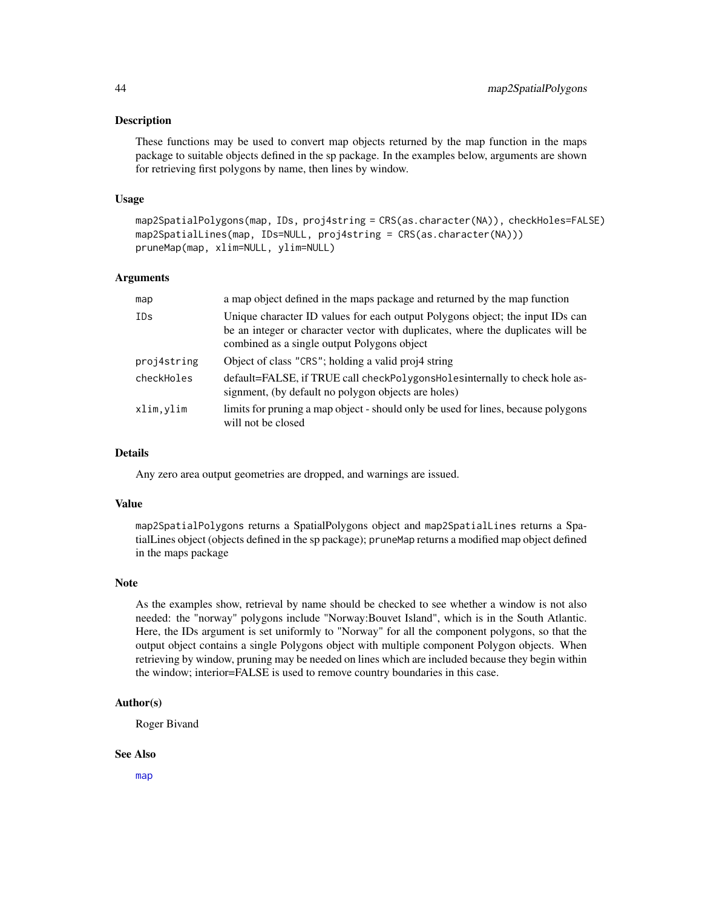## Description

These functions may be used to convert map objects returned by the map function in the maps package to suitable objects defined in the sp package. In the examples below, arguments are shown for retrieving first polygons by name, then lines by window.

## Usage

```
map2SpatialPolygons(map, IDs, proj4string = CRS(as.character(NA)), checkHoles=FALSE)
map2SpatialLines(map, IDs=NULL, proj4string = CRS(as.character(NA)))
pruneMap(map, xlim=NULL, ylim=NULL)
```

## Arguments

| | |
|---|---|
| `map` | a map object defined in the maps package and returned by the map function |
| `IDs` | Unique character ID values for each output Polygons object; the input IDs can be an integer or character vector with duplicates, where the duplicates will be combined as a single output Polygons object |
| `proj4string` | Object of class `"CRS"`; holding a valid proj4 string |
| `checkHoles` | default=FALSE, if TRUE call `checkPolygonsHoles`internally to check hole assignment, (by default no polygon objects are holes) |
| `xlim,ylim` | limits for pruning a map object - should only be used for lines, because polygons will not be closed |

## Details

Any zero area output geometries are dropped, and warnings are issued.

## Value

`map2SpatialPolygons` returns a SpatialPolygons object and `map2SpatialLines` returns a SpatialLines object (objects defined in the sp package); `pruneMap` returns a modified map object defined in the maps package

## Note

As the examples show, retrieval by name should be checked to see whether a window is not also needed: the "norway" polygons include "Norway:Bouvet Island", which is in the South Atlantic. Here, the IDs argument is set uniformly to "Norway" for all the component polygons, so that the output object contains a single Polygons object with multiple component Polygon objects. When retrieving by window, pruning may be needed on lines which are included because they begin within the window; interior=FALSE is used to remove country boundaries in this case.

## Author(s)

Roger Bivand

## See Also

`map`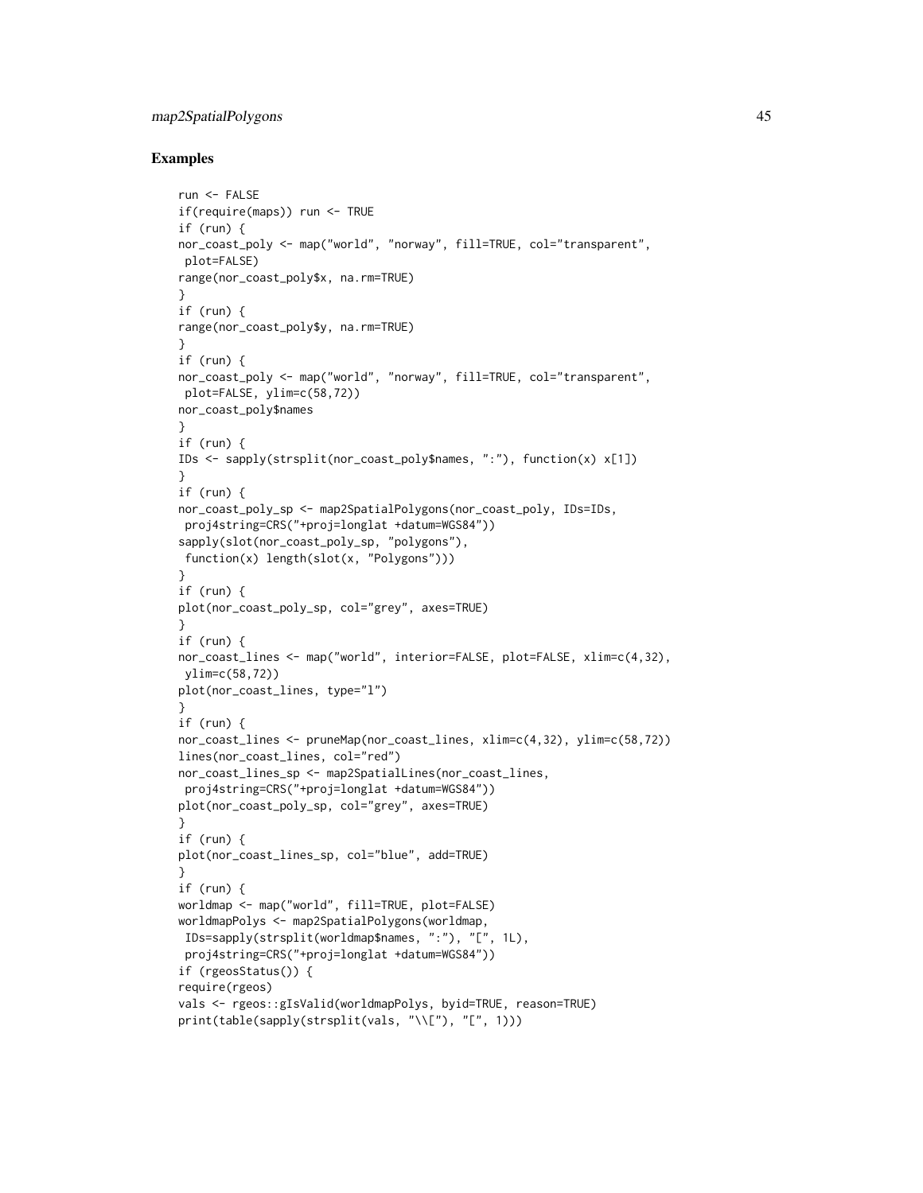## Examples

```
run <- FALSE
if(require(maps)) run <- TRUE
if (run) {
nor_coast_poly <- map("world", "norway", fill=TRUE, col="transparent",
 plot=FALSE)
range(nor_coast_poly$x, na.rm=TRUE)
}
if (run) {
range(nor_coast_poly$y, na.rm=TRUE)
}
if (run) {
nor_coast_poly <- map("world", "norway", fill=TRUE, col="transparent",
 plot=FALSE, ylim=c(58,72))
nor_coast_poly$names
}
if (run) {
IDs <- sapply(strsplit(nor_coast_poly$names, ":"), function(x) x[1])
}
if (run) {
nor_coast_poly_sp <- map2SpatialPolygons(nor_coast_poly, IDs=IDs,
 proj4string=CRS("+proj=longlat +datum=WGS84"))
sapply(slot(nor_coast_poly_sp, "polygons"),
 function(x) length(slot(x, "Polygons")))
}
if (run) {
plot(nor_coast_poly_sp, col="grey", axes=TRUE)
}
if (run) {
nor_coast_lines <- map("world", interior=FALSE, plot=FALSE, xlim=c(4,32),
 ylim=c(58,72))
plot(nor_coast_lines, type="l")
}
if (run) {
nor_coast_lines <- pruneMap(nor_coast_lines, xlim=c(4,32), ylim=c(58,72))
lines(nor_coast_lines, col="red")
nor_coast_lines_sp <- map2SpatialLines(nor_coast_lines,
 proj4string=CRS("+proj=longlat +datum=WGS84"))
plot(nor_coast_poly_sp, col="grey", axes=TRUE)
}
if (run) {
plot(nor_coast_lines_sp, col="blue", add=TRUE)
}
if (run) {
worldmap <- map("world", fill=TRUE, plot=FALSE)
worldmapPolys <- map2SpatialPolygons(worldmap,
 IDs=sapply(strsplit(worldmap$names, ":"), "[", 1L),
 proj4string=CRS("+proj=longlat +datum=WGS84"))
if (rgeosStatus()) {
require(rgeos)
vals <- rgeos::gIsValid(worldmapPolys, byid=TRUE, reason=TRUE)
print(table(sapply(strsplit(vals, "\\["), "[", 1)))
```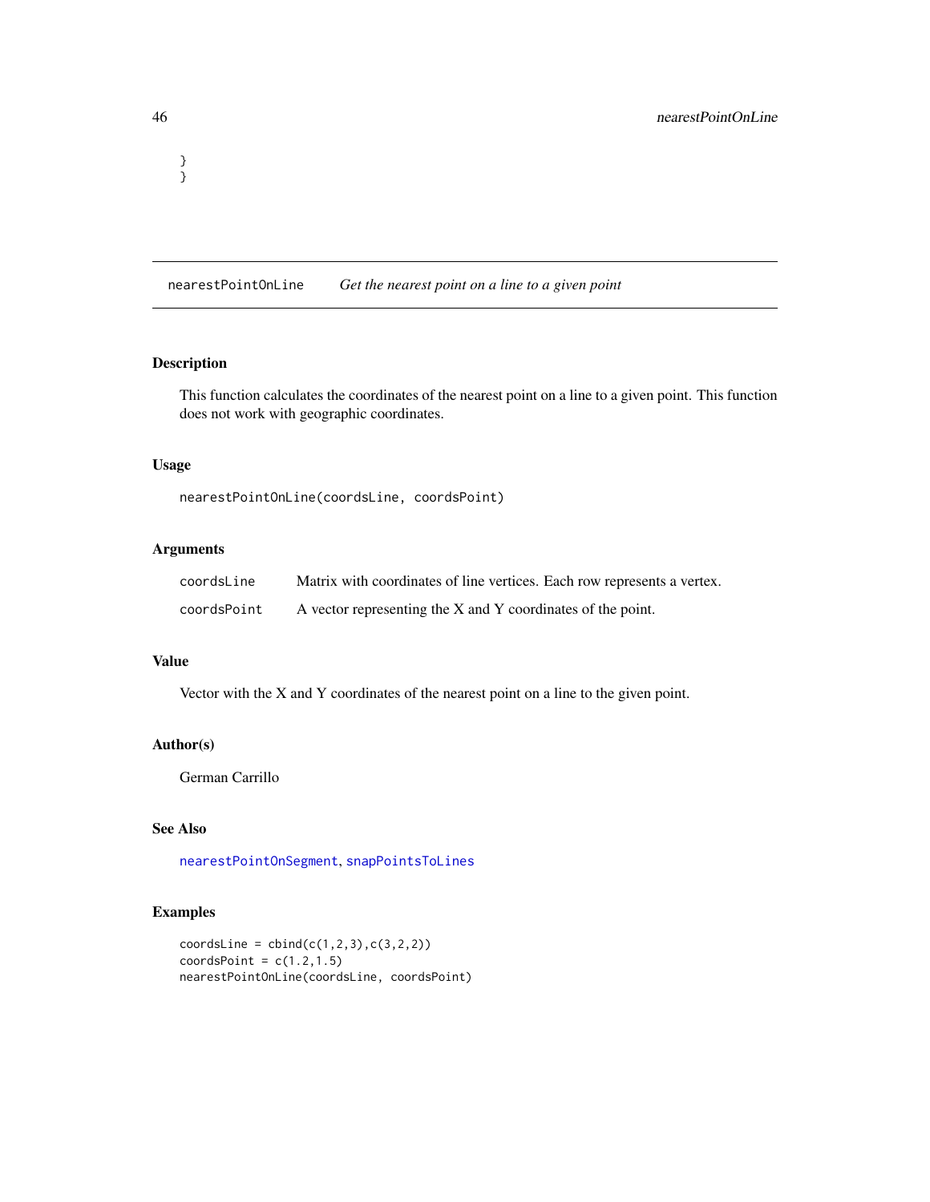```
}
}
```

## nearestPointOnLine *Get the nearest point on a line to a given point*

### Description

This function calculates the coordinates of the nearest point on a line to a given point. This function does not work with geographic coordinates.

### Usage

```
nearestPointOnLine(coordsLine, coordsPoint)
```

### Arguments

| | |
|---|---|
| coordsLine | Matrix with coordinates of line vertices. Each row represents a vertex. |
| coordsPoint | A vector representing the X and Y coordinates of the point. |

### Value

Vector with the X and Y coordinates of the nearest point on a line to the given point.

### Author(s)

German Carrillo

### See Also

nearestPointOnSegment, snapPointsToLines

### Examples

```
coordsLine = cbind(c(1,2,3),c(3,2,2))
coordsPoint = c(1.2,1.5)
nearestPointOnLine(coordsLine, coordsPoint)
```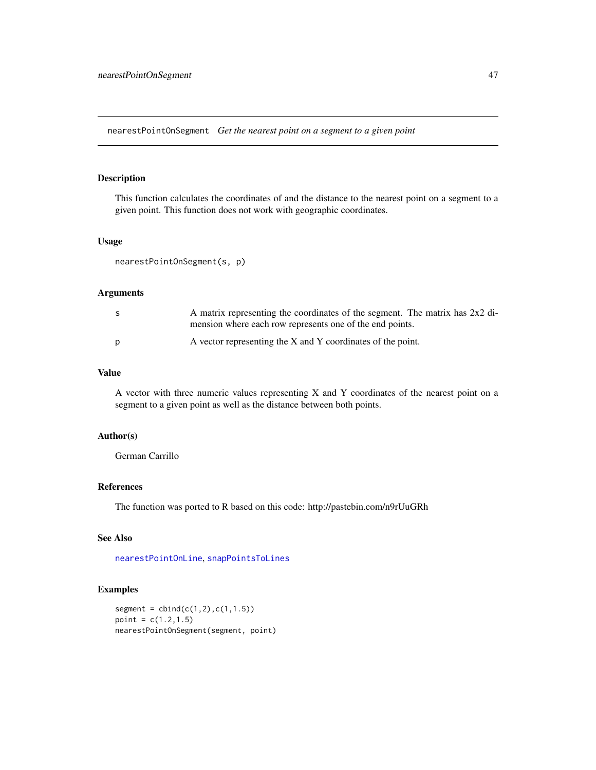## nearestPointOnSegment *Get the nearest point on a segment to a given point*

### Description

This function calculates the coordinates of and the distance to the nearest point on a segment to a given point. This function does not work with geographic coordinates.

### Usage

```
nearestPointOnSegment(s, p)
```

### Arguments

| | |
|---|---|
| s | A matrix representing the coordinates of the segment. The matrix has 2x2 dimension where each row represents one of the end points. |
| p | A vector representing the X and Y coordinates of the point. |

### Value

A vector with three numeric values representing X and Y coordinates of the nearest point on a segment to a given point as well as the distance between both points.

### Author(s)

German Carrillo

### References

The function was ported to R based on this code: http://pastebin.com/n9rUuGRh

### See Also

nearestPointOnLine, snapPointsToLines

### Examples

```
segment = cbind(c(1,2),c(1,1.5))
point = c(1.2,1.5)
nearestPointOnSegment(segment, point)
```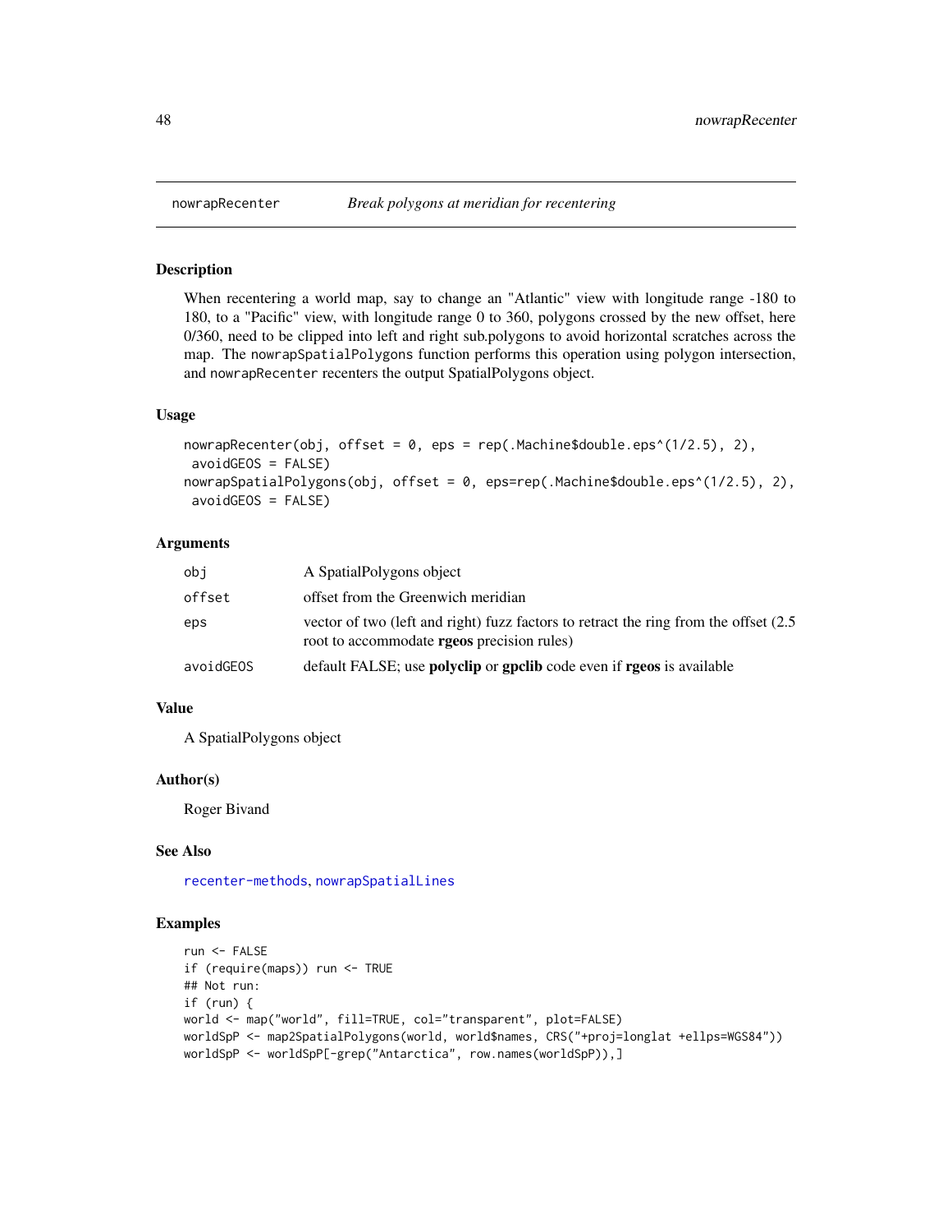# nowrapRecenter — *Break polygons at meridian for recentering*

## Description

When recentering a world map, say to change an "Atlantic" view with longitude range -180 to 180, to a "Pacific" view, with longitude range 0 to 360, polygons crossed by the new offset, here 0/360, need to be clipped into left and right sub.polygons to avoid horizontal scratches across the map. The `nowrapSpatialPolygons` function performs this operation using polygon intersection, and `nowrapRecenter` recenters the output SpatialPolygons object.

## Usage

```
nowrapRecenter(obj, offset = 0, eps = rep(.Machine$double.eps^(1/2.5), 2),
 avoidGEOS = FALSE)
nowrapSpatialPolygons(obj, offset = 0, eps=rep(.Machine$double.eps^(1/2.5), 2),
 avoidGEOS = FALSE)
```

## Arguments

| | |
|---|---|
| `obj` | A SpatialPolygons object |
| `offset` | offset from the Greenwich meridian |
| `eps` | vector of two (left and right) fuzz factors to retract the ring from the offset (2.5 root to accommodate **rgeos** precision rules) |
| `avoidGEOS` | default FALSE; use **polyclip** or **gpclib** code even if **rgeos** is available |

## Value

A SpatialPolygons object

## Author(s)

Roger Bivand

## See Also

`recenter-methods`, `nowrapSpatialLines`

## Examples

```
run <- FALSE
if (require(maps)) run <- TRUE
## Not run:
if (run) {
world <- map("world", fill=TRUE, col="transparent", plot=FALSE)
worldSpP <- map2SpatialPolygons(world, world$names, CRS("+proj=longlat +ellps=WGS84"))
worldSpP <- worldSpP[-grep("Antarctica", row.names(worldSpP)),]
```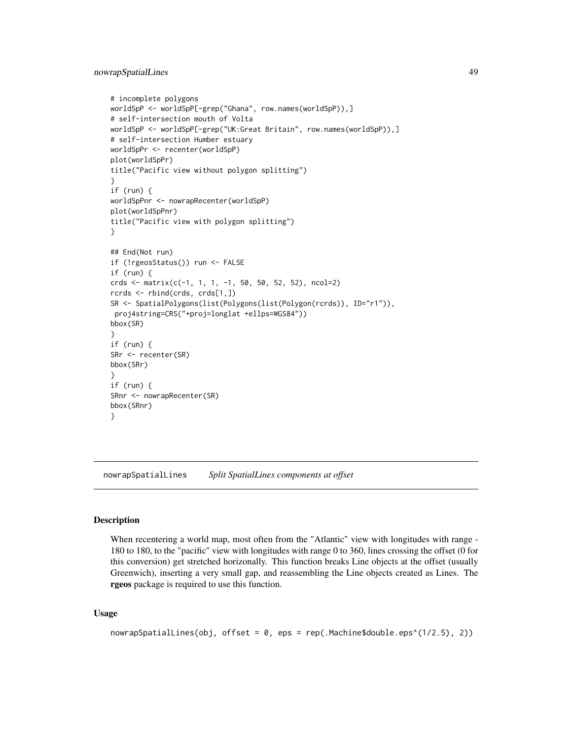```
# incomplete polygons
worldSpP <- worldSpP[-grep("Ghana", row.names(worldSpP)),]
# self-intersection mouth of Volta
worldSpP <- worldSpP[-grep("UK:Great Britain", row.names(worldSpP)),]
# self-intersection Humber estuary
worldSpPr <- recenter(worldSpP)
plot(worldSpPr)
title("Pacific view without polygon splitting")
}
if (run) {
worldSpPnr <- nowrapRecenter(worldSpP)
plot(worldSpPnr)
title("Pacific view with polygon splitting")
}

## End(Not run)
if (!rgeosStatus()) run <- FALSE
if (run) {
crds <- matrix(c(-1, 1, 1, -1, 50, 50, 52, 52), ncol=2)
rcrds <- rbind(crds, crds[1,])
SR <- SpatialPolygons(list(Polygons(list(Polygon(rcrds)), ID="r1")),
 proj4string=CRS("+proj=longlat +ellps=WGS84"))
bbox(SR)
}
if (run) {
SRr <- recenter(SR)
bbox(SRr)
}
if (run) {
SRnr <- nowrapRecenter(SR)
bbox(SRnr)
}
```

## nowrapSpatialLines *Split SpatialLines components at offset*

### Description

When recentering a world map, most often from the "Atlantic" view with longitudes with range -180 to 180, to the "pacific" view with longitudes with range 0 to 360, lines crossing the offset (0 for this conversion) get stretched horizonally. This function breaks Line objects at the offset (usually Greenwich), inserting a very small gap, and reassembling the Line objects created as Lines. The **rgeos** package is required to use this function.

### Usage

```
nowrapSpatialLines(obj, offset = 0, eps = rep(.Machine$double.eps^(1/2.5), 2))
```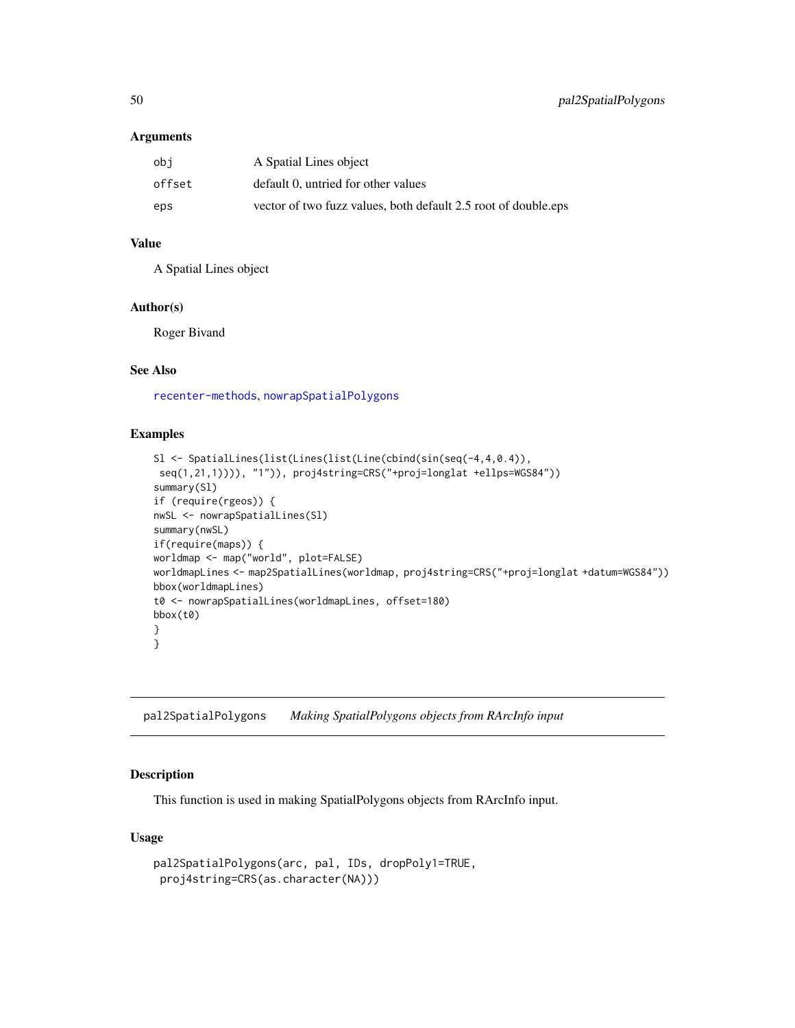### Arguments

| | |
|---|---|
| obj | A Spatial Lines object |
| offset | default 0, untried for other values |
| eps | vector of two fuzz values, both default 2.5 root of double.eps |

### Value

A Spatial Lines object

### Author(s)

Roger Bivand

### See Also

recenter-methods, nowrapSpatialPolygons

### Examples

```
Sl <- SpatialLines(list(Lines(list(Line(cbind(sin(seq(-4,4,0.4)),
 seq(1,21,1)))), "1")), proj4string=CRS("+proj=longlat +ellps=WGS84"))
summary(Sl)
if (require(rgeos)) {
nwSL <- nowrapSpatialLines(Sl)
summary(nwSL)
if(require(maps)) {
worldmap <- map("world", plot=FALSE)
worldmapLines <- map2SpatialLines(worldmap, proj4string=CRS("+proj=longlat +datum=WGS84"))
bbox(worldmapLines)
t0 <- nowrapSpatialLines(worldmapLines, offset=180)
bbox(t0)
}
}
```

---

## pal2SpatialPolygons *Making SpatialPolygons objects from RArcInfo input*

### Description

This function is used in making SpatialPolygons objects from RArcInfo input.

### Usage

```
pal2SpatialPolygons(arc, pal, IDs, dropPoly1=TRUE,
 proj4string=CRS(as.character(NA)))
```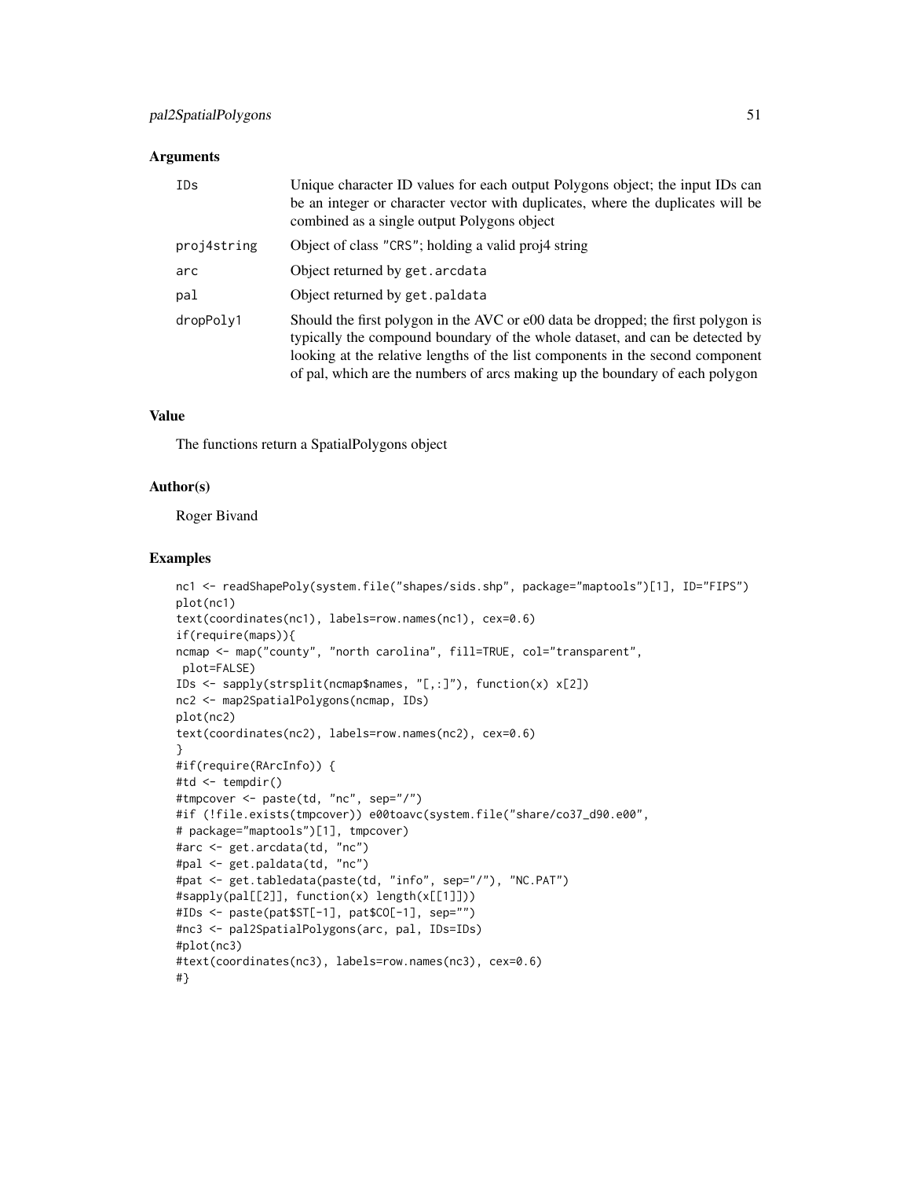### Arguments

| | |
|---|---|
| IDs | Unique character ID values for each output Polygons object; the input IDs can be an integer or character vector with duplicates, where the duplicates will be combined as a single output Polygons object |
| proj4string | Object of class "CRS"; holding a valid proj4 string |
| arc | Object returned by get.arcdata |
| pal | Object returned by get.paldata |
| dropPoly1 | Should the first polygon in the AVC or e00 data be dropped; the first polygon is typically the compound boundary of the whole dataset, and can be detected by looking at the relative lengths of the list components in the second component of pal, which are the numbers of arcs making up the boundary of each polygon |

### Value

The functions return a SpatialPolygons object

### Author(s)

Roger Bivand

### Examples

```
nc1 <- readShapePoly(system.file("shapes/sids.shp", package="maptools")[1], ID="FIPS")
plot(nc1)
text(coordinates(nc1), labels=row.names(nc1), cex=0.6)
if(require(maps)){
ncmap <- map("county", "north carolina", fill=TRUE, col="transparent",
 plot=FALSE)
IDs <- sapply(strsplit(ncmap$names, "[,:]"), function(x) x[2])
nc2 <- map2SpatialPolygons(ncmap, IDs)
plot(nc2)
text(coordinates(nc2), labels=row.names(nc2), cex=0.6)
}
#if(require(RArcInfo)) {
#td <- tempdir()
#tmpcover <- paste(td, "nc", sep="/")
#if (!file.exists(tmpcover)) e00toavc(system.file("share/co37_d90.e00",
# package="maptools")[1], tmpcover)
#arc <- get.arcdata(td, "nc")
#pal <- get.paldata(td, "nc")
#pat <- get.tabledata(paste(td, "info", sep="/"), "NC.PAT")
#sapply(pal[[2]], function(x) length(x[[1]]))
#IDs <- paste(pat$ST[-1], pat$CO[-1], sep="")
#nc3 <- pal2SpatialPolygons(arc, pal, IDs=IDs)
#plot(nc3)
#text(coordinates(nc3), labels=row.names(nc3), cex=0.6)
#}
```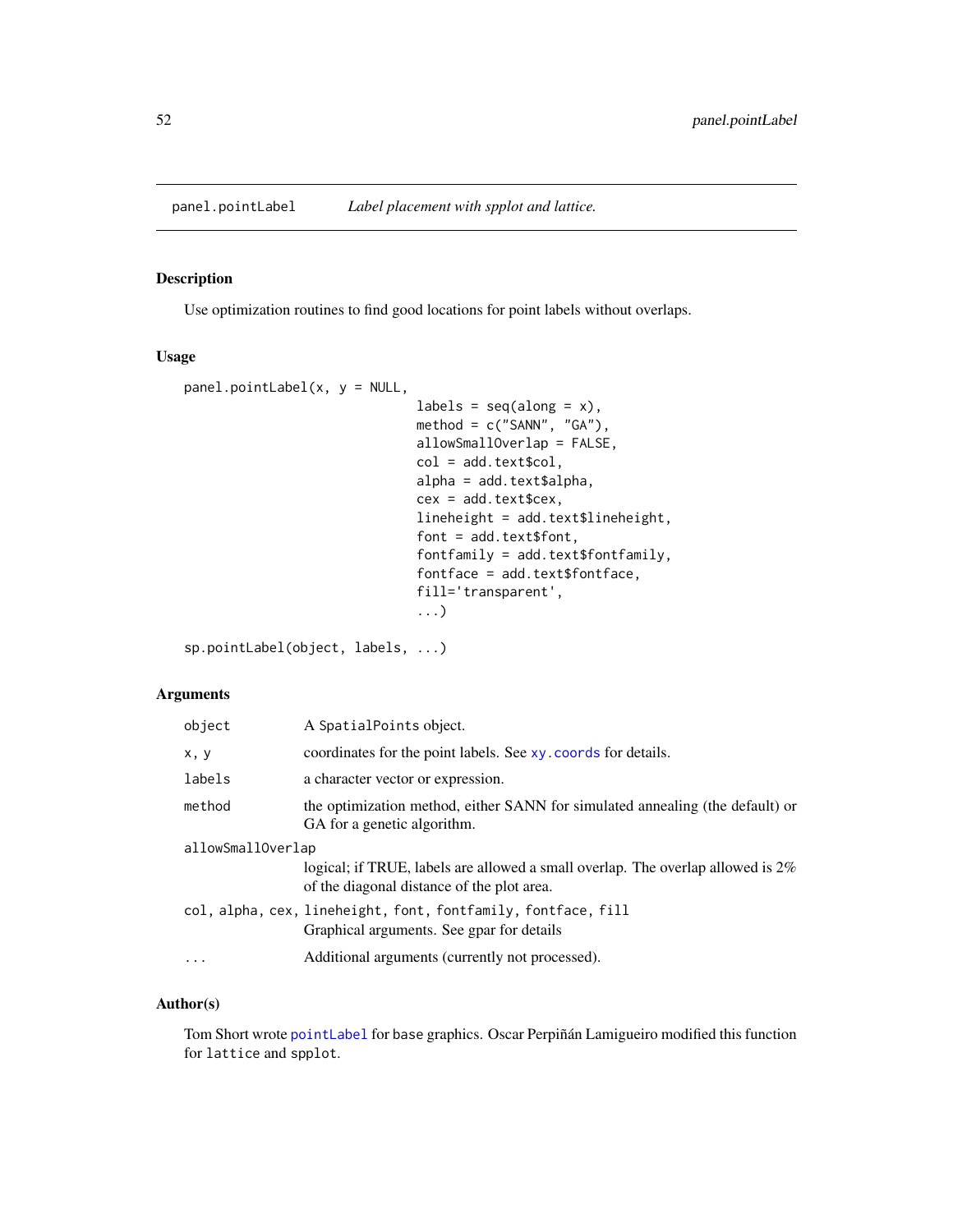`panel.pointLabel` *Label placement with spplot and lattice.*

## Description

Use optimization routines to find good locations for point labels without overlaps.

## Usage

```
panel.pointLabel(x, y = NULL,
                              labels = seq(along = x),
                              method = c("SANN", "GA"),
                              allowSmallOverlap = FALSE,
                              col = add.text$col,
                              alpha = add.text$alpha,
                              cex = add.text$cex,
                              lineheight = add.text$lineheight,
                              font = add.text$font,
                              fontfamily = add.text$fontfamily,
                              fontface = add.text$fontface,
                              fill='transparent',
                              ...)

sp.pointLabel(object, labels, ...)
```

## Arguments

| | |
|---|---|
| `object` | A `SpatialPoints` object. |
| `x, y` | coordinates for the point labels. See `xy.coords` for details. |
| `labels` | a character vector or expression. |
| `method` | the optimization method, either SANN for simulated annealing (the default) or GA for a genetic algorithm. |
| `allowSmallOverlap` | logical; if TRUE, labels are allowed a small overlap. The overlap allowed is 2% of the diagonal distance of the plot area. |
| `col, alpha, cex, lineheight, font, fontfamily, fontface, fill` | Graphical arguments. See gpar for details |
| `...` | Additional arguments (currently not processed). |

## Author(s)

Tom Short wrote `pointLabel` for base graphics. Oscar Perpiñán Lamigueiro modified this function for `lattice` and `spplot`.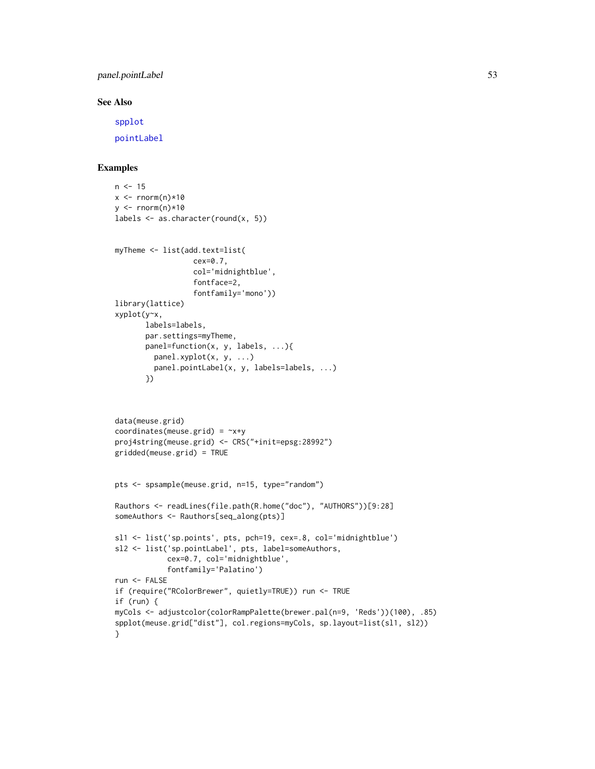### See Also

spplot

pointLabel

### Examples

```
n <- 15
x <- rnorm(n)*10
y <- rnorm(n)*10
labels <- as.character(round(x, 5))


myTheme <- list(add.text=list(
                  cex=0.7,
                  col='midnightblue',
                  fontface=2,
                  fontfamily='mono'))
library(lattice)
xyplot(y~x,
       labels=labels,
       par.settings=myTheme,
       panel=function(x, y, labels, ...){
         panel.xyplot(x, y, ...)
         panel.pointLabel(x, y, labels=labels, ...)
       })



data(meuse.grid)
coordinates(meuse.grid) = ~x+y
proj4string(meuse.grid) <- CRS("+init=epsg:28992")
gridded(meuse.grid) = TRUE


pts <- spsample(meuse.grid, n=15, type="random")

Rauthors <- readLines(file.path(R.home("doc"), "AUTHORS"))[9:28]
someAuthors <- Rauthors[seq_along(pts)]

sl1 <- list('sp.points', pts, pch=19, cex=.8, col='midnightblue')
sl2 <- list('sp.pointLabel', pts, label=someAuthors,
            cex=0.7, col='midnightblue',
            fontfamily='Palatino')
run <- FALSE
if (require("RColorBrewer", quietly=TRUE)) run <- TRUE
if (run) {
myCols <- adjustcolor(colorRampPalette(brewer.pal(n=9, 'Reds'))(100), .85)
spplot(meuse.grid["dist"], col.regions=myCols, sp.layout=list(sl1, sl2))
}
```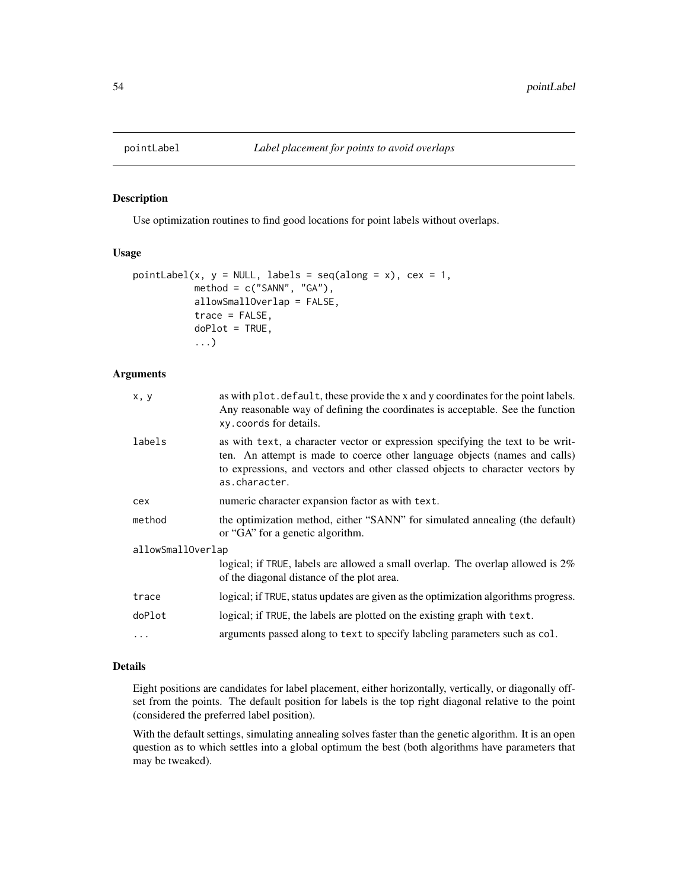# pointLabel — *Label placement for points to avoid overlaps*

## Description

Use optimization routines to find good locations for point labels without overlaps.

## Usage

```
pointLabel(x, y = NULL, labels = seq(along = x), cex = 1,
           method = c("SANN", "GA"),
           allowSmallOverlap = FALSE,
           trace = FALSE,
           doPlot = TRUE,
           ...)
```

## Arguments

| Argument | Description |
| --- | --- |
| `x, y` | as with `plot.default`, these provide the x and y coordinates for the point labels. Any reasonable way of defining the coordinates is acceptable. See the function `xy.coords` for details. |
| `labels` | as with `text`, a character vector or expression specifying the text to be written. An attempt is made to coerce other language objects (names and calls) to expressions, and vectors and other classed objects to character vectors by `as.character`. |
| `cex` | numeric character expansion factor as with `text`. |
| `method` | the optimization method, either "SANN" for simulated annealing (the default) or "GA" for a genetic algorithm. |
| `allowSmallOverlap` | logical; if `TRUE`, labels are allowed a small overlap. The overlap allowed is 2% of the diagonal distance of the plot area. |
| `trace` | logical; if `TRUE`, status updates are given as the optimization algorithms progress. |
| `doPlot` | logical; if `TRUE`, the labels are plotted on the existing graph with `text`. |
| `...` | arguments passed along to `text` to specify labeling parameters such as `col`. |

## Details

Eight positions are candidates for label placement, either horizontally, vertically, or diagonally offset from the points. The default position for labels is the top right diagonal relative to the point (considered the preferred label position).

With the default settings, simulating annealing solves faster than the genetic algorithm. It is an open question as to which settles into a global optimum the best (both algorithms have parameters that may be tweaked).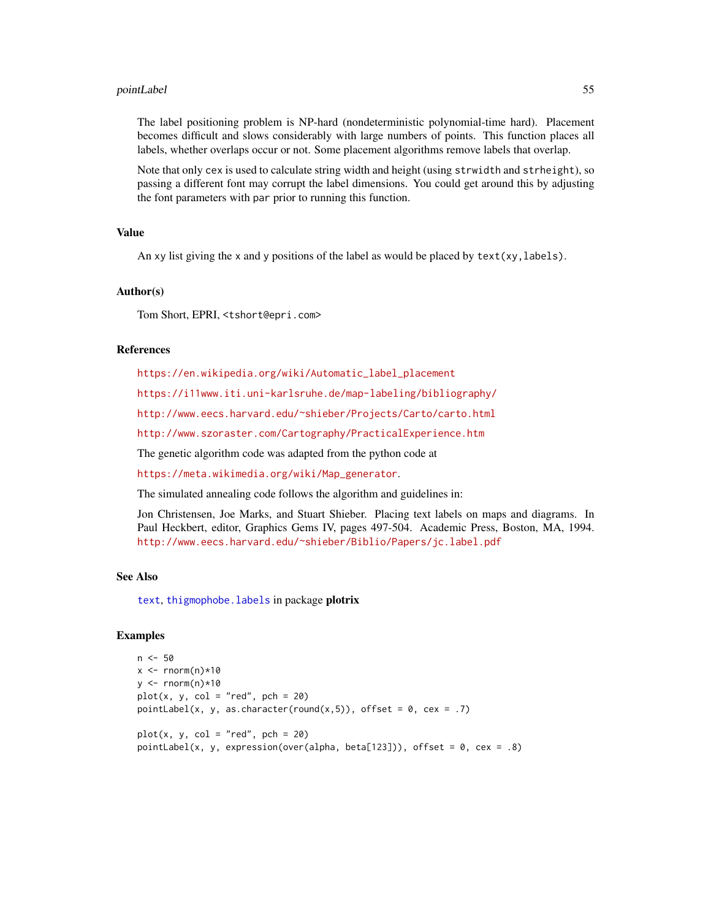The label positioning problem is NP-hard (nondeterministic polynomial-time hard). Placement becomes difficult and slows considerably with large numbers of points. This function places all labels, whether overlaps occur or not. Some placement algorithms remove labels that overlap.

Note that only `cex` is used to calculate string width and height (using `strwidth` and `strheight`), so passing a different font may corrupt the label dimensions. You could get around this by adjusting the font parameters with `par` prior to running this function.

## Value

An `xy` list giving the `x` and `y` positions of the label as would be placed by `text(xy,labels)`.

## Author(s)

Tom Short, EPRI, <tshort@epri.com>

## References

https://en.wikipedia.org/wiki/Automatic_label_placement

https://i11www.iti.uni-karlsruhe.de/map-labeling/bibliography/

http://www.eecs.harvard.edu/~shieber/Projects/Carto/carto.html

http://www.szoraster.com/Cartography/PracticalExperience.htm

The genetic algorithm code was adapted from the python code at

https://meta.wikimedia.org/wiki/Map_generator.

The simulated annealing code follows the algorithm and guidelines in:

Jon Christensen, Joe Marks, and Stuart Shieber. Placing text labels on maps and diagrams. In Paul Heckbert, editor, Graphics Gems IV, pages 497-504. Academic Press, Boston, MA, 1994. http://www.eecs.harvard.edu/~shieber/Biblio/Papers/jc.label.pdf

## See Also

`text`, `thigmophobe.labels` in package **plotrix**

## Examples

```
n <- 50
x <- rnorm(n)*10
y <- rnorm(n)*10
plot(x, y, col = "red", pch = 20)
pointLabel(x, y, as.character(round(x,5)), offset = 0, cex = .7)

plot(x, y, col = "red", pch = 20)
pointLabel(x, y, expression(over(alpha, beta[123])), offset = 0, cex = .8)
```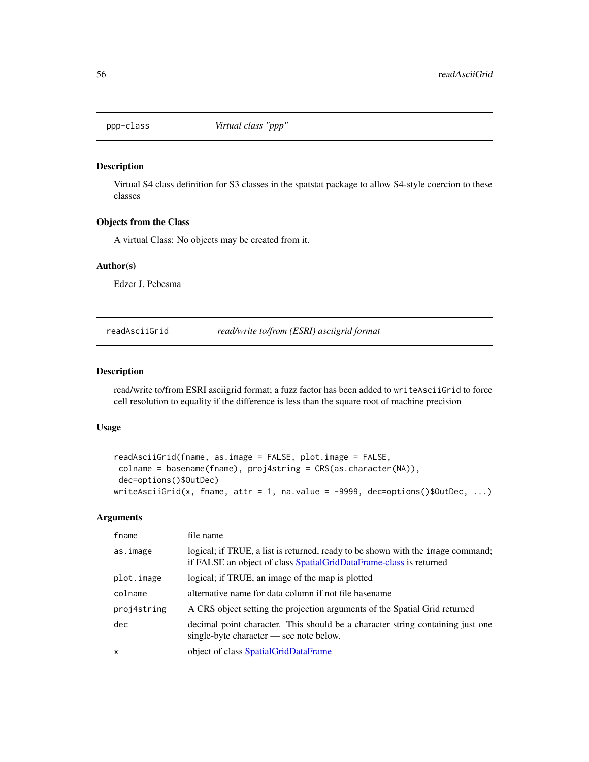## ppp-class *Virtual class "ppp"*

### Description

Virtual S4 class definition for S3 classes in the spatstat package to allow S4-style coercion to these classes

### Objects from the Class

A virtual Class: No objects may be created from it.

### Author(s)

Edzer J. Pebesma

## readAsciiGrid *read/write to/from (ESRI) asciigrid format*

### Description

read/write to/from ESRI asciigrid format; a fuzz factor has been added to `writeAsciiGrid` to force cell resolution to equality if the difference is less than the square root of machine precision

### Usage

```
readAsciiGrid(fname, as.image = FALSE, plot.image = FALSE,
 colname = basename(fname), proj4string = CRS(as.character(NA)),
 dec=options()$OutDec)
writeAsciiGrid(x, fname, attr = 1, na.value = -9999, dec=options()$OutDec, ...)
```

### Arguments

| | |
|---|---|
| `fname` | file name |
| `as.image` | logical; if TRUE, a list is returned, ready to be shown with the `image` command; if FALSE an object of class SpatialGridDataFrame-class is returned |
| `plot.image` | logical; if TRUE, an image of the map is plotted |
| `colname` | alternative name for data column if not file basename |
| `proj4string` | A CRS object setting the projection arguments of the Spatial Grid returned |
| `dec` | decimal point character. This should be a character string containing just one single-byte character — see note below. |
| `x` | object of class SpatialGridDataFrame |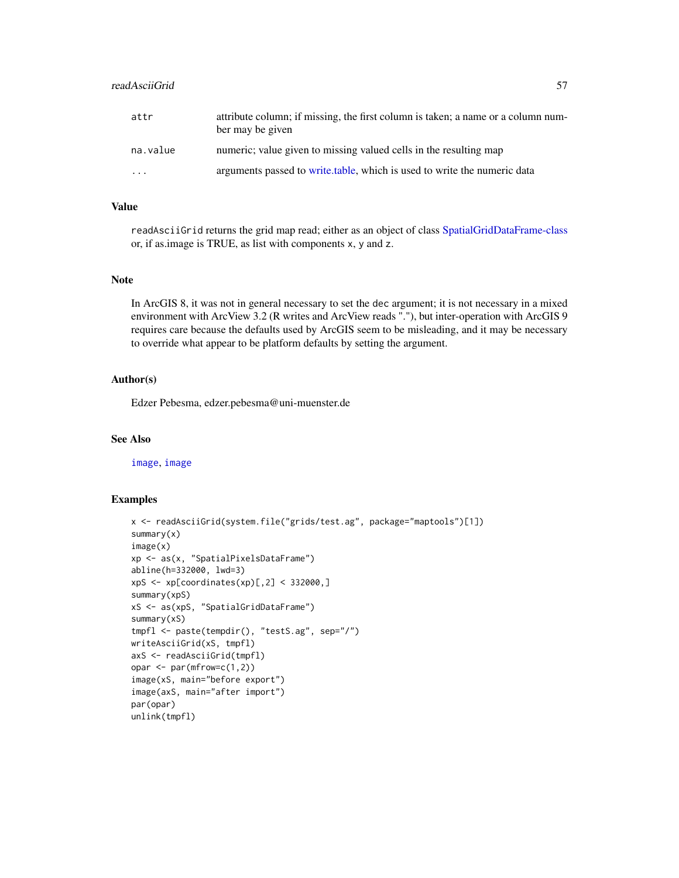| | |
|---|---|
| `attr` | attribute column; if missing, the first column is taken; a name or a column number may be given |
| `na.value` | numeric; value given to missing valued cells in the resulting map |
| `...` | arguments passed to write.table, which is used to write the numeric data |

## Value

`readAsciiGrid` returns the grid map read; either as an object of class SpatialGridDataFrame-class or, if as.image is TRUE, as list with components `x`, `y` and `z`.

## Note

In ArcGIS 8, it was not in general necessary to set the `dec` argument; it is not necessary in a mixed environment with ArcView 3.2 (R writes and ArcView reads "."), but inter-operation with ArcGIS 9 requires care because the defaults used by ArcGIS seem to be misleading, and it may be necessary to override what appear to be platform defaults by setting the argument.

## Author(s)

Edzer Pebesma, edzer.pebesma@uni-muenster.de

## See Also

`image`, `image`

## Examples

```
x <- readAsciiGrid(system.file("grids/test.ag", package="maptools")[1])
summary(x)
image(x)
xp <- as(x, "SpatialPixelsDataFrame")
abline(h=332000, lwd=3)
xpS <- xp[coordinates(xp)[,2] < 332000,]
summary(xpS)
xS <- as(xpS, "SpatialGridDataFrame")
summary(xS)
tmpfl <- paste(tempdir(), "testS.ag", sep="/")
writeAsciiGrid(xS, tmpfl)
axS <- readAsciiGrid(tmpfl)
opar <- par(mfrow=c(1,2))
image(xS, main="before export")
image(axS, main="after import")
par(opar)
unlink(tmpfl)
```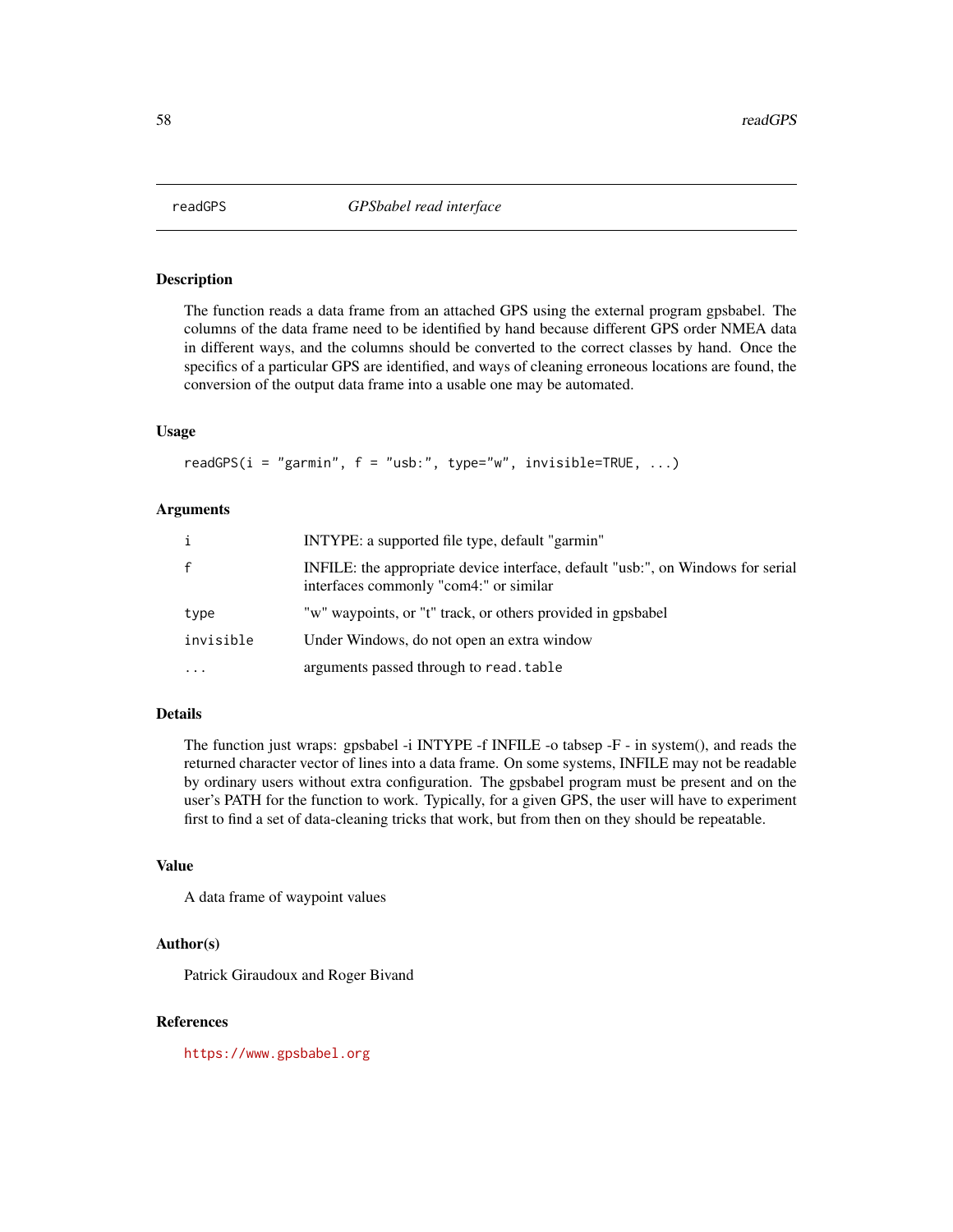# readGPS — *GPSbabel read interface*

## Description

The function reads a data frame from an attached GPS using the external program gpsbabel. The columns of the data frame need to be identified by hand because different GPS order NMEA data in different ways, and the columns should be converted to the correct classes by hand. Once the specifics of a particular GPS are identified, and ways of cleaning erroneous locations are found, the conversion of the output data frame into a usable one may be automated.

## Usage

```
readGPS(i = "garmin", f = "usb:", type="w", invisible=TRUE, ...)
```

## Arguments

| | |
|---|---|
| `i` | INTYPE: a supported file type, default "garmin" |
| `f` | INFILE: the appropriate device interface, default "usb:", on Windows for serial interfaces commonly "com4:" or similar |
| `type` | "w" waypoints, or "t" track, or others provided in gpsbabel |
| `invisible` | Under Windows, do not open an extra window |
| `...` | arguments passed through to `read.table` |

## Details

The function just wraps: gpsbabel -i INTYPE -f INFILE -o tabsep -F - in system(), and reads the returned character vector of lines into a data frame. On some systems, INFILE may not be readable by ordinary users without extra configuration. The gpsbabel program must be present and on the user's PATH for the function to work. Typically, for a given GPS, the user will have to experiment first to find a set of data-cleaning tricks that work, but from then on they should be repeatable.

## Value

A data frame of waypoint values

## Author(s)

Patrick Giraudoux and Roger Bivand

## References

https://www.gpsbabel.org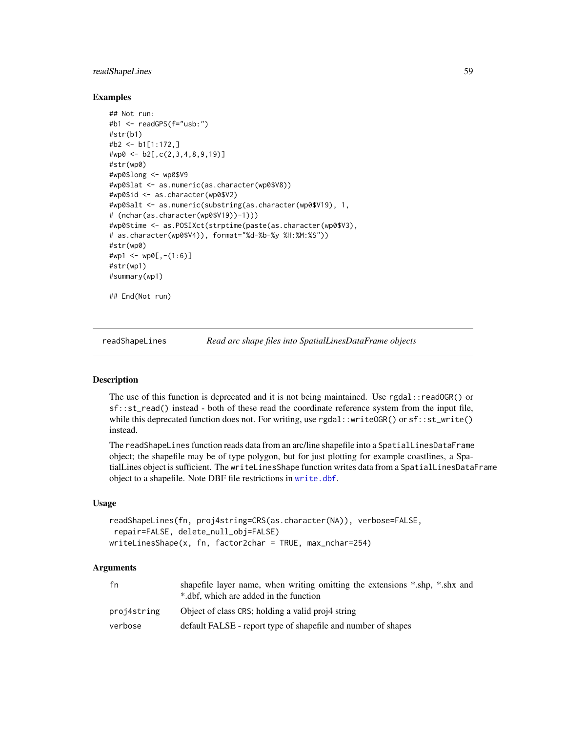## Examples

```
## Not run:
#b1 <- readGPS(f="usb:")
#str(b1)
#b2 <- b1[1:172,]
#wp0 <- b2[,c(2,3,4,8,9,19)]
#str(wp0)
#wp0$long <- wp0$V9
#wp0$lat <- as.numeric(as.character(wp0$V8))
#wp0$id <- as.character(wp0$V2)
#wp0$alt <- as.numeric(substring(as.character(wp0$V19), 1,
# (nchar(as.character(wp0$V19))-1)))
#wp0$time <- as.POSIXct(strptime(paste(as.character(wp0$V3),
# as.character(wp0$V4)), format="%d-%b-%y %H:%M:%S"))
#str(wp0)
#wp1 <- wp0[,-(1:6)]
#str(wp1)
#summary(wp1)

## End(Not run)
```

# readShapeLines — *Read arc shape files into SpatialLinesDataFrame objects*

## Description

The use of this function is deprecated and it is not being maintained. Use `rgdal::readOGR()` or `sf::st_read()` instead - both of these read the coordinate reference system from the input file, while this deprecated function does not. For writing, use `rgdal::writeOGR()` or `sf::st_write()` instead.

The `readShapeLines` function reads data from an arc/line shapefile into a `SpatialLinesDataFrame` object; the shapefile may be of type polygon, but for just plotting for example coastlines, a SpatialLines object is sufficient. The `writeLinesShape` function writes data from a `SpatialLinesDataFrame` object to a shapefile. Note DBF file restrictions in `write.dbf`.

## Usage

```
readShapeLines(fn, proj4string=CRS(as.character(NA)), verbose=FALSE,
 repair=FALSE, delete_null_obj=FALSE)
writeLinesShape(x, fn, factor2char = TRUE, max_nchar=254)
```

## Arguments

| | |
|---|---|
| fn | shapefile layer name, when writing omitting the extensions *.shp, *.shx and *.dbf, which are added in the function |
| proj4string | Object of class CRS; holding a valid proj4 string |
| verbose | default FALSE - report type of shapefile and number of shapes |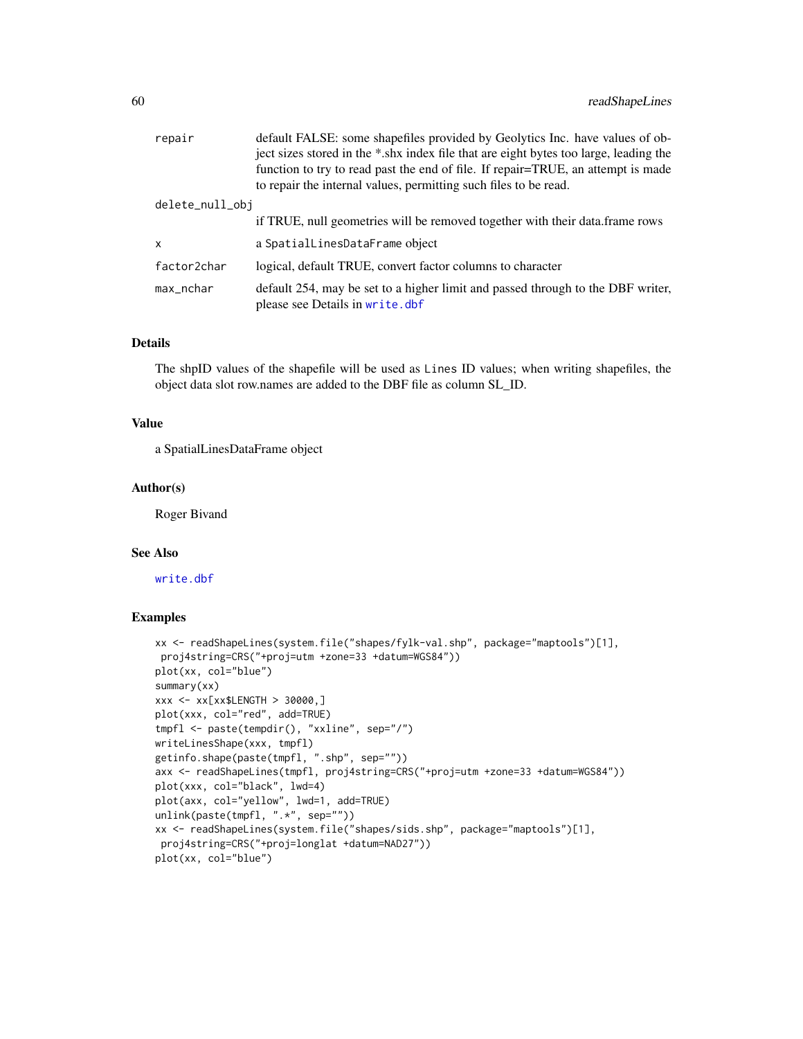| | |
|---|---|
| repair | default FALSE: some shapefiles provided by Geolytics Inc. have values of object sizes stored in the *.shx index file that are eight bytes too large, leading the function to try to read past the end of file. If repair=TRUE, an attempt is made to repair the internal values, permitting such files to be read. |
| delete_null_obj | if TRUE, null geometries will be removed together with their data.frame rows |
| x | a SpatialLinesDataFrame object |
| factor2char | logical, default TRUE, convert factor columns to character |
| max_nchar | default 254, may be set to a higher limit and passed through to the DBF writer, please see Details in write.dbf |

### Details

The shpID values of the shapefile will be used as Lines ID values; when writing shapefiles, the object data slot row.names are added to the DBF file as column SL_ID.

### Value

a SpatialLinesDataFrame object

### Author(s)

Roger Bivand

### See Also

write.dbf

### Examples

```
xx <- readShapeLines(system.file("shapes/fylk-val.shp", package="maptools")[1],
 proj4string=CRS("+proj=utm +zone=33 +datum=WGS84"))
plot(xx, col="blue")
summary(xx)
xxx <- xx[xx$LENGTH > 30000,]
plot(xxx, col="red", add=TRUE)
tmpfl <- paste(tempdir(), "xxline", sep="/")
writeLinesShape(xxx, tmpfl)
getinfo.shape(paste(tmpfl, ".shp", sep=""))
axx <- readShapeLines(tmpfl, proj4string=CRS("+proj=utm +zone=33 +datum=WGS84"))
plot(xxx, col="black", lwd=4)
plot(axx, col="yellow", lwd=1, add=TRUE)
unlink(paste(tmpfl, ".*", sep=""))
xx <- readShapeLines(system.file("shapes/sids.shp", package="maptools")[1],
 proj4string=CRS("+proj=longlat +datum=NAD27"))
plot(xx, col="blue")
```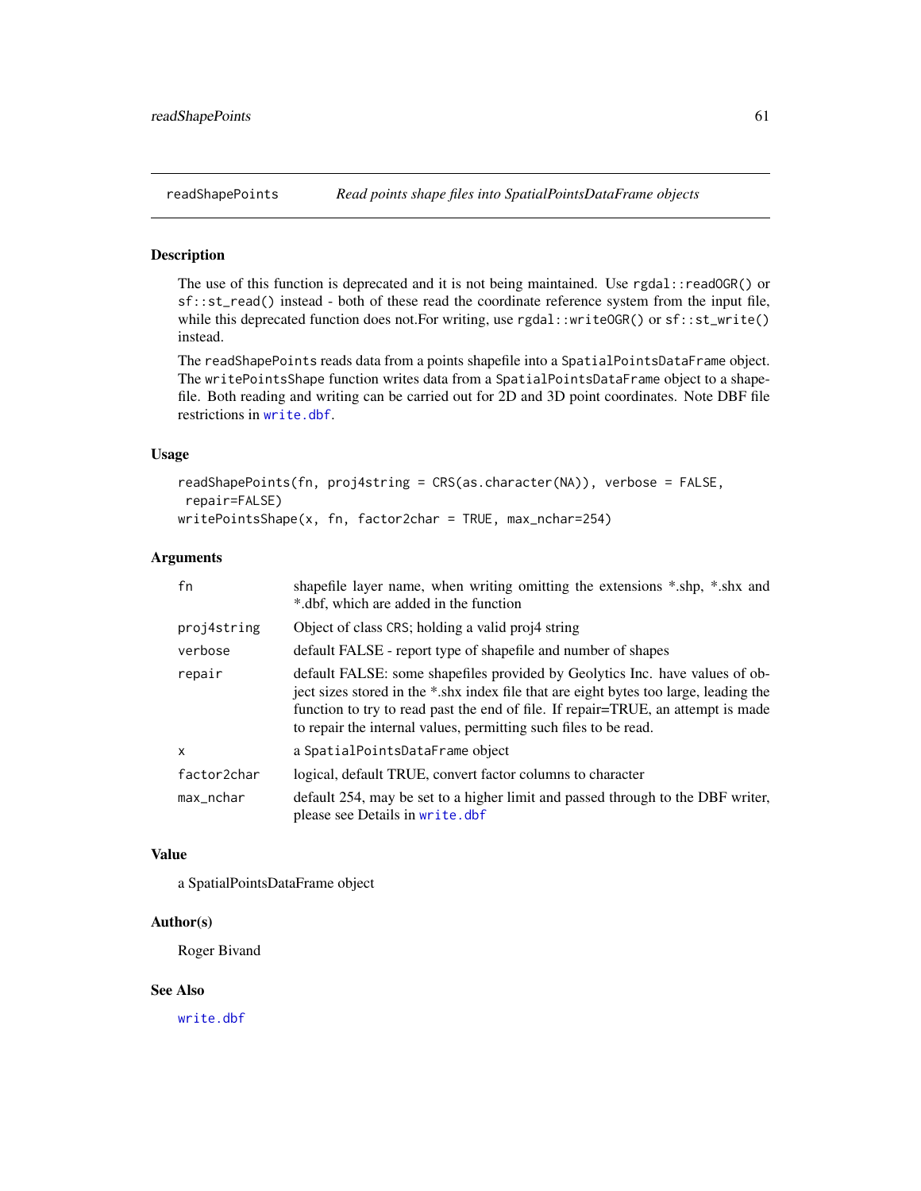## readShapePoints — *Read points shape files into SpatialPointsDataFrame objects*

### Description

The use of this function is deprecated and it is not being maintained. Use `rgdal::readOGR()` or `sf::st_read()` instead - both of these read the coordinate reference system from the input file, while this deprecated function does not.For writing, use `rgdal::writeOGR()` or `sf::st_write()` instead.

The `readShapePoints` reads data from a points shapefile into a `SpatialPointsDataFrame` object. The `writePointsShape` function writes data from a `SpatialPointsDataFrame` object to a shapefile. Both reading and writing can be carried out for 2D and 3D point coordinates. Note DBF file restrictions in `write.dbf`.

### Usage

```
readShapePoints(fn, proj4string = CRS(as.character(NA)), verbose = FALSE,
 repair=FALSE)
writePointsShape(x, fn, factor2char = TRUE, max_nchar=254)
```

### Arguments

| | |
|---|---|
| `fn` | shapefile layer name, when writing omitting the extensions *.shp, *.shx and *.dbf, which are added in the function |
| `proj4string` | Object of class `CRS`; holding a valid proj4 string |
| `verbose` | default FALSE - report type of shapefile and number of shapes |
| `repair` | default FALSE: some shapefiles provided by Geolytics Inc. have values of object sizes stored in the *.shx index file that are eight bytes too large, leading the function to try to read past the end of file. If repair=TRUE, an attempt is made to repair the internal values, permitting such files to be read. |
| `x` | a `SpatialPointsDataFrame` object |
| `factor2char` | logical, default TRUE, convert factor columns to character |
| `max_nchar` | default 254, may be set to a higher limit and passed through to the DBF writer, please see Details in `write.dbf` |

### Value

a SpatialPointsDataFrame object

### Author(s)

Roger Bivand

### See Also

`write.dbf`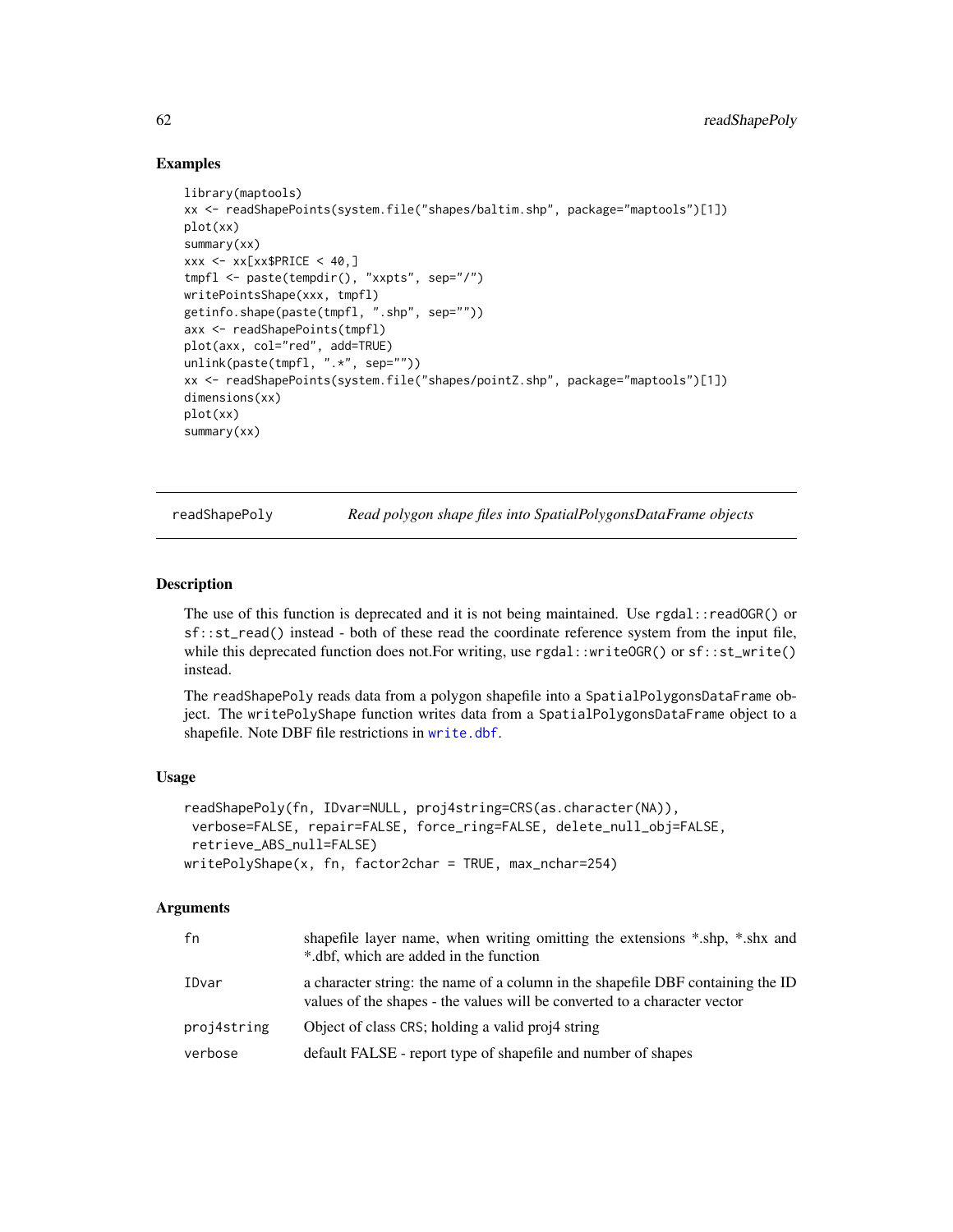### Examples

```
library(maptools)
xx <- readShapePoints(system.file("shapes/baltim.shp", package="maptools")[1])
plot(xx)
summary(xx)
xxx <- xx[xx$PRICE < 40,]
tmpfl <- paste(tempdir(), "xxpts", sep="/")
writePointsShape(xxx, tmpfl)
getinfo.shape(paste(tmpfl, ".shp", sep=""))
axx <- readShapePoints(tmpfl)
plot(axx, col="red", add=TRUE)
unlink(paste(tmpfl, ".*", sep=""))
xx <- readShapePoints(system.file("shapes/pointZ.shp", package="maptools")[1])
dimensions(xx)
plot(xx)
summary(xx)
```

---

## readShapePoly *Read polygon shape files into SpatialPolygonsDataFrame objects*

---

### Description

The use of this function is deprecated and it is not being maintained. Use `rgdal::readOGR()` or `sf::st_read()` instead - both of these read the coordinate reference system from the input file, while this deprecated function does not.For writing, use `rgdal::writeOGR()` or `sf::st_write()` instead.

The `readShapePoly` reads data from a polygon shapefile into a `SpatialPolygonsDataFrame` object. The `writePolyShape` function writes data from a `SpatialPolygonsDataFrame` object to a shapefile. Note DBF file restrictions in `write.dbf`.

### Usage

```
readShapePoly(fn, IDvar=NULL, proj4string=CRS(as.character(NA)),
 verbose=FALSE, repair=FALSE, force_ring=FALSE, delete_null_obj=FALSE,
 retrieve_ABS_null=FALSE)
writePolyShape(x, fn, factor2char = TRUE, max_nchar=254)
```

### Arguments

| | |
|---|---|
| `fn` | shapefile layer name, when writing omitting the extensions *.shp, *.shx and *.dbf, which are added in the function |
| `IDvar` | a character string: the name of a column in the shapefile DBF containing the ID values of the shapes - the values will be converted to a character vector |
| `proj4string` | Object of class `CRS`; holding a valid proj4 string |
| `verbose` | default FALSE - report type of shapefile and number of shapes |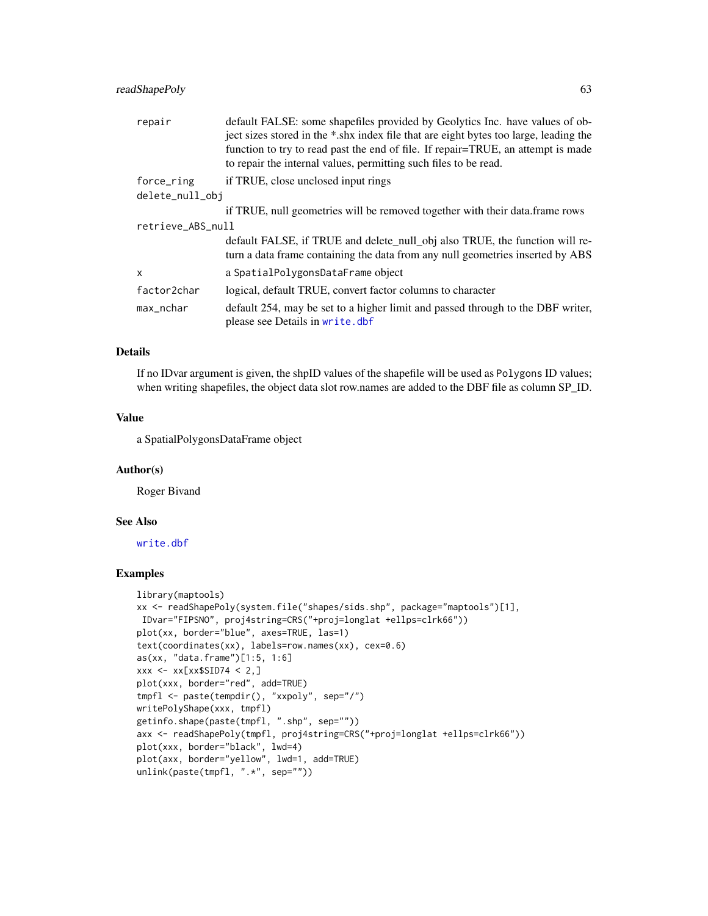| | |
|---|---|
| `repair` | default FALSE: some shapefiles provided by Geolytics Inc. have values of object sizes stored in the *.shx index file that are eight bytes too large, leading the function to try to read past the end of file. If repair=TRUE, an attempt is made to repair the internal values, permitting such files to be read. |
| `force_ring` | if TRUE, close unclosed input rings |
| `delete_null_obj` | if TRUE, null geometries will be removed together with their data.frame rows |
| `retrieve_ABS_null` | default FALSE, if TRUE and delete_null_obj also TRUE, the function will return a data frame containing the data from any null geometries inserted by ABS |
| `x` | a `SpatialPolygonsDataFrame` object |
| `factor2char` | logical, default TRUE, convert factor columns to character |
| `max_nchar` | default 254, may be set to a higher limit and passed through to the DBF writer, please see Details in `write.dbf` |

## Details

If no IDvar argument is given, the shpID values of the shapefile will be used as `Polygons` ID values; when writing shapefiles, the object data slot row.names are added to the DBF file as column SP_ID.

## Value

a SpatialPolygonsDataFrame object

## Author(s)

Roger Bivand

## See Also

`write.dbf`

## Examples

```
library(maptools)
xx <- readShapePoly(system.file("shapes/sids.shp", package="maptools")[1],
 IDvar="FIPSNO", proj4string=CRS("+proj=longlat +ellps=clrk66"))
plot(xx, border="blue", axes=TRUE, las=1)
text(coordinates(xx), labels=row.names(xx), cex=0.6)
as(xx, "data.frame")[1:5, 1:6]
xxx <- xx[xx$SID74 < 2,]
plot(xxx, border="red", add=TRUE)
tmpfl <- paste(tempdir(), "xxpoly", sep="/")
writePolyShape(xxx, tmpfl)
getinfo.shape(paste(tmpfl, ".shp", sep=""))
axx <- readShapePoly(tmpfl, proj4string=CRS("+proj=longlat +ellps=clrk66"))
plot(xxx, border="black", lwd=4)
plot(axx, border="yellow", lwd=1, add=TRUE)
unlink(paste(tmpfl, ".*", sep=""))
```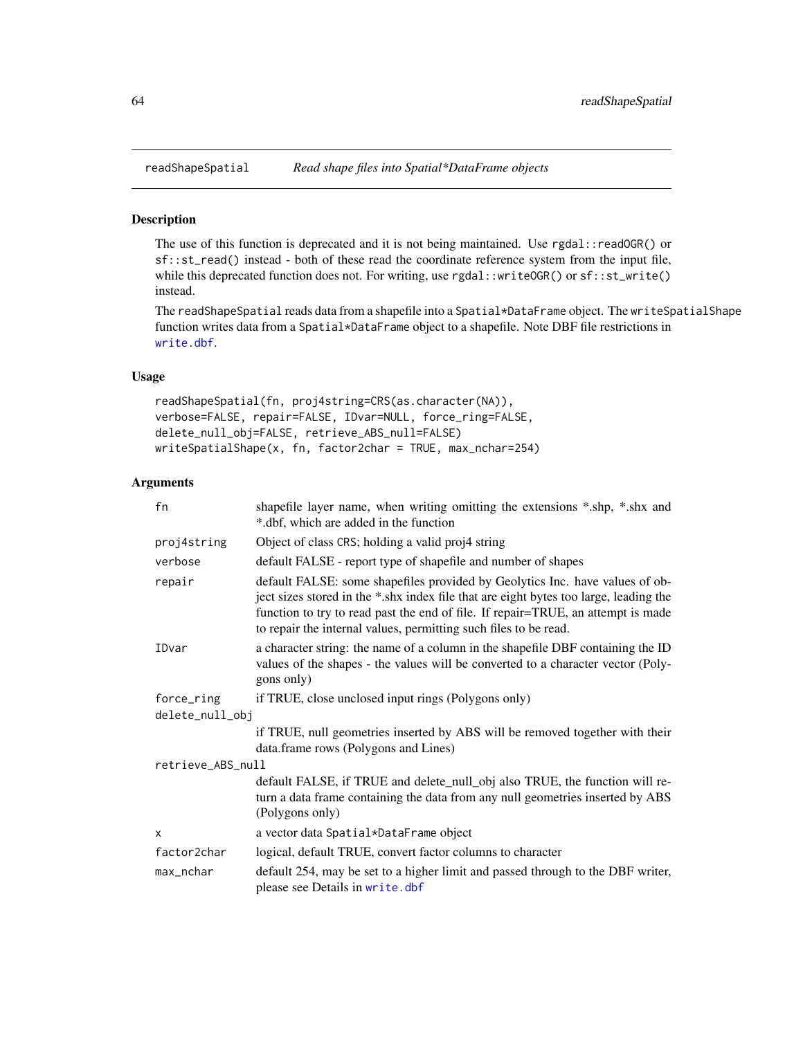# readShapeSpatial — *Read shape files into Spatial*DataFrame objects*

## Description

The use of this function is deprecated and it is not being maintained. Use `rgdal::readOGR()` or `sf::st_read()` instead - both of these read the coordinate reference system from the input file, while this deprecated function does not. For writing, use `rgdal::writeOGR()` or `sf::st_write()` instead.

The `readShapeSpatial` reads data from a shapefile into a `Spatial*DataFrame` object. The `writeSpatialShape` function writes data from a `Spatial*DataFrame` object to a shapefile. Note DBF file restrictions in `write.dbf`.

## Usage

```
readShapeSpatial(fn, proj4string=CRS(as.character(NA)),
verbose=FALSE, repair=FALSE, IDvar=NULL, force_ring=FALSE,
delete_null_obj=FALSE, retrieve_ABS_null=FALSE)
writeSpatialShape(x, fn, factor2char = TRUE, max_nchar=254)
```

## Arguments

| | |
|---|---|
| `fn` | shapefile layer name, when writing omitting the extensions *.shp, *.shx and *.dbf, which are added in the function |
| `proj4string` | Object of class `CRS`; holding a valid proj4 string |
| `verbose` | default FALSE - report type of shapefile and number of shapes |
| `repair` | default FALSE: some shapefiles provided by Geolytics Inc. have values of object sizes stored in the *.shx index file that are eight bytes too large, leading the function to try to read past the end of file. If repair=TRUE, an attempt is made to repair the internal values, permitting such files to be read. |
| `IDvar` | a character string: the name of a column in the shapefile DBF containing the ID values of the shapes - the values will be converted to a character vector (Polygons only) |
| `force_ring` | if TRUE, close unclosed input rings (Polygons only) |
| `delete_null_obj` | if TRUE, null geometries inserted by ABS will be removed together with their data.frame rows (Polygons and Lines) |
| `retrieve_ABS_null` | default FALSE, if TRUE and delete_null_obj also TRUE, the function will return a data frame containing the data from any null geometries inserted by ABS (Polygons only) |
| `x` | a vector data `Spatial*DataFrame` object |
| `factor2char` | logical, default TRUE, convert factor columns to character |
| `max_nchar` | default 254, may be set to a higher limit and passed through to the DBF writer, please see Details in `write.dbf` |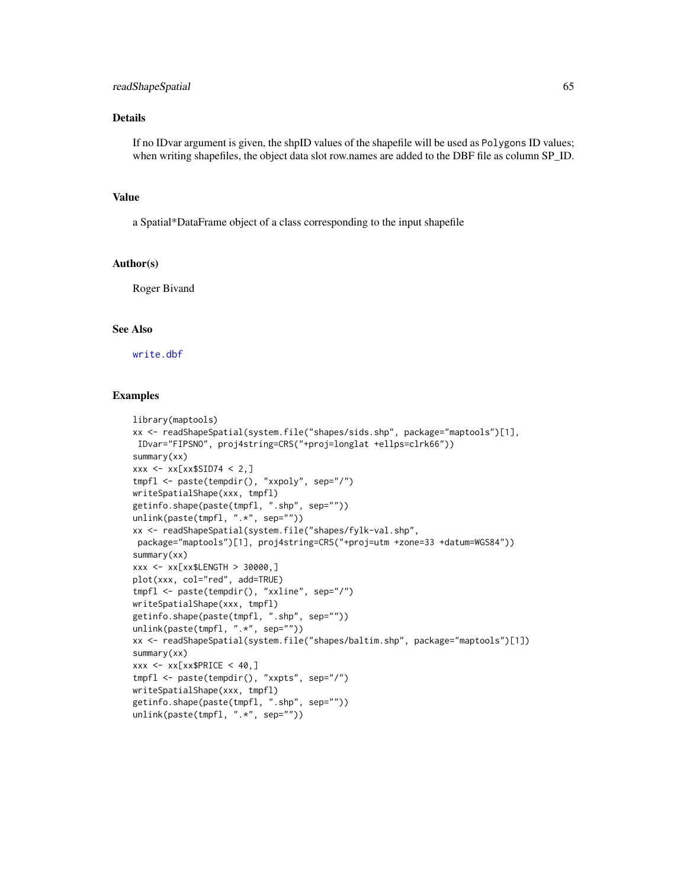## Details

If no IDvar argument is given, the shpID values of the shapefile will be used as `Polygons` ID values; when writing shapefiles, the object data slot row.names are added to the DBF file as column SP_ID.

## Value

a Spatial*DataFrame object of a class corresponding to the input shapefile

## Author(s)

Roger Bivand

## See Also

write.dbf

## Examples

```
library(maptools)
xx <- readShapeSpatial(system.file("shapes/sids.shp", package="maptools")[1],
 IDvar="FIPSNO", proj4string=CRS("+proj=longlat +ellps=clrk66"))
summary(xx)
xxx <- xx[xx$SID74 < 2,]
tmpfl <- paste(tempdir(), "xxpoly", sep="/")
writeSpatialShape(xxx, tmpfl)
getinfo.shape(paste(tmpfl, ".shp", sep=""))
unlink(paste(tmpfl, ".*", sep=""))
xx <- readShapeSpatial(system.file("shapes/fylk-val.shp",
 package="maptools")[1], proj4string=CRS("+proj=utm +zone=33 +datum=WGS84"))
summary(xx)
xxx <- xx[xx$LENGTH > 30000,]
plot(xxx, col="red", add=TRUE)
tmpfl <- paste(tempdir(), "xxline", sep="/")
writeSpatialShape(xxx, tmpfl)
getinfo.shape(paste(tmpfl, ".shp", sep=""))
unlink(paste(tmpfl, ".*", sep=""))
xx <- readShapeSpatial(system.file("shapes/baltim.shp", package="maptools")[1])
summary(xx)
xxx <- xx[xx$PRICE < 40,]
tmpfl <- paste(tempdir(), "xxpts", sep="/")
writeSpatialShape(xxx, tmpfl)
getinfo.shape(paste(tmpfl, ".shp", sep=""))
unlink(paste(tmpfl, ".*", sep=""))
```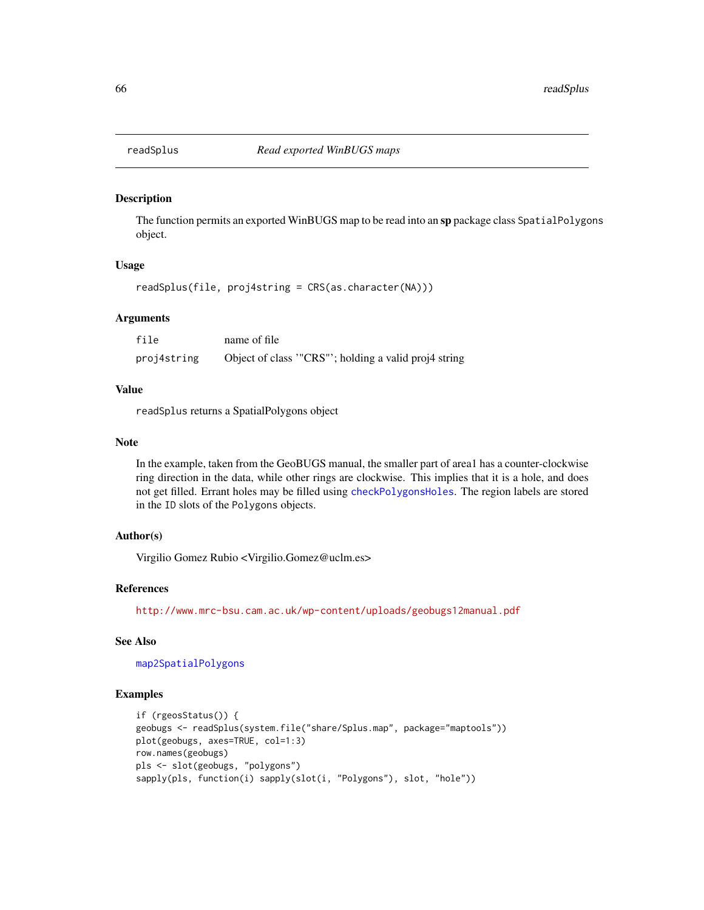## readSplus — *Read exported WinBUGS maps*

### Description

The function permits an exported WinBUGS map to be read into an **sp** package class `SpatialPolygons` object.

### Usage

```
readSplus(file, proj4string = CRS(as.character(NA)))
```

### Arguments

| | |
|---|---|
| `file` | name of file |
| `proj4string` | Object of class '"CRS"'; holding a valid proj4 string |

### Value

`readSplus` returns a SpatialPolygons object

### Note

In the example, taken from the GeoBUGS manual, the smaller part of area1 has a counter-clockwise ring direction in the data, while other rings are clockwise. This implies that it is a hole, and does not get filled. Errant holes may be filled using `checkPolygonsHoles`. The region labels are stored in the `ID` slots of the `Polygons` objects.

### Author(s)

Virgilio Gomez Rubio <Virgilio.Gomez@uclm.es>

### References

http://www.mrc-bsu.cam.ac.uk/wp-content/uploads/geobugs12manual.pdf

### See Also

`map2SpatialPolygons`

### Examples

```
if (rgeosStatus()) {
geobugs <- readSplus(system.file("share/Splus.map", package="maptools"))
plot(geobugs, axes=TRUE, col=1:3)
row.names(geobugs)
pls <- slot(geobugs, "polygons")
sapply(pls, function(i) sapply(slot(i, "Polygons"), slot, "hole"))
```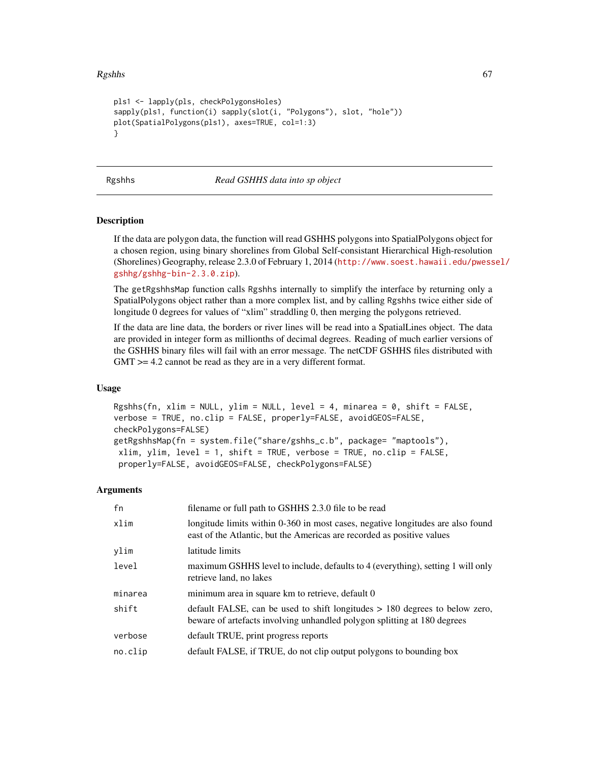```
pls1 <- lapply(pls, checkPolygonsHoles)
sapply(pls1, function(i) sapply(slot(i, "Polygons"), slot, "hole"))
plot(SpatialPolygons(pls1), axes=TRUE, col=1:3)
}
```

---

Rgshhs *Read GSHHS data into sp object*

---

## Description

If the data are polygon data, the function will read GSHHS polygons into SpatialPolygons object for a chosen region, using binary shorelines from Global Self-consistant Hierarchical High-resolution (Shorelines) Geography, release 2.3.0 of February 1, 2014 (http://www.soest.hawaii.edu/pwessel/gshhg/gshhg-bin-2.3.0.zip).

The `getRgshhsMap` function calls `Rgshhs` internally to simplify the interface by returning only a SpatialPolygons object rather than a more complex list, and by calling `Rgshhs` twice either side of longitude 0 degrees for values of "xlim" straddling 0, then merging the polygons retrieved.

If the data are line data, the borders or river lines will be read into a SpatialLines object. The data are provided in integer form as millionths of decimal degrees. Reading of much earlier versions of the GSHHS binary files will fail with an error message. The netCDF GSHHS files distributed with GMT >= 4.2 cannot be read as they are in a very different format.

## Usage

```
Rgshhs(fn, xlim = NULL, ylim = NULL, level = 4, minarea = 0, shift = FALSE,
verbose = TRUE, no.clip = FALSE, properly=FALSE, avoidGEOS=FALSE,
checkPolygons=FALSE)
getRgshhsMap(fn = system.file("share/gshhs_c.b", package= "maptools"),
 xlim, ylim, level = 1, shift = TRUE, verbose = TRUE, no.clip = FALSE,
 properly=FALSE, avoidGEOS=FALSE, checkPolygons=FALSE)
```

## Arguments

| | |
|---|---|
| `fn` | filename or full path to GSHHS 2.3.0 file to be read |
| `xlim` | longitude limits within 0-360 in most cases, negative longitudes are also found east of the Atlantic, but the Americas are recorded as positive values |
| `ylim` | latitude limits |
| `level` | maximum GSHHS level to include, defaults to 4 (everything), setting 1 will only retrieve land, no lakes |
| `minarea` | minimum area in square km to retrieve, default 0 |
| `shift` | default FALSE, can be used to shift longitudes > 180 degrees to below zero, beware of artefacts involving unhandled polygon splitting at 180 degrees |
| `verbose` | default TRUE, print progress reports |
| `no.clip` | default FALSE, if TRUE, do not clip output polygons to bounding box |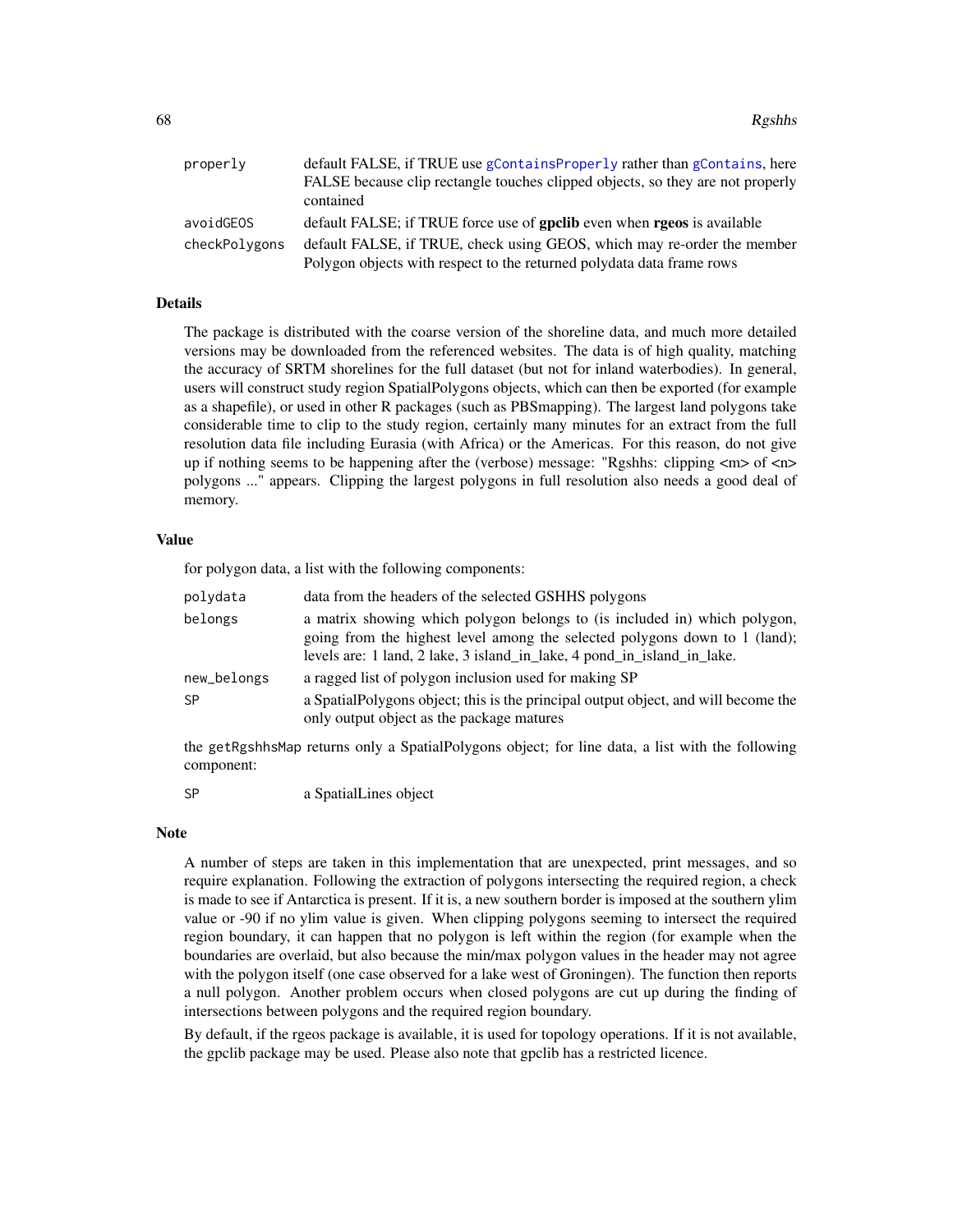| | |
|---|---|
| `properly` | default FALSE, if TRUE use `gContainsProperly` rather than `gContains`, here FALSE because clip rectangle touches clipped objects, so they are not properly contained |
| `avoidGEOS` | default FALSE; if TRUE force use of **gpclib** even when **rgeos** is available |
| `checkPolygons` | default FALSE, if TRUE, check using GEOS, which may re-order the member Polygon objects with respect to the returned polydata data frame rows |

### Details

The package is distributed with the coarse version of the shoreline data, and much more detailed versions may be downloaded from the referenced websites. The data is of high quality, matching the accuracy of SRTM shorelines for the full dataset (but not for inland waterbodies). In general, users will construct study region SpatialPolygons objects, which can then be exported (for example as a shapefile), or used in other R packages (such as PBSmapping). The largest land polygons take considerable time to clip to the study region, certainly many minutes for an extract from the full resolution data file including Eurasia (with Africa) or the Americas. For this reason, do not give up if nothing seems to be happening after the (verbose) message: "Rgshhs: clipping <m> of <n> polygons ..." appears. Clipping the largest polygons in full resolution also needs a good deal of memory.

### Value

for polygon data, a list with the following components:

| | |
|---|---|
| `polydata` | data from the headers of the selected GSHHS polygons |
| `belongs` | a matrix showing which polygon belongs to (is included in) which polygon, going from the highest level among the selected polygons down to 1 (land); levels are: 1 land, 2 lake, 3 island_in_lake, 4 pond_in_island_in_lake. |
| `new_belongs` | a ragged list of polygon inclusion used for making SP |
| `SP` | a SpatialPolygons object; this is the principal output object, and will become the only output object as the package matures |

the `getRgshhsMap` returns only a SpatialPolygons object; for line data, a list with the following component:

| | |
|---|---|
| `SP` | a SpatialLines object |

### Note

A number of steps are taken in this implementation that are unexpected, print messages, and so require explanation. Following the extraction of polygons intersecting the required region, a check is made to see if Antarctica is present. If it is, a new southern border is imposed at the southern ylim value or -90 if no ylim value is given. When clipping polygons seeming to intersect the required region boundary, it can happen that no polygon is left within the region (for example when the boundaries are overlaid, but also because the min/max polygon values in the header may not agree with the polygon itself (one case observed for a lake west of Groningen). The function then reports a null polygon. Another problem occurs when closed polygons are cut up during the finding of intersections between polygons and the required region boundary.

By default, if the rgeos package is available, it is used for topology operations. If it is not available, the gpclib package may be used. Please also note that gpclib has a restricted licence.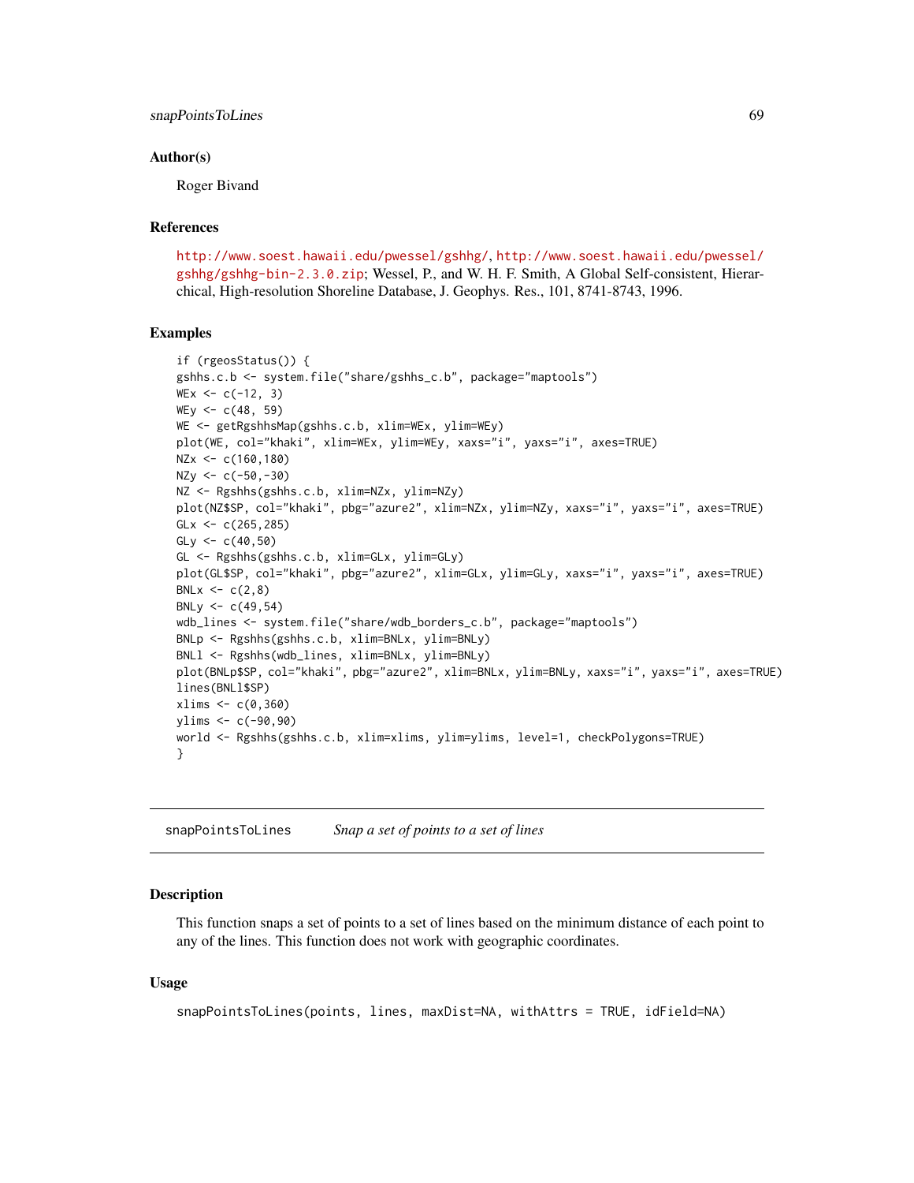## Author(s)

Roger Bivand

## References

http://www.soest.hawaii.edu/pwessel/gshhg/, http://www.soest.hawaii.edu/pwessel/gshhg/gshhg-bin-2.3.0.zip; Wessel, P., and W. H. F. Smith, A Global Self-consistent, Hierarchical, High-resolution Shoreline Database, J. Geophys. Res., 101, 8741-8743, 1996.

## Examples

```
if (rgeosStatus()) {
gshhs.c.b <- system.file("share/gshhs_c.b", package="maptools")
WEx <- c(-12, 3)
WEy <- c(48, 59)
WE <- getRgshhsMap(gshhs.c.b, xlim=WEx, ylim=WEy)
plot(WE, col="khaki", xlim=WEx, ylim=WEy, xaxs="i", yaxs="i", axes=TRUE)
NZx <- c(160,180)
NZy <- c(-50,-30)
NZ <- Rgshhs(gshhs.c.b, xlim=NZx, ylim=NZy)
plot(NZ$SP, col="khaki", pbg="azure2", xlim=NZx, ylim=NZy, xaxs="i", yaxs="i", axes=TRUE)
GLx <- c(265,285)
GLy <- c(40,50)
GL <- Rgshhs(gshhs.c.b, xlim=GLx, ylim=GLy)
plot(GL$SP, col="khaki", pbg="azure2", xlim=GLx, ylim=GLy, xaxs="i", yaxs="i", axes=TRUE)
BNLx <- c(2,8)
BNLy <- c(49,54)
wdb_lines <- system.file("share/wdb_borders_c.b", package="maptools")
BNLp <- Rgshhs(gshhs.c.b, xlim=BNLx, ylim=BNLy)
BNLl <- Rgshhs(wdb_lines, xlim=BNLx, ylim=BNLy)
plot(BNLp$SP, col="khaki", pbg="azure2", xlim=BNLx, ylim=BNLy, xaxs="i", yaxs="i", axes=TRUE)
lines(BNLl$SP)
xlims <- c(0,360)
ylims <- c(-90,90)
world <- Rgshhs(gshhs.c.b, xlim=xlims, ylim=ylims, level=1, checkPolygons=TRUE)
}
```

---

# snapPointsToLines    *Snap a set of points to a set of lines*

---

## Description

This function snaps a set of points to a set of lines based on the minimum distance of each point to any of the lines. This function does not work with geographic coordinates.

## Usage

```
snapPointsToLines(points, lines, maxDist=NA, withAttrs = TRUE, idField=NA)
```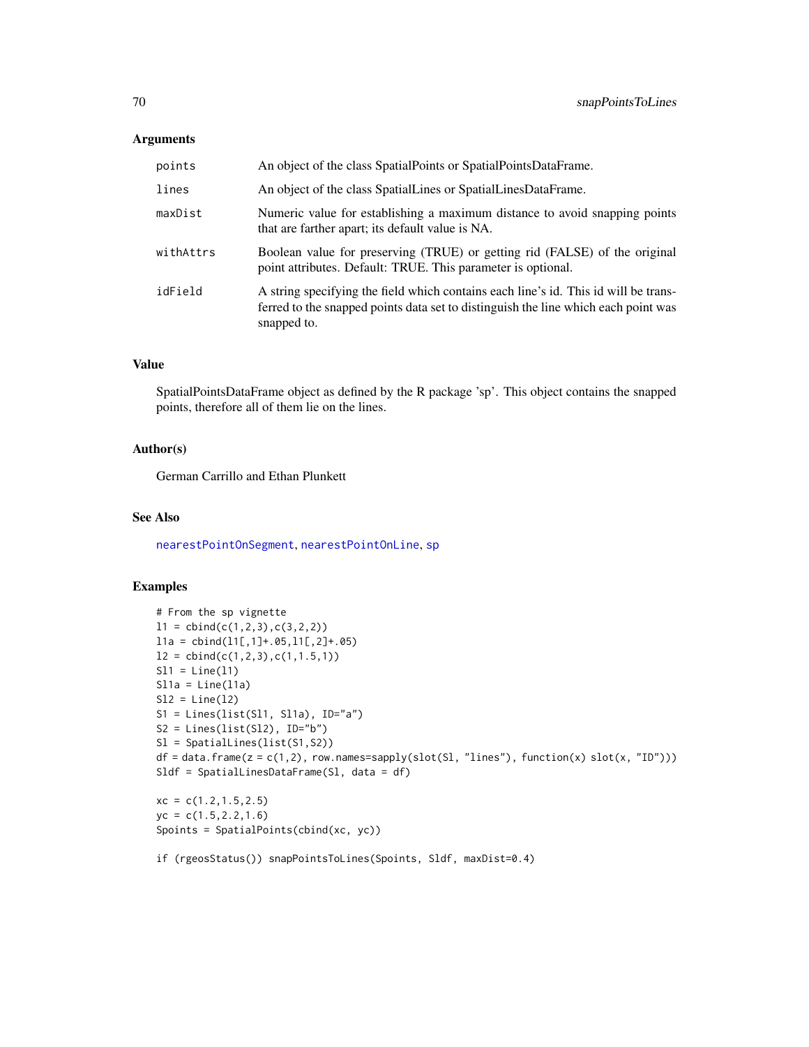## Arguments

| | |
|---|---|
| `points` | An object of the class SpatialPoints or SpatialPointsDataFrame. |
| `lines` | An object of the class SpatialLines or SpatialLinesDataFrame. |
| `maxDist` | Numeric value for establishing a maximum distance to avoid snapping points that are farther apart; its default value is NA. |
| `withAttrs` | Boolean value for preserving (TRUE) or getting rid (FALSE) of the original point attributes. Default: TRUE. This parameter is optional. |
| `idField` | A string specifying the field which contains each line's id. This id will be transferred to the snapped points data set to distinguish the line which each point was snapped to. |

## Value

SpatialPointsDataFrame object as defined by the R package 'sp'. This object contains the snapped points, therefore all of them lie on the lines.

## Author(s)

German Carrillo and Ethan Plunkett

## See Also

`nearestPointOnSegment`, `nearestPointOnLine`, `sp`

## Examples

```
# From the sp vignette
l1 = cbind(c(1,2,3),c(3,2,2))
l1a = cbind(l1[,1]+.05,l1[,2]+.05)
l2 = cbind(c(1,2,3),c(1,1.5,1))
Sl1 = Line(l1)
Sl1a = Line(l1a)
Sl2 = Line(l2)
S1 = Lines(list(Sl1, Sl1a), ID="a")
S2 = Lines(list(Sl2), ID="b")
Sl = SpatialLines(list(S1,S2))
df = data.frame(z = c(1,2), row.names=sapply(slot(Sl, "lines"), function(x) slot(x, "ID")))
Sldf = SpatialLinesDataFrame(Sl, data = df)

xc = c(1.2,1.5,2.5)
yc = c(1.5,2.2,1.6)
Spoints = SpatialPoints(cbind(xc, yc))

if (rgeosStatus()) snapPointsToLines(Spoints, Sldf, maxDist=0.4)
```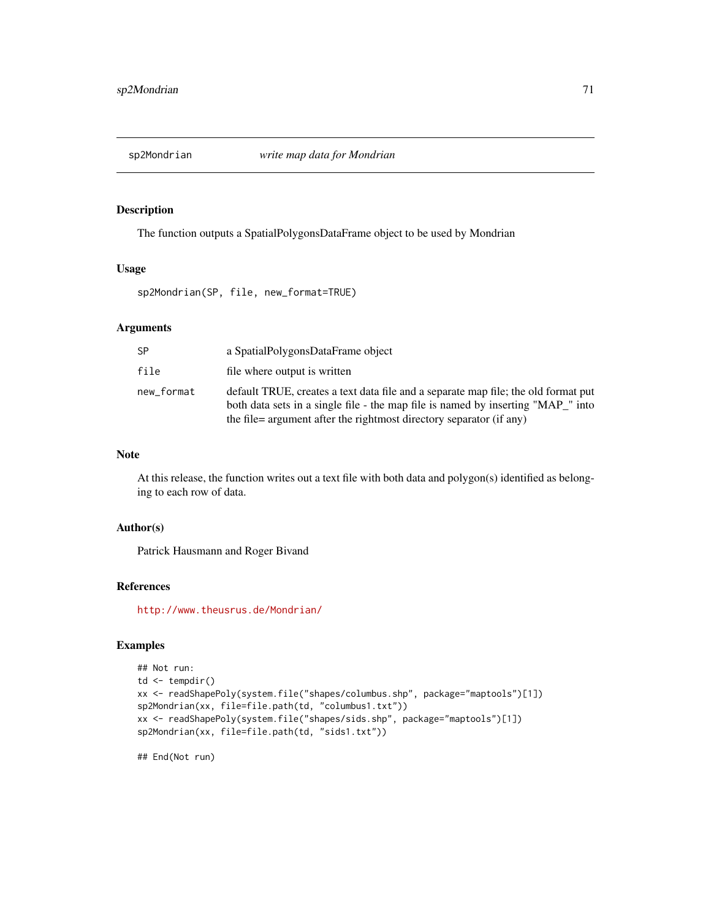## sp2Mondrian *write map data for Mondrian*

### Description

The function outputs a SpatialPolygonsDataFrame object to be used by Mondrian

### Usage

```
sp2Mondrian(SP, file, new_format=TRUE)
```

### Arguments

| | |
|---|---|
| `SP` | a SpatialPolygonsDataFrame object |
| `file` | file where output is written |
| `new_format` | default TRUE, creates a text data file and a separate map file; the old format put both data sets in a single file - the map file is named by inserting "MAP_" into the file= argument after the rightmost directory separator (if any) |

### Note

At this release, the function writes out a text file with both data and polygon(s) identified as belonging to each row of data.

### Author(s)

Patrick Hausmann and Roger Bivand

### References

http://www.theusrus.de/Mondrian/

### Examples

```
## Not run:
td <- tempdir()
xx <- readShapePoly(system.file("shapes/columbus.shp", package="maptools")[1])
sp2Mondrian(xx, file=file.path(td, "columbus1.txt"))
xx <- readShapePoly(system.file("shapes/sids.shp", package="maptools")[1])
sp2Mondrian(xx, file=file.path(td, "sids1.txt"))

## End(Not run)
```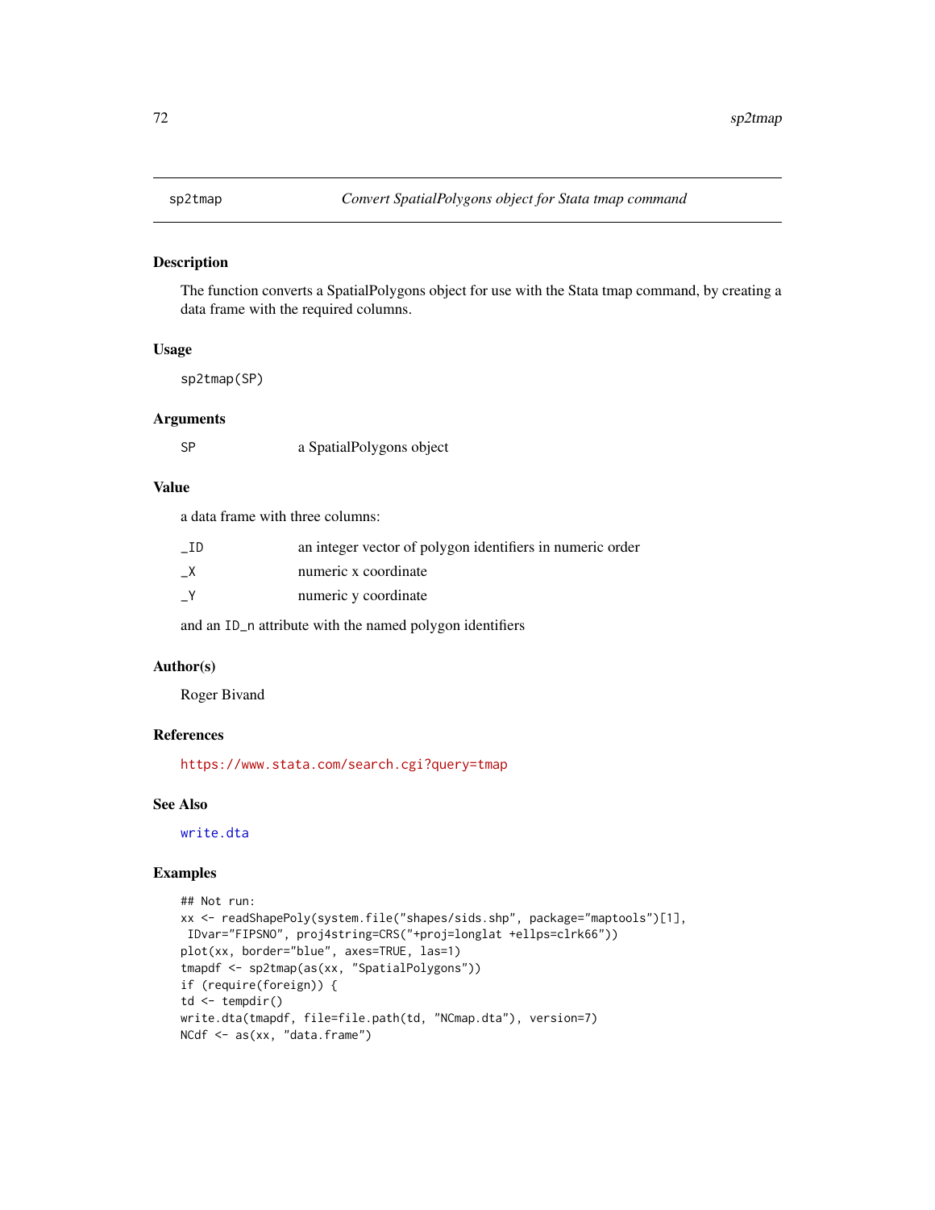## sp2tmap — *Convert SpatialPolygons object for Stata tmap command*

### Description

The function converts a SpatialPolygons object for use with the Stata tmap command, by creating a data frame with the required columns.

### Usage

```
sp2tmap(SP)
```

### Arguments

| | |
|---|---|
| SP | a SpatialPolygons object |

### Value

a data frame with three columns:

| | |
|---|---|
| _ID | an integer vector of polygon identifiers in numeric order |
| _X | numeric x coordinate |
| _Y | numeric y coordinate |

and an ID_n attribute with the named polygon identifiers

### Author(s)

Roger Bivand

### References

https://www.stata.com/search.cgi?query=tmap

### See Also

write.dta

### Examples

```
## Not run:
xx <- readShapePoly(system.file("shapes/sids.shp", package="maptools")[1],
 IDvar="FIPSNO", proj4string=CRS("+proj=longlat +ellps=clrk66"))
plot(xx, border="blue", axes=TRUE, las=1)
tmapdf <- sp2tmap(as(xx, "SpatialPolygons"))
if (require(foreign)) {
td <- tempdir()
write.dta(tmapdf, file=file.path(td, "NCmap.dta"), version=7)
NCdf <- as(xx, "data.frame")
```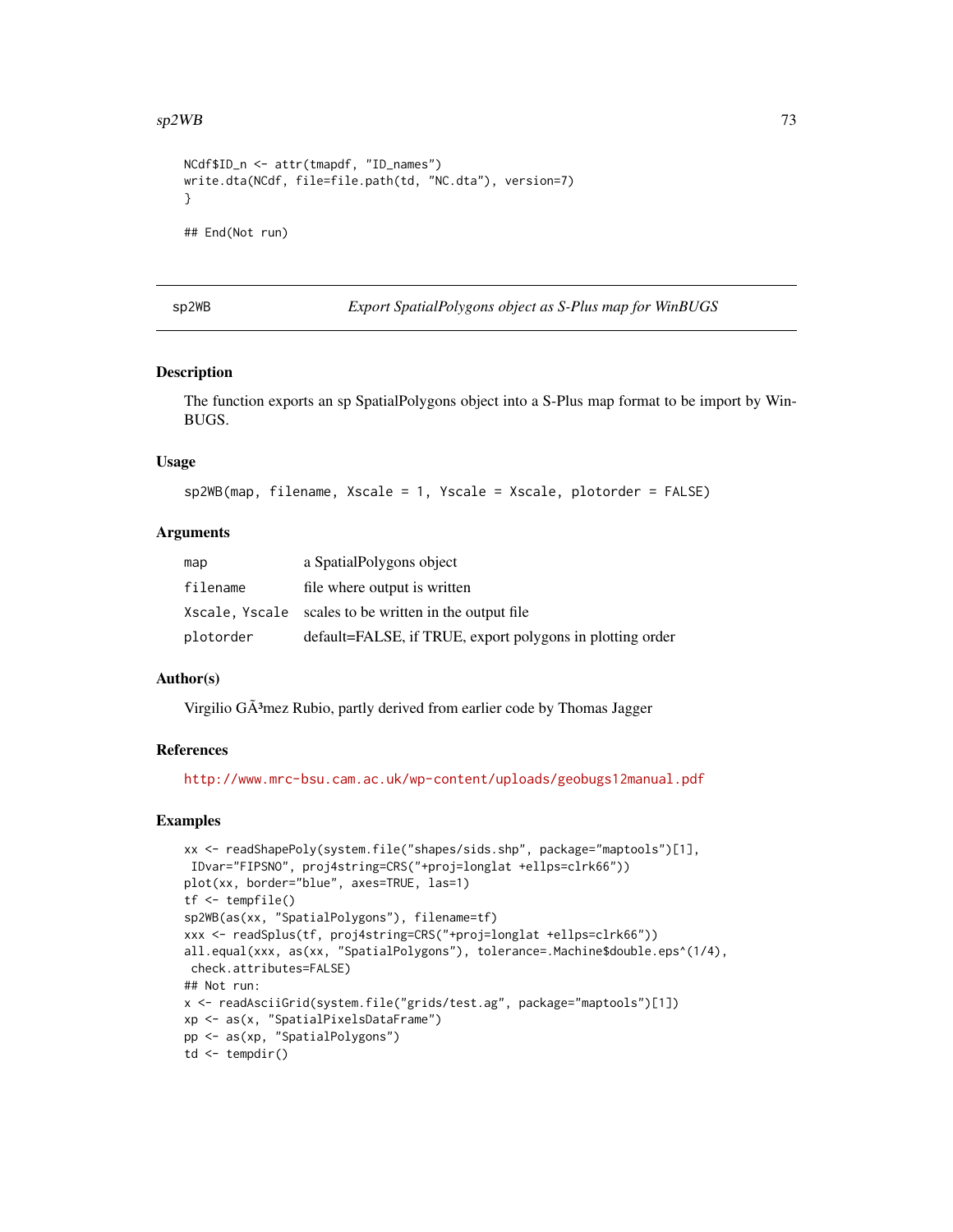```
NCdf$ID_n <- attr(tmapdf, "ID_names")
write.dta(NCdf, file=file.path(td, "NC.dta"), version=7)
}

## End(Not run)
```

## sp2WB — *Export SpatialPolygons object as S-Plus map for WinBUGS*

### Description

The function exports an sp SpatialPolygons object into a S-Plus map format to be import by WinBUGS.

### Usage

```
sp2WB(map, filename, Xscale = 1, Yscale = Xscale, plotorder = FALSE)
```

### Arguments

| | |
|---|---|
| map | a SpatialPolygons object |
| filename | file where output is written |
| Xscale, Yscale | scales to be written in the output file |
| plotorder | default=FALSE, if TRUE, export polygons in plotting order |

### Author(s)

Virgilio GÃ³mez Rubio, partly derived from earlier code by Thomas Jagger

### References

http://www.mrc-bsu.cam.ac.uk/wp-content/uploads/geobugs12manual.pdf

### Examples

```
xx <- readShapePoly(system.file("shapes/sids.shp", package="maptools")[1],
 IDvar="FIPSNO", proj4string=CRS("+proj=longlat +ellps=clrk66"))
plot(xx, border="blue", axes=TRUE, las=1)
tf <- tempfile()
sp2WB(as(xx, "SpatialPolygons"), filename=tf)
xxx <- readSplus(tf, proj4string=CRS("+proj=longlat +ellps=clrk66"))
all.equal(xxx, as(xx, "SpatialPolygons"), tolerance=.Machine$double.eps^(1/4),
 check.attributes=FALSE)
## Not run:
x <- readAsciiGrid(system.file("grids/test.ag", package="maptools")[1])
xp <- as(x, "SpatialPixelsDataFrame")
pp <- as(xp, "SpatialPolygons")
td <- tempdir()
```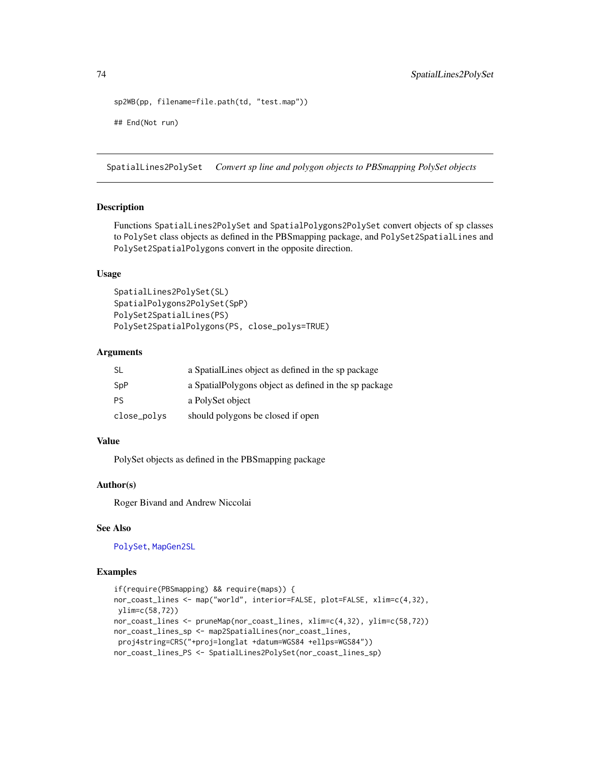```
sp2WB(pp, filename=file.path(td, "test.map"))

## End(Not run)
```

## SpatialLines2PolySet *Convert sp line and polygon objects to PBSmapping PolySet objects*

### Description

Functions SpatialLines2PolySet and SpatialPolygons2PolySet convert objects of sp classes to PolySet class objects as defined in the PBSmapping package, and PolySet2SpatialLines and PolySet2SpatialPolygons convert in the opposite direction.

### Usage

```
SpatialLines2PolySet(SL)
SpatialPolygons2PolySet(SpP)
PolySet2SpatialLines(PS)
PolySet2SpatialPolygons(PS, close_polys=TRUE)
```

### Arguments

| | |
|---|---|
| SL | a SpatialLines object as defined in the sp package |
| SpP | a SpatialPolygons object as defined in the sp package |
| PS | a PolySet object |
| close_polys | should polygons be closed if open |

### Value

PolySet objects as defined in the PBSmapping package

### Author(s)

Roger Bivand and Andrew Niccolai

### See Also

PolySet, MapGen2SL

### Examples

```
if(require(PBSmapping) && require(maps)) {
nor_coast_lines <- map("world", interior=FALSE, plot=FALSE, xlim=c(4,32),
 ylim=c(58,72))
nor_coast_lines <- pruneMap(nor_coast_lines, xlim=c(4,32), ylim=c(58,72))
nor_coast_lines_sp <- map2SpatialLines(nor_coast_lines,
 proj4string=CRS("+proj=longlat +datum=WGS84 +ellps=WGS84"))
nor_coast_lines_PS <- SpatialLines2PolySet(nor_coast_lines_sp)
```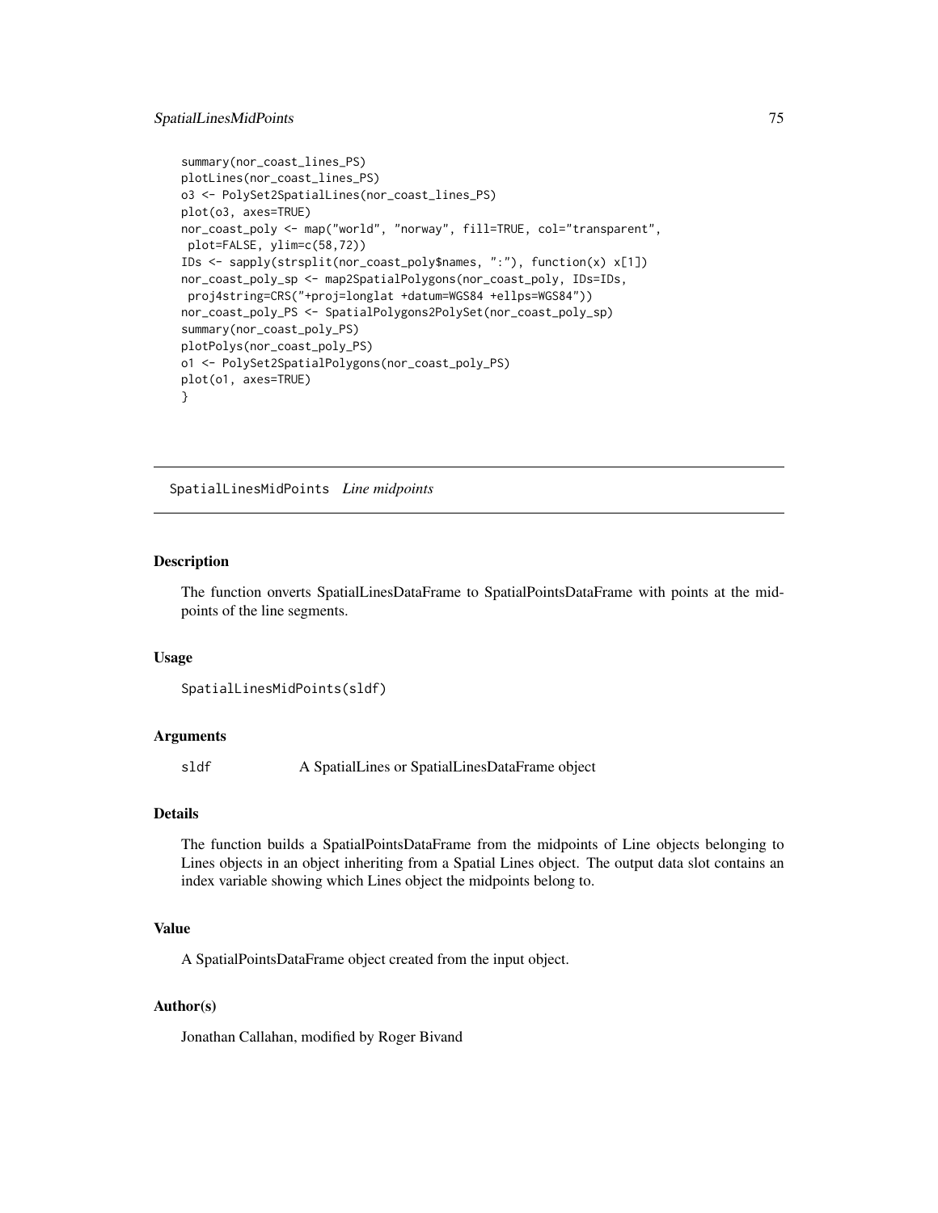```
summary(nor_coast_lines_PS)
plotLines(nor_coast_lines_PS)
o3 <- PolySet2SpatialLines(nor_coast_lines_PS)
plot(o3, axes=TRUE)
nor_coast_poly <- map("world", "norway", fill=TRUE, col="transparent",
 plot=FALSE, ylim=c(58,72))
IDs <- sapply(strsplit(nor_coast_poly$names, ":"), function(x) x[1])
nor_coast_poly_sp <- map2SpatialPolygons(nor_coast_poly, IDs=IDs,
 proj4string=CRS("+proj=longlat +datum=WGS84 +ellps=WGS84"))
nor_coast_poly_PS <- SpatialPolygons2PolySet(nor_coast_poly_sp)
summary(nor_coast_poly_PS)
plotPolys(nor_coast_poly_PS)
o1 <- PolySet2SpatialPolygons(nor_coast_poly_PS)
plot(o1, axes=TRUE)
}
```

---

## SpatialLinesMidPoints *Line midpoints*

### Description

The function onverts SpatialLinesDataFrame to SpatialPointsDataFrame with points at the midpoints of the line segments.

### Usage

```
SpatialLinesMidPoints(sldf)
```

### Arguments

| | |
|---|---|
| sldf | A SpatialLines or SpatialLinesDataFrame object |

### Details

The function builds a SpatialPointsDataFrame from the midpoints of Line objects belonging to Lines objects in an object inheriting from a Spatial Lines object. The output data slot contains an index variable showing which Lines object the midpoints belong to.

### Value

A SpatialPointsDataFrame object created from the input object.

### Author(s)

Jonathan Callahan, modified by Roger Bivand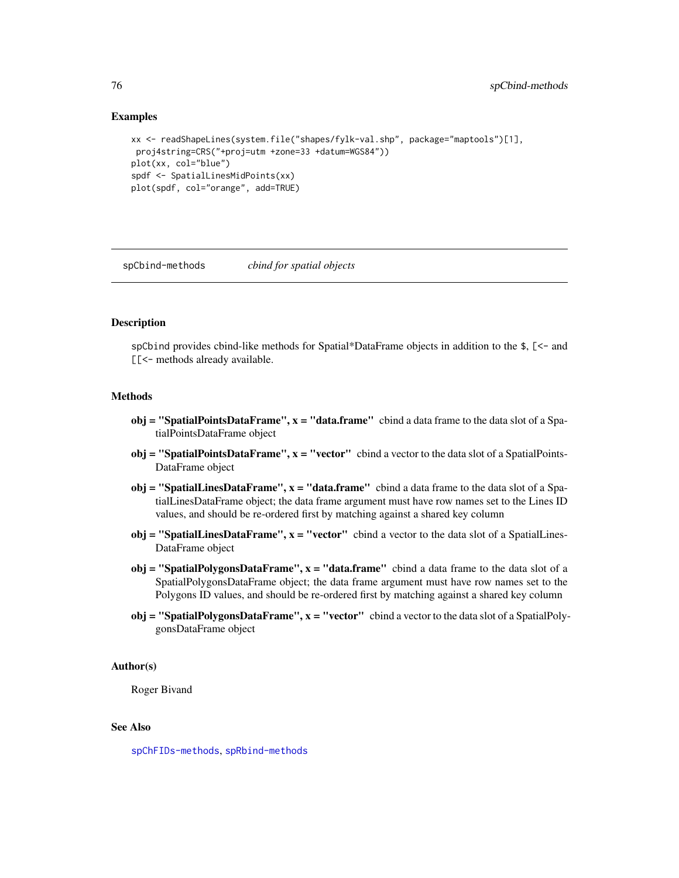## Examples

```
xx <- readShapeLines(system.file("shapes/fylk-val.shp", package="maptools")[1],
 proj4string=CRS("+proj=utm +zone=33 +datum=WGS84"))
plot(xx, col="blue")
spdf <- SpatialLinesMidPoints(xx)
plot(spdf, col="orange", add=TRUE)
```

---

# spCbind-methods *cbind for spatial objects*

---

## Description

spCbind provides cbind-like methods for Spatial*DataFrame objects in addition to the $, [<- and [[<- methods already available.

## Methods

**obj = "SpatialPointsDataFrame", x = "data.frame"** cbind a data frame to the data slot of a SpatialPointsDataFrame object

**obj = "SpatialPointsDataFrame", x = "vector"** cbind a vector to the data slot of a SpatialPointsDataFrame object

**obj = "SpatialLinesDataFrame", x = "data.frame"** cbind a data frame to the data slot of a SpatialLinesDataFrame object; the data frame argument must have row names set to the Lines ID values, and should be re-ordered first by matching against a shared key column

**obj = "SpatialLinesDataFrame", x = "vector"** cbind a vector to the data slot of a SpatialLinesDataFrame object

**obj = "SpatialPolygonsDataFrame", x = "data.frame"** cbind a data frame to the data slot of a SpatialPolygonsDataFrame object; the data frame argument must have row names set to the Polygons ID values, and should be re-ordered first by matching against a shared key column

**obj = "SpatialPolygonsDataFrame", x = "vector"** cbind a vector to the data slot of a SpatialPolygonsDataFrame object

## Author(s)

Roger Bivand

## See Also

spChFIDs-methods, spRbind-methods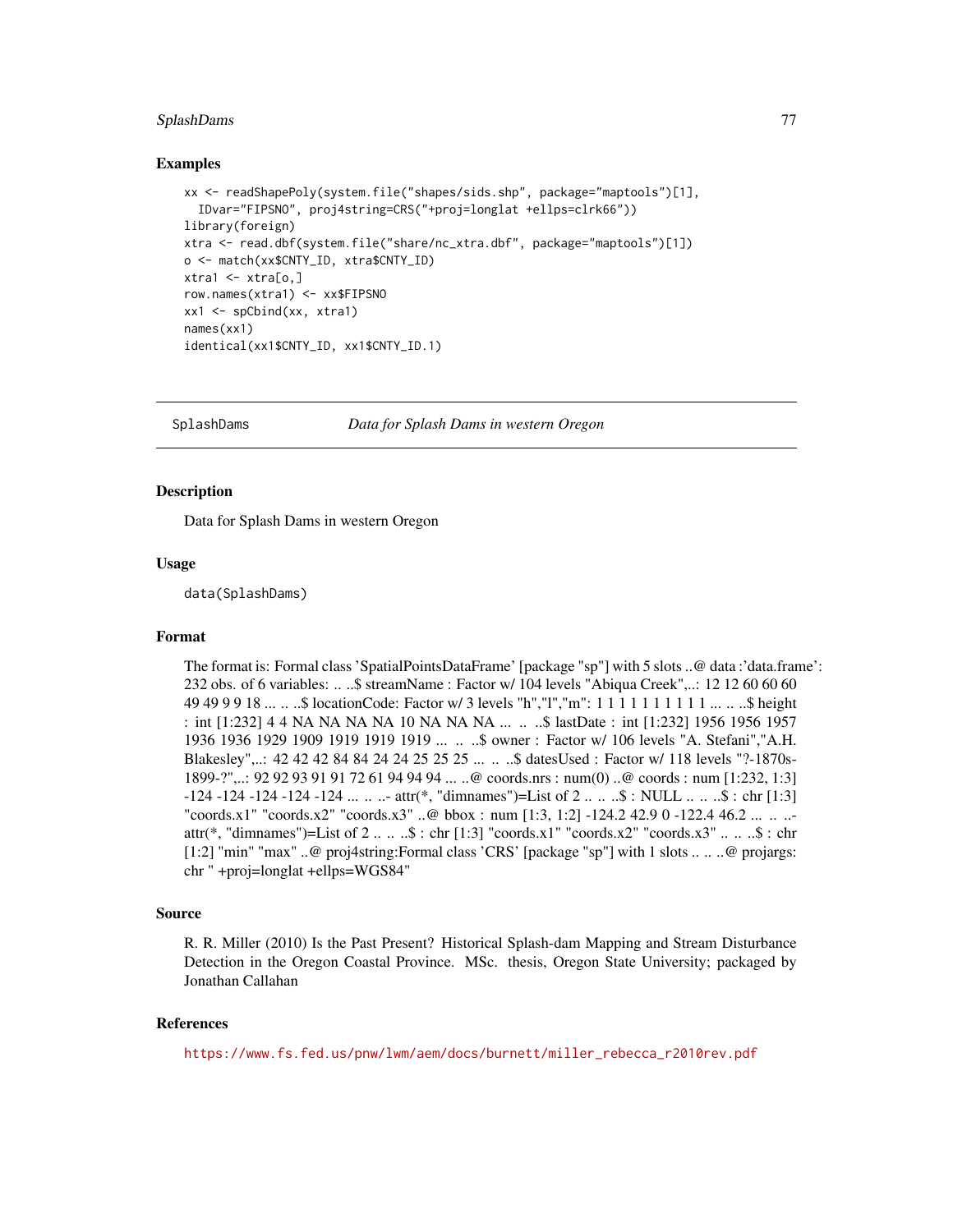### Examples

```
xx <- readShapePoly(system.file("shapes/sids.shp", package="maptools")[1],
  IDvar="FIPSNO", proj4string=CRS("+proj=longlat +ellps=clrk66"))
library(foreign)
xtra <- read.dbf(system.file("share/nc_xtra.dbf", package="maptools")[1])
o <- match(xx$CNTY_ID, xtra$CNTY_ID)
xtra1 <- xtra[o,]
row.names(xtra1) <- xx$FIPSNO
xx1 <- spCbind(xx, xtra1)
names(xx1)
identical(xx1$CNTY_ID, xx1$CNTY_ID.1)
```

---

## SplashDams *Data for Splash Dams in western Oregon*

### Description

Data for Splash Dams in western Oregon

### Usage

```
data(SplashDams)
```

### Format

The format is: Formal class 'SpatialPointsDataFrame' [package "sp"] with 5 slots ..@ data :'data.frame': 232 obs. of 6 variables: .. ..$ streamName : Factor w/ 104 levels "Abiqua Creek",..: 12 12 60 60 60 49 49 9 9 18 ... .. ..$ locationCode: Factor w/ 3 levels "h","l","m": 1 1 1 1 1 1 1 1 1 1 ... .. ..$ height : int [1:232] 4 4 NA NA NA NA 10 NA NA NA ... .. ..$ lastDate : int [1:232] 1956 1956 1957 1936 1936 1929 1909 1919 1919 1919 ... .. ..$ owner : Factor w/ 106 levels "A. Stefani","A.H. Blakesley",..: 42 42 42 84 84 24 24 25 25 25 ... .. ..$ datesUsed : Factor w/ 118 levels "?-1870s-1899-?",..: 92 92 93 91 91 72 61 94 94 94 ... ..@ coords.nrs : num(0) ..@ coords : num [1:232, 1:3] -124 -124 -124 -124 -124 ... .. ..- attr(*, "dimnames")=List of 2 .. .. ..$ : NULL .. .. ..$ : chr [1:3] "coords.x1" "coords.x2" "coords.x3" ..@ bbox : num [1:3, 1:2] -124.2 42.9 0 -122.4 46.2 ... .. ..- attr(*, "dimnames")=List of 2 .. .. ..$ : chr [1:3] "coords.x1" "coords.x2" "coords.x3" .. .. ..$ : chr [1:2] "min" "max" ..@ proj4string:Formal class 'CRS' [package "sp"] with 1 slots .. .. ..@ projargs: chr " +proj=longlat +ellps=WGS84"

### Source

R. R. Miller (2010) Is the Past Present? Historical Splash-dam Mapping and Stream Disturbance Detection in the Oregon Coastal Province. MSc. thesis, Oregon State University; packaged by Jonathan Callahan

### References

https://www.fs.fed.us/pnw/lwm/aem/docs/burnett/miller_rebecca_r2010rev.pdf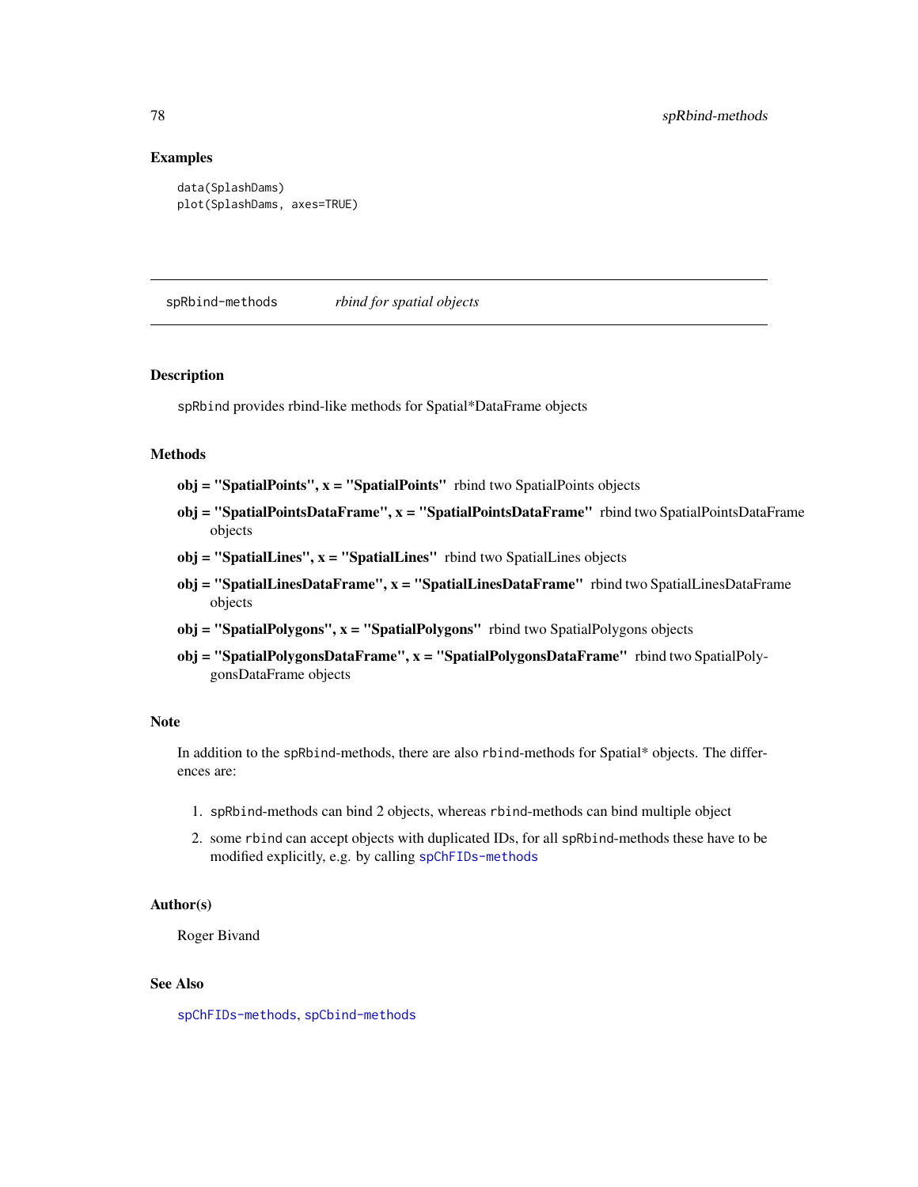## Examples

```
data(SplashDams)
plot(SplashDams, axes=TRUE)
```

---

## spRbind-methods    *rbind for spatial objects*

---

### Description

`spRbind` provides rbind-like methods for Spatial*DataFrame objects

### Methods

**obj = "SpatialPoints", x = "SpatialPoints"** rbind two SpatialPoints objects

**obj = "SpatialPointsDataFrame", x = "SpatialPointsDataFrame"** rbind two SpatialPointsDataFrame objects

**obj = "SpatialLines", x = "SpatialLines"** rbind two SpatialLines objects

**obj = "SpatialLinesDataFrame", x = "SpatialLinesDataFrame"** rbind two SpatialLinesDataFrame objects

**obj = "SpatialPolygons", x = "SpatialPolygons"** rbind two SpatialPolygons objects

**obj = "SpatialPolygonsDataFrame", x = "SpatialPolygonsDataFrame"** rbind two SpatialPolygonsDataFrame objects

### Note

In addition to the `spRbind`-methods, there are also `rbind`-methods for Spatial* objects. The differences are:

1. `spRbind`-methods can bind 2 objects, whereas `rbind`-methods can bind multiple object
2. some `rbind` can accept objects with duplicated IDs, for all `spRbind`-methods these have to be modified explicitly, e.g. by calling `spChFIDs-methods`

### Author(s)

Roger Bivand

### See Also

`spChFIDs-methods`, `spCbind-methods`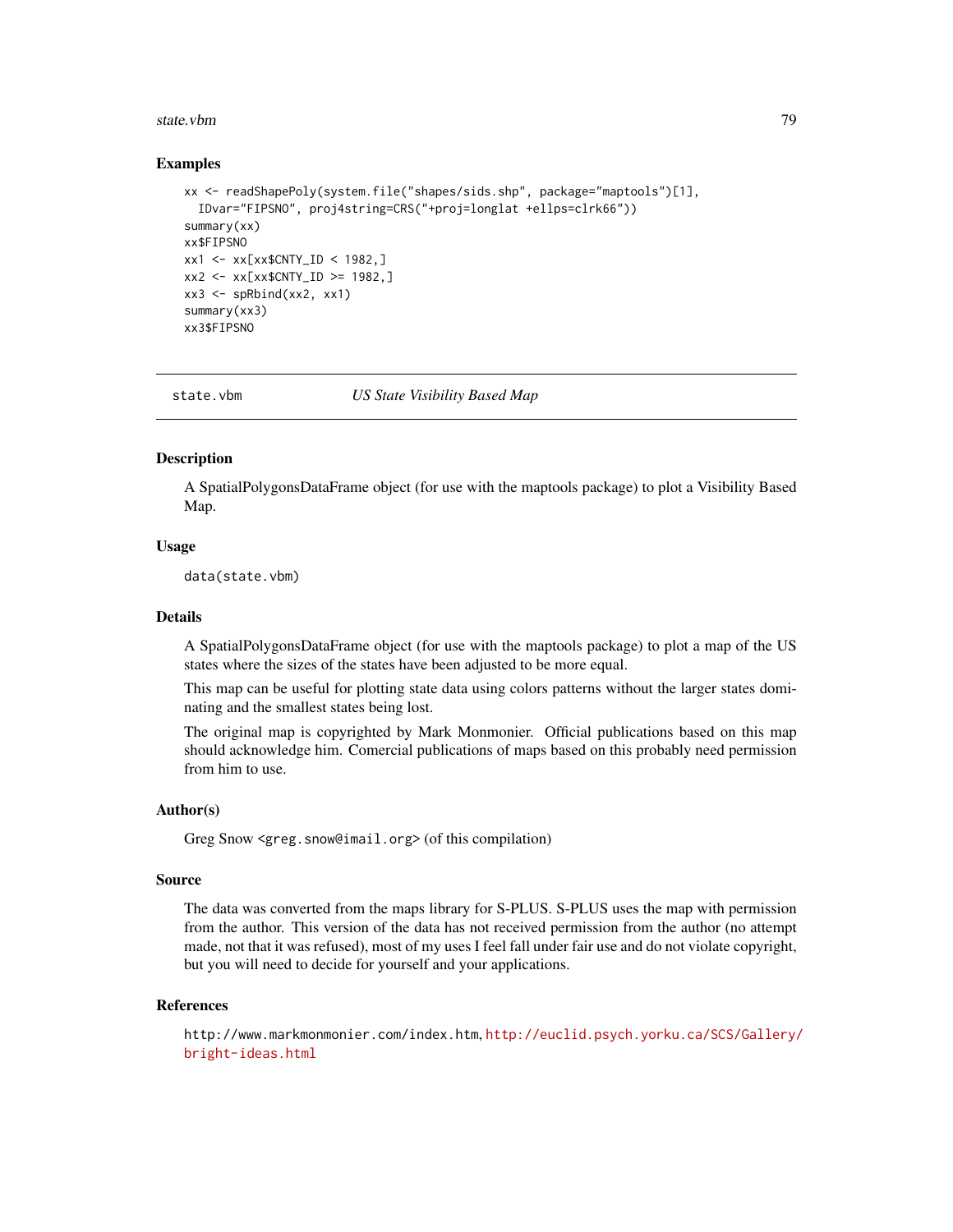### Examples

```
xx <- readShapePoly(system.file("shapes/sids.shp", package="maptools")[1],
  IDvar="FIPSNO", proj4string=CRS("+proj=longlat +ellps=clrk66"))
summary(xx)
xx$FIPSNO
xx1 <- xx[xx$CNTY_ID < 1982,]
xx2 <- xx[xx$CNTY_ID >= 1982,]
xx3 <- spRbind(xx2, xx1)
summary(xx3)
xx3$FIPSNO
```

---

## state.vbm — *US State Visibility Based Map*

---

### Description

A SpatialPolygonsDataFrame object (for use with the maptools package) to plot a Visibility Based Map.

### Usage

```
data(state.vbm)
```

### Details

A SpatialPolygonsDataFrame object (for use with the maptools package) to plot a map of the US states where the sizes of the states have been adjusted to be more equal.

This map can be useful for plotting state data using colors patterns without the larger states dominating and the smallest states being lost.

The original map is copyrighted by Mark Monmonier. Official publications based on this map should acknowledge him. Comercial publications of maps based on this probably need permission from him to use.

### Author(s)

Greg Snow <`greg.snow@imail.org`> (of this compilation)

### Source

The data was converted from the maps library for S-PLUS. S-PLUS uses the map with permission from the author. This version of the data has not received permission from the author (no attempt made, not that it was refused), most of my uses I feel fall under fair use and do not violate copyright, but you will need to decide for yourself and your applications.

### References

`http://www.markmonmonier.com/index.htm`, `http://euclid.psych.yorku.ca/SCS/Gallery/bright-ideas.html`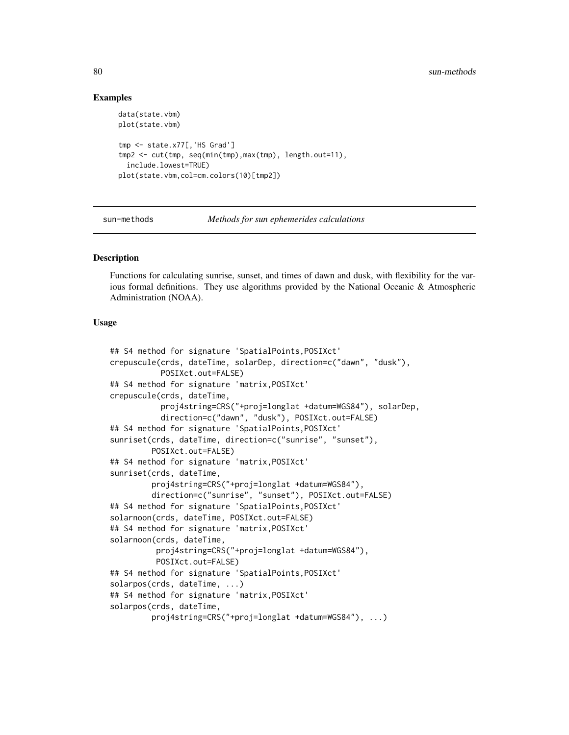### Examples

```
data(state.vbm)
plot(state.vbm)

tmp <- state.x77[,'HS Grad']
tmp2 <- cut(tmp, seq(min(tmp),max(tmp), length.out=11),
  include.lowest=TRUE)
plot(state.vbm,col=cm.colors(10)[tmp2])
```

---

`sun-methods` *Methods for sun ephemerides calculations*

---

### Description

Functions for calculating sunrise, sunset, and times of dawn and dusk, with flexibility for the various formal definitions. They use algorithms provided by the National Oceanic & Atmospheric Administration (NOAA).

### Usage

```
## S4 method for signature 'SpatialPoints,POSIXct'
crepuscule(crds, dateTime, solarDep, direction=c("dawn", "dusk"),
          POSIXct.out=FALSE)
## S4 method for signature 'matrix,POSIXct'
crepuscule(crds, dateTime,
          proj4string=CRS("+proj=longlat +datum=WGS84"), solarDep,
          direction=c("dawn", "dusk"), POSIXct.out=FALSE)
## S4 method for signature 'SpatialPoints,POSIXct'
sunriset(crds, dateTime, direction=c("sunrise", "sunset"),
        POSIXct.out=FALSE)
## S4 method for signature 'matrix,POSIXct'
sunriset(crds, dateTime,
        proj4string=CRS("+proj=longlat +datum=WGS84"),
        direction=c("sunrise", "sunset"), POSIXct.out=FALSE)
## S4 method for signature 'SpatialPoints,POSIXct'
solarnoon(crds, dateTime, POSIXct.out=FALSE)
## S4 method for signature 'matrix,POSIXct'
solarnoon(crds, dateTime,
         proj4string=CRS("+proj=longlat +datum=WGS84"),
         POSIXct.out=FALSE)
## S4 method for signature 'SpatialPoints,POSIXct'
solarpos(crds, dateTime, ...)
## S4 method for signature 'matrix,POSIXct'
solarpos(crds, dateTime,
        proj4string=CRS("+proj=longlat +datum=WGS84"), ...)
```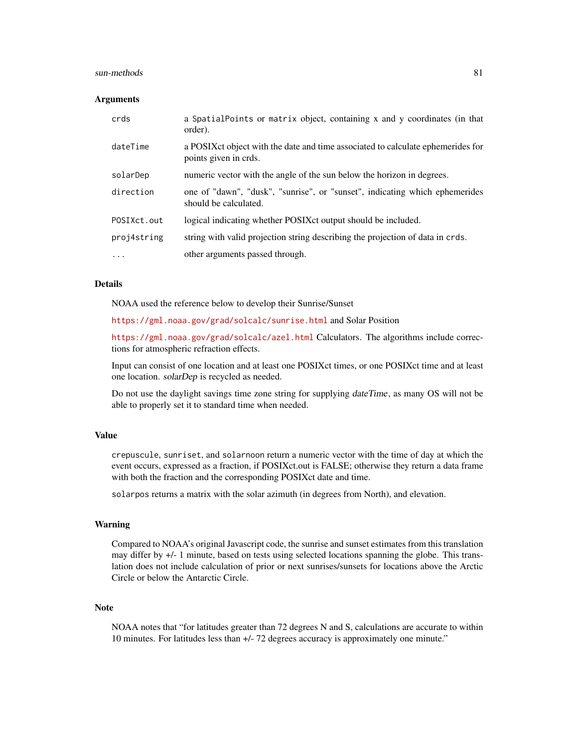## Arguments

| | |
|---|---|
| `crds` | a `SpatialPoints` or `matrix` object, containing x and y coordinates (in that order). |
| `dateTime` | a POSIXct object with the date and time associated to calculate ephemerides for points given in crds. |
| `solarDep` | numeric vector with the angle of the sun below the horizon in degrees. |
| `direction` | one of "dawn", "dusk", "sunrise", or "sunset", indicating which ephemerides should be calculated. |
| `POSIXct.out` | logical indicating whether POSIXct output should be included. |
| `proj4string` | string with valid projection string describing the projection of data in `crds`. |
| `...` | other arguments passed through. |

## Details

NOAA used the reference below to develop their Sunrise/Sunset

https://gml.noaa.gov/grad/solcalc/sunrise.html and Solar Position

https://gml.noaa.gov/grad/solcalc/azel.html Calculators. The algorithms include corrections for atmospheric refraction effects.

Input can consist of one location and at least one POSIXct times, or one POSIXct time and at least one location. *solarDep* is recycled as needed.

Do not use the daylight savings time zone string for supplying *dateTime*, as many OS will not be able to properly set it to standard time when needed.

## Value

`crepuscule`, `sunriset`, and `solarnoon` return a numeric vector with the time of day at which the event occurs, expressed as a fraction, if POSIXct.out is FALSE; otherwise they return a data frame with both the fraction and the corresponding POSIXct date and time.

`solarpos` returns a matrix with the solar azimuth (in degrees from North), and elevation.

## Warning

Compared to NOAA's original Javascript code, the sunrise and sunset estimates from this translation may differ by +/- 1 minute, based on tests using selected locations spanning the globe. This translation does not include calculation of prior or next sunrises/sunsets for locations above the Arctic Circle or below the Antarctic Circle.

## Note

NOAA notes that "for latitudes greater than 72 degrees N and S, calculations are accurate to within 10 minutes. For latitudes less than +/- 72 degrees accuracy is approximately one minute."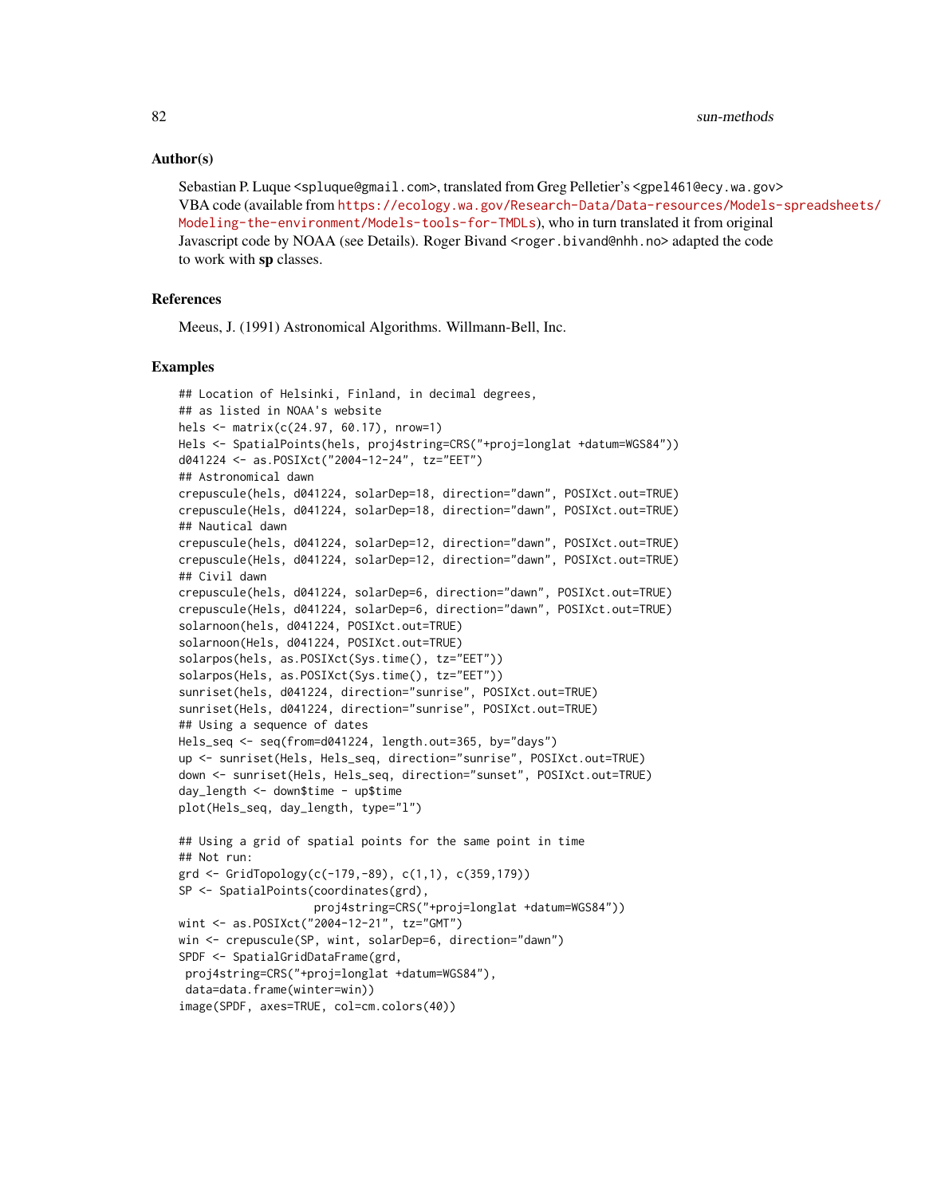### Author(s)

Sebastian P. Luque <spluque@gmail.com>, translated from Greg Pelletier's <gpel461@ecy.wa.gov> VBA code (available from https://ecology.wa.gov/Research-Data/Data-resources/Models-spreadsheets/Modeling-the-environment/Models-tools-for-TMDLs), who in turn translated it from original Javascript code by NOAA (see Details). Roger Bivand <roger.bivand@nhh.no> adapted the code to work with **sp** classes.

### References

Meeus, J. (1991) Astronomical Algorithms. Willmann-Bell, Inc.

### Examples

```
## Location of Helsinki, Finland, in decimal degrees,
## as listed in NOAA's website
hels <- matrix(c(24.97, 60.17), nrow=1)
Hels <- SpatialPoints(hels, proj4string=CRS("+proj=longlat +datum=WGS84"))
d041224 <- as.POSIXct("2004-12-24", tz="EET")
## Astronomical dawn
crepuscule(hels, d041224, solarDep=18, direction="dawn", POSIXct.out=TRUE)
crepuscule(Hels, d041224, solarDep=18, direction="dawn", POSIXct.out=TRUE)
## Nautical dawn
crepuscule(hels, d041224, solarDep=12, direction="dawn", POSIXct.out=TRUE)
crepuscule(Hels, d041224, solarDep=12, direction="dawn", POSIXct.out=TRUE)
## Civil dawn
crepuscule(hels, d041224, solarDep=6, direction="dawn", POSIXct.out=TRUE)
crepuscule(Hels, d041224, solarDep=6, direction="dawn", POSIXct.out=TRUE)
solarnoon(hels, d041224, POSIXct.out=TRUE)
solarnoon(Hels, d041224, POSIXct.out=TRUE)
solarpos(hels, as.POSIXct(Sys.time(), tz="EET"))
solarpos(Hels, as.POSIXct(Sys.time(), tz="EET"))
sunriset(hels, d041224, direction="sunrise", POSIXct.out=TRUE)
sunriset(Hels, d041224, direction="sunrise", POSIXct.out=TRUE)
## Using a sequence of dates
Hels_seq <- seq(from=d041224, length.out=365, by="days")
up <- sunriset(Hels, Hels_seq, direction="sunrise", POSIXct.out=TRUE)
down <- sunriset(Hels, Hels_seq, direction="sunset", POSIXct.out=TRUE)
day_length <- down$time - up$time
plot(Hels_seq, day_length, type="l")

## Using a grid of spatial points for the same point in time
## Not run:
grd <- GridTopology(c(-179,-89), c(1,1), c(359,179))
SP <- SpatialPoints(coordinates(grd),
                    proj4string=CRS("+proj=longlat +datum=WGS84"))
wint <- as.POSIXct("2004-12-21", tz="GMT")
win <- crepuscule(SP, wint, solarDep=6, direction="dawn")
SPDF <- SpatialGridDataFrame(grd,
 proj4string=CRS("+proj=longlat +datum=WGS84"),
 data=data.frame(winter=win))
image(SPDF, axes=TRUE, col=cm.colors(40))
```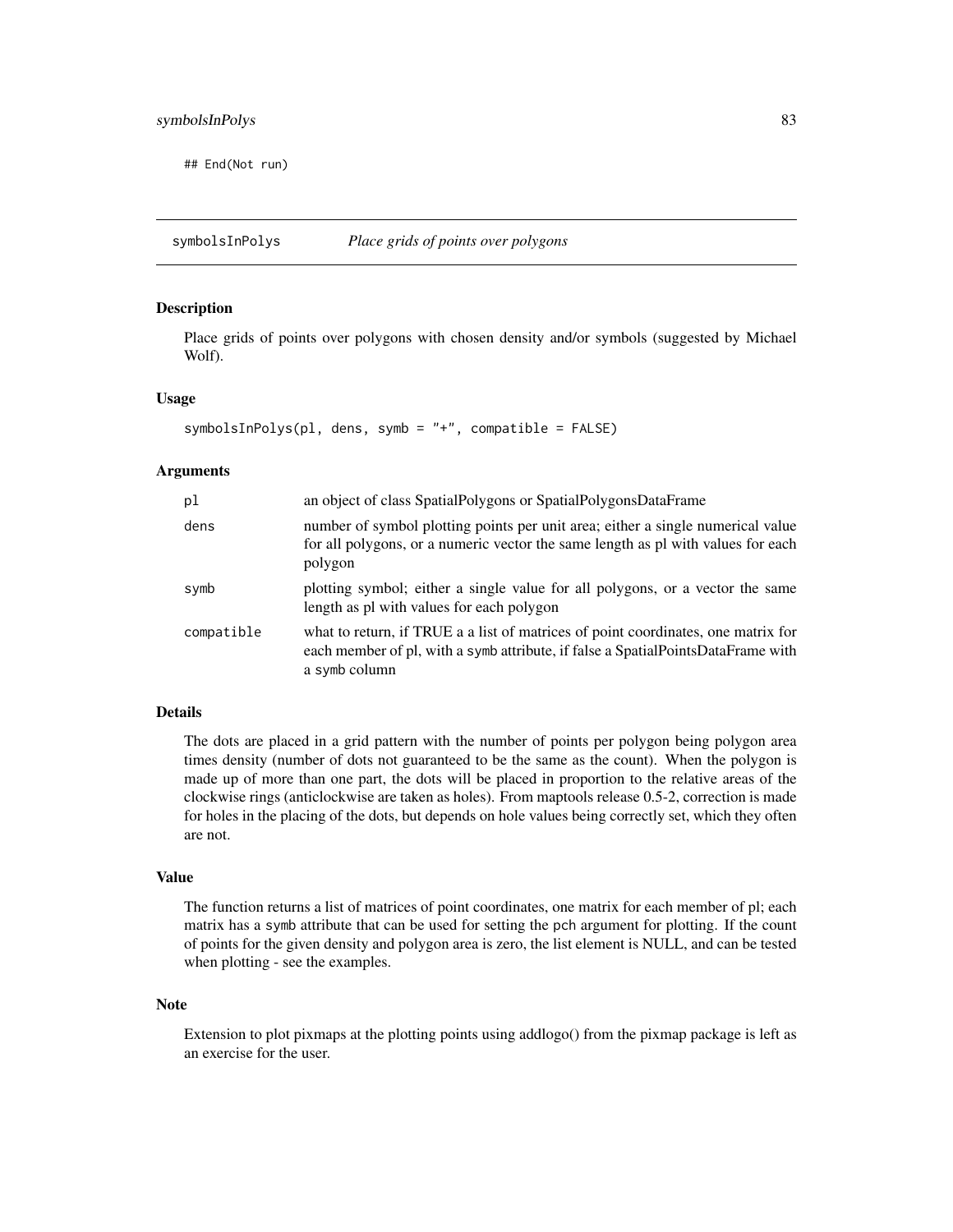```
## End(Not run)
```

---

## symbolsInPolys *Place grids of points over polygons*

### Description

Place grids of points over polygons with chosen density and/or symbols (suggested by Michael Wolf).

### Usage

```
symbolsInPolys(pl, dens, symb = "+", compatible = FALSE)
```

### Arguments

| | |
|---|---|
| `pl` | an object of class SpatialPolygons or SpatialPolygonsDataFrame |
| `dens` | number of symbol plotting points per unit area; either a single numerical value for all polygons, or a numeric vector the same length as pl with values for each polygon |
| `symb` | plotting symbol; either a single value for all polygons, or a vector the same length as pl with values for each polygon |
| `compatible` | what to return, if TRUE a a list of matrices of point coordinates, one matrix for each member of pl, with a `symb` attribute, if false a SpatialPointsDataFrame with a `symb` column |

### Details

The dots are placed in a grid pattern with the number of points per polygon being polygon area times density (number of dots not guaranteed to be the same as the count). When the polygon is made up of more than one part, the dots will be placed in proportion to the relative areas of the clockwise rings (anticlockwise are taken as holes). From maptools release 0.5-2, correction is made for holes in the placing of the dots, but depends on hole values being correctly set, which they often are not.

### Value

The function returns a list of matrices of point coordinates, one matrix for each member of pl; each matrix has a `symb` attribute that can be used for setting the `pch` argument for plotting. If the count of points for the given density and polygon area is zero, the list element is NULL, and can be tested when plotting - see the examples.

### Note

Extension to plot pixmaps at the plotting points using addlogo() from the pixmap package is left as an exercise for the user.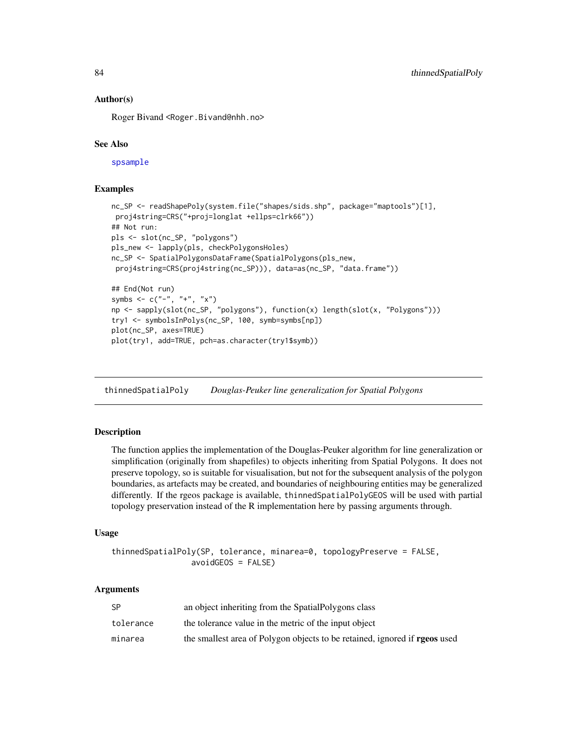## Author(s)

Roger Bivand <Roger.Bivand@nhh.no>

## See Also

spsample

## Examples

```
nc_SP <- readShapePoly(system.file("shapes/sids.shp", package="maptools")[1],
 proj4string=CRS("+proj=longlat +ellps=clrk66"))
## Not run:
pls <- slot(nc_SP, "polygons")
pls_new <- lapply(pls, checkPolygonsHoles)
nc_SP <- SpatialPolygonsDataFrame(SpatialPolygons(pls_new,
 proj4string=CRS(proj4string(nc_SP))), data=as(nc_SP, "data.frame"))

## End(Not run)
symbs <- c("-", "+", "x")
np <- sapply(slot(nc_SP, "polygons"), function(x) length(slot(x, "Polygons")))
try1 <- symbolsInPolys(nc_SP, 100, symb=symbs[np])
plot(nc_SP, axes=TRUE)
plot(try1, add=TRUE, pch=as.character(try1$symb))
```

---

# thinnedSpatialPoly *Douglas-Peuker line generalization for Spatial Polygons*

---

## Description

The function applies the implementation of the Douglas-Peuker algorithm for line generalization or simplification (originally from shapefiles) to objects inheriting from Spatial Polygons. It does not preserve topology, so is suitable for visualisation, but not for the subsequent analysis of the polygon boundaries, as artefacts may be created, and boundaries of neighbouring entities may be generalized differently. If the rgeos package is available, `thinnedSpatialPolyGEOS` will be used with partial topology preservation instead of the R implementation here by passing arguments through.

## Usage

```
thinnedSpatialPoly(SP, tolerance, minarea=0, topologyPreserve = FALSE,
                   avoidGEOS = FALSE)
```

## Arguments

| | |
|---|---|
| `SP` | an object inheriting from the SpatialPolygons class |
| `tolerance` | the tolerance value in the metric of the input object |
| `minarea` | the smallest area of Polygon objects to be retained, ignored if **rgeos** used |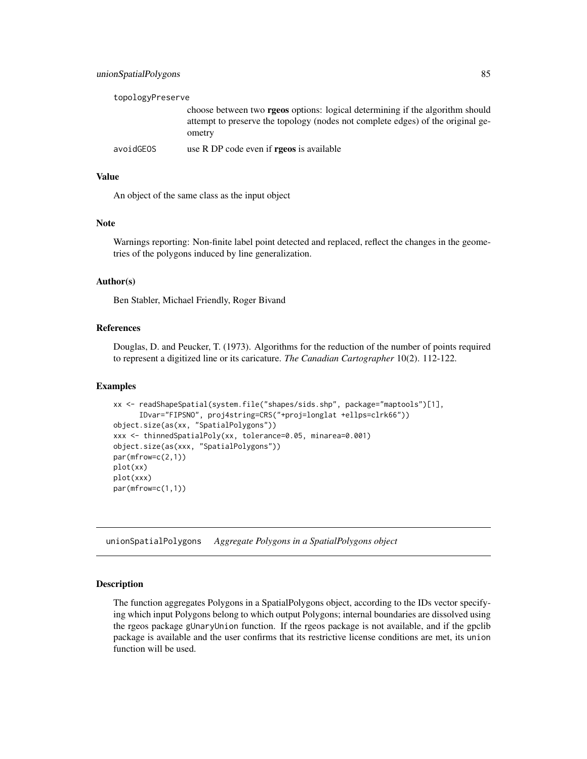| | |
|---|---|
| topologyPreserve | choose between two **rgeos** options: logical determining if the algorithm should attempt to preserve the topology (nodes not complete edges) of the original geometry |
| avoidGEOS | use R DP code even if **rgeos** is available |

## Value

An object of the same class as the input object

## Note

Warnings reporting: Non-finite label point detected and replaced, reflect the changes in the geometries of the polygons induced by line generalization.

## Author(s)

Ben Stabler, Michael Friendly, Roger Bivand

## References

Douglas, D. and Peucker, T. (1973). Algorithms for the reduction of the number of points required to represent a digitized line or its caricature. *The Canadian Cartographer* 10(2). 112-122.

## Examples

```
xx <- readShapeSpatial(system.file("shapes/sids.shp", package="maptools")[1],
      IDvar="FIPSNO", proj4string=CRS("+proj=longlat +ellps=clrk66"))
object.size(as(xx, "SpatialPolygons"))
xxx <- thinnedSpatialPoly(xx, tolerance=0.05, minarea=0.001)
object.size(as(xxx, "SpatialPolygons"))
par(mfrow=c(2,1))
plot(xx)
plot(xxx)
par(mfrow=c(1,1))
```

---

# unionSpatialPolygons *Aggregate Polygons in a SpatialPolygons object*

## Description

The function aggregates Polygons in a SpatialPolygons object, according to the IDs vector specifying which input Polygons belong to which output Polygons; internal boundaries are dissolved using the rgeos package `gUnaryUnion` function. If the rgeos package is not available, and if the gpclib package is available and the user confirms that its restrictive license conditions are met, its `union` function will be used.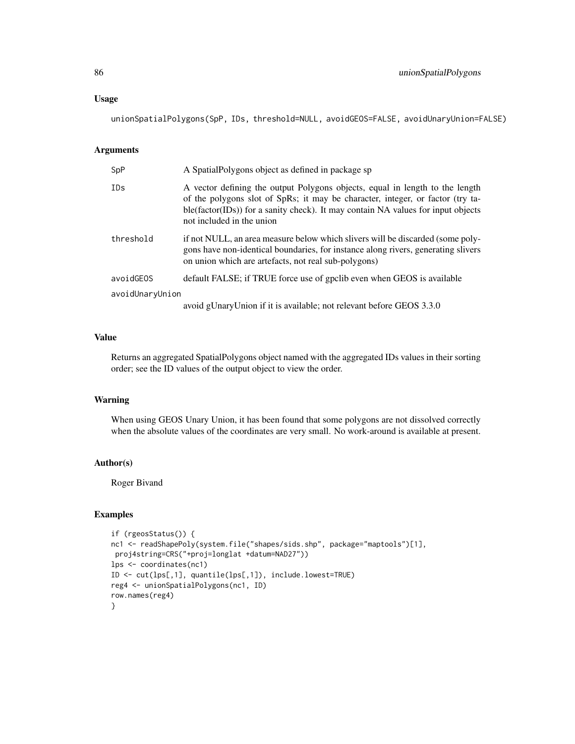## Usage

```
unionSpatialPolygons(SpP, IDs, threshold=NULL, avoidGEOS=FALSE, avoidUnaryUnion=FALSE)
```

## Arguments

| | |
|---|---|
| `SpP` | A SpatialPolygons object as defined in package sp |
| `IDs` | A vector defining the output Polygons objects, equal in length to the length of the polygons slot of SpRs; it may be character, integer, or factor (try table(factor(IDs)) for a sanity check). It may contain NA values for input objects not included in the union |
| `threshold` | if not NULL, an area measure below which slivers will be discarded (some polygons have non-identical boundaries, for instance along rivers, generating slivers on union which are artefacts, not real sub-polygons) |
| `avoidGEOS` | default FALSE; if TRUE force use of gpclib even when GEOS is available |
| `avoidUnaryUnion` | avoid gUnaryUnion if it is available; not relevant before GEOS 3.3.0 |

## Value

Returns an aggregated SpatialPolygons object named with the aggregated IDs values in their sorting order; see the ID values of the output object to view the order.

## Warning

When using GEOS Unary Union, it has been found that some polygons are not dissolved correctly when the absolute values of the coordinates are very small. No work-around is available at present.

## Author(s)

Roger Bivand

## Examples

```
if (rgeosStatus()) {
nc1 <- readShapePoly(system.file("shapes/sids.shp", package="maptools")[1],
 proj4string=CRS("+proj=longlat +datum=NAD27"))
lps <- coordinates(nc1)
ID <- cut(lps[,1], quantile(lps[,1]), include.lowest=TRUE)
reg4 <- unionSpatialPolygons(nc1, ID)
row.names(reg4)
}
```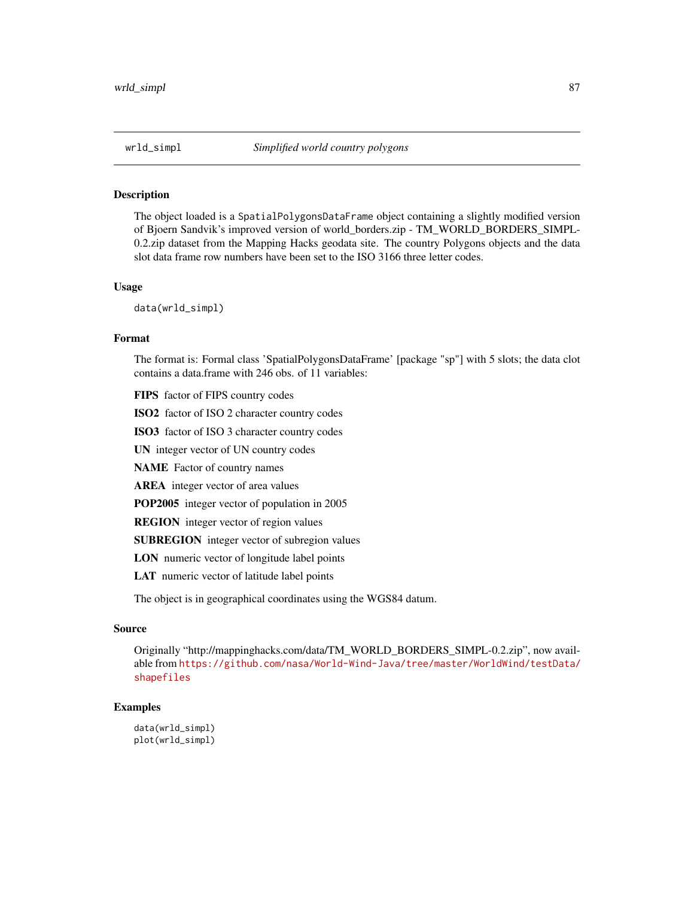## wrld_simpl — *Simplified world country polygons*

### Description

The object loaded is a SpatialPolygonsDataFrame object containing a slightly modified version of Bjoern Sandvik's improved version of world_borders.zip - TM_WORLD_BORDERS_SIMPL-0.2.zip dataset from the Mapping Hacks geodata site. The country Polygons objects and the data slot data frame row numbers have been set to the ISO 3166 three letter codes.

### Usage

```
data(wrld_simpl)
```

### Format

The format is: Formal class 'SpatialPolygonsDataFrame' [package "sp"] with 5 slots; the data clot contains a data.frame with 246 obs. of 11 variables:

**FIPS** factor of FIPS country codes

**ISO2** factor of ISO 2 character country codes

**ISO3** factor of ISO 3 character country codes

**UN** integer vector of UN country codes

**NAME** Factor of country names

**AREA** integer vector of area values

**POP2005** integer vector of population in 2005

**REGION** integer vector of region values

**SUBREGION** integer vector of subregion values

**LON** numeric vector of longitude label points

**LAT** numeric vector of latitude label points

The object is in geographical coordinates using the WGS84 datum.

### Source

Originally "http://mappinghacks.com/data/TM_WORLD_BORDERS_SIMPL-0.2.zip", now available from https://github.com/nasa/World-Wind-Java/tree/master/WorldWind/testData/shapefiles

### Examples

```
data(wrld_simpl)
plot(wrld_simpl)
```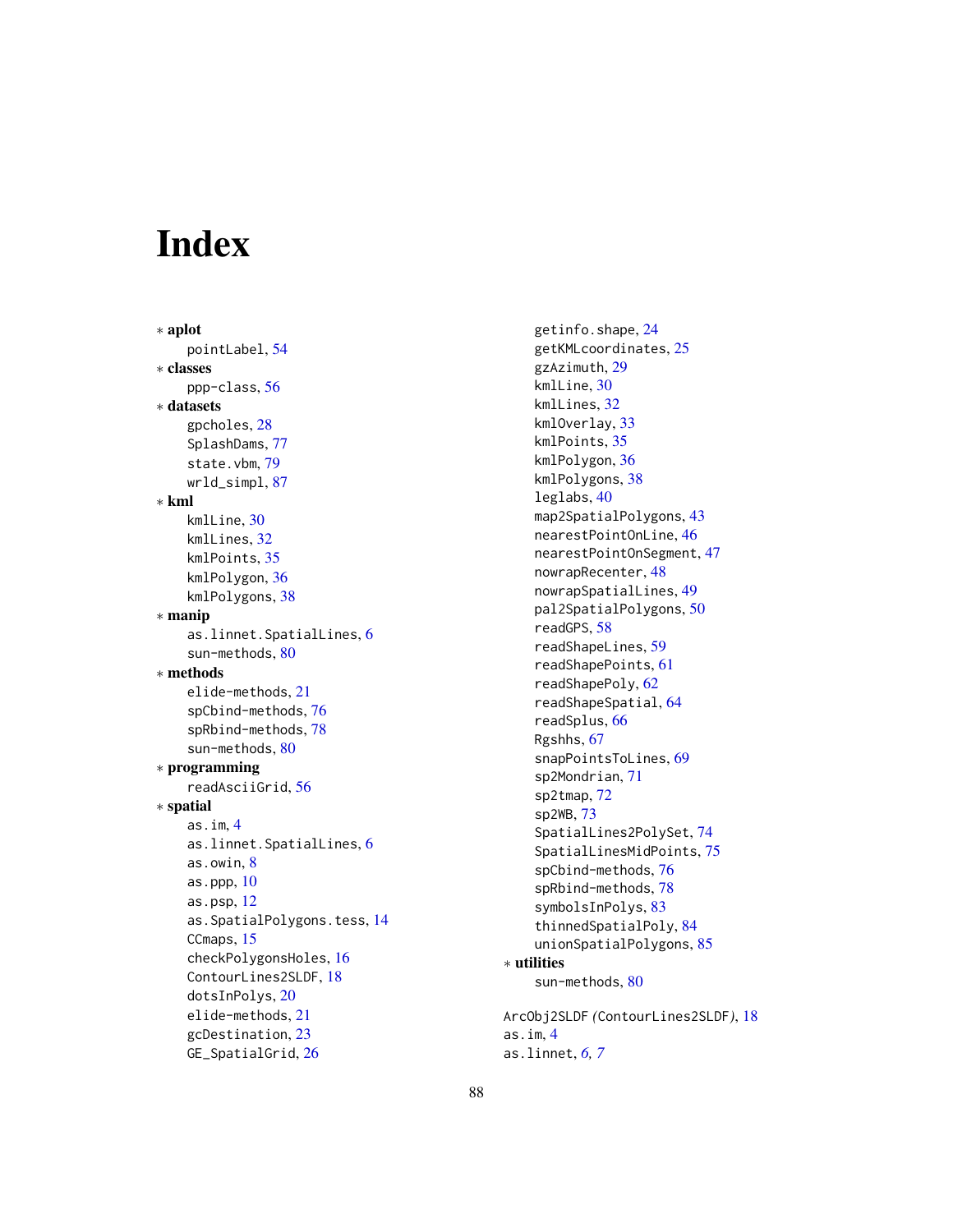# Index

∗ **aplot**
  pointLabel, 54
∗ **classes**
  ppp-class, 56
∗ **datasets**
  gpcholes, 28
  SplashDams, 77
  state.vbm, 79
  wrld_simpl, 87
∗ **kml**
  kmlLine, 30
  kmlLines, 32
  kmlPoints, 35
  kmlPolygon, 36
  kmlPolygons, 38
∗ **manip**
  as.linnet.SpatialLines, 6
  sun-methods, 80
∗ **methods**
  elide-methods, 21
  spCbind-methods, 76
  spRbind-methods, 78
  sun-methods, 80
∗ **programming**
  readAsciiGrid, 56
∗ **spatial**
  as.im, 4
  as.linnet.SpatialLines, 6
  as.owin, 8
  as.ppp, 10
  as.psp, 12
  as.SpatialPolygons.tess, 14
  CCmaps, 15
  checkPolygonsHoles, 16
  ContourLines2SLDF, 18
  dotsInPolys, 20
  elide-methods, 21
  gcDestination, 23
  GE_SpatialGrid, 26
  getinfo.shape, 24
  getKMLcoordinates, 25
  gzAzimuth, 29
  kmlLine, 30
  kmlLines, 32
  kmlOverlay, 33
  kmlPoints, 35
  kmlPolygon, 36
  kmlPolygons, 38
  leglabs, 40
  map2SpatialPolygons, 43
  nearestPointOnLine, 46
  nearestPointOnSegment, 47
  nowrapRecenter, 48
  nowrapSpatialLines, 49
  pal2SpatialPolygons, 50
  readGPS, 58
  readShapeLines, 59
  readShapePoints, 61
  readShapePoly, 62
  readShapeSpatial, 64
  readSplus, 66
  Rgshhs, 67
  snapPointsToLines, 69
  sp2Mondrian, 71
  sp2tmap, 72
  sp2WB, 73
  SpatialLines2PolySet, 74
  SpatialLinesMidPoints, 75
  spCbind-methods, 76
  spRbind-methods, 78
  symbolsInPolys, 83
  thinnedSpatialPoly, 84
  unionSpatialPolygons, 85
∗ **utilities**
  sun-methods, 80

ArcObj2SLDF *(*ContourLines2SLDF*)*, 18
as.im, 4
as.linnet, *6*, *7*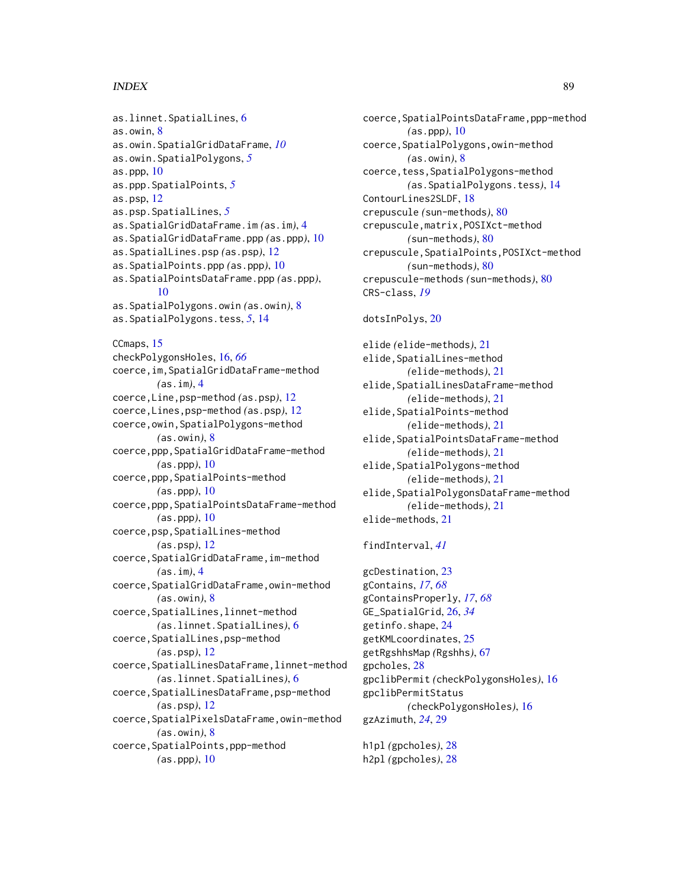as.linnet.SpatialLines, 6
as.owin, 8
as.owin.SpatialGridDataFrame, *10*
as.owin.SpatialPolygons, *5*
as.ppp, 10
as.ppp.SpatialPoints, *5*
as.psp, 12
as.psp.SpatialLines, *5*
as.SpatialGridDataFrame.im *(*as.im*)*, 4
as.SpatialGridDataFrame.ppp *(*as.ppp*)*, 10
as.SpatialLines.psp *(*as.psp*)*, 12
as.SpatialPoints.ppp *(*as.ppp*)*, 10
as.SpatialPointsDataFrame.ppp *(*as.ppp*)*, 10
as.SpatialPolygons.owin *(*as.owin*)*, 8
as.SpatialPolygons.tess, *5*, 14

CCmaps, 15
checkPolygonsHoles, 16, *66*
coerce,im,SpatialGridDataFrame-method *(*as.im*)*, 4
coerce,Line,psp-method *(*as.psp*)*, 12
coerce,Lines,psp-method *(*as.psp*)*, 12
coerce,owin,SpatialPolygons-method *(*as.owin*)*, 8
coerce,ppp,SpatialGridDataFrame-method *(*as.ppp*)*, 10
coerce,ppp,SpatialPoints-method *(*as.ppp*)*, 10
coerce,ppp,SpatialPointsDataFrame-method *(*as.ppp*)*, 10
coerce,psp,SpatialLines-method *(*as.psp*)*, 12
coerce,SpatialGridDataFrame,im-method *(*as.im*)*, 4
coerce,SpatialGridDataFrame,owin-method *(*as.owin*)*, 8
coerce,SpatialLines,linnet-method *(*as.linnet.SpatialLines*)*, 6
coerce,SpatialLines,psp-method *(*as.psp*)*, 12
coerce,SpatialLinesDataFrame,linnet-method *(*as.linnet.SpatialLines*)*, 6
coerce,SpatialLinesDataFrame,psp-method *(*as.psp*)*, 12
coerce,SpatialPixelsDataFrame,owin-method *(*as.owin*)*, 8
coerce,SpatialPoints,ppp-method *(*as.ppp*)*, 10
coerce,SpatialPointsDataFrame,ppp-method *(*as.ppp*)*, 10
coerce,SpatialPolygons,owin-method *(*as.owin*)*, 8
coerce,tess,SpatialPolygons-method *(*as.SpatialPolygons.tess*)*, 14
ContourLines2SLDF, 18
crepuscule *(*sun-methods*)*, 80
crepuscule,matrix,POSIXct-method *(*sun-methods*)*, 80
crepuscule,SpatialPoints,POSIXct-method *(*sun-methods*)*, 80
crepuscule-methods *(*sun-methods*)*, 80
CRS-class, *19*

dotsInPolys, 20

elide *(*elide-methods*)*, 21
elide,SpatialLines-method *(*elide-methods*)*, 21
elide,SpatialLinesDataFrame-method *(*elide-methods*)*, 21
elide,SpatialPoints-method *(*elide-methods*)*, 21
elide,SpatialPointsDataFrame-method *(*elide-methods*)*, 21
elide,SpatialPolygons-method *(*elide-methods*)*, 21
elide,SpatialPolygonsDataFrame-method *(*elide-methods*)*, 21
elide-methods, 21

findInterval, *41*

gcDestination, 23
gContains, *17*, *68*
gContainsProperly, *17*, *68*
GE_SpatialGrid, 26, *34*
getinfo.shape, 24
getKMLcoordinates, 25
getRgshhsMap *(*Rgshhs*)*, 67
gpcholes, 28
gpclibPermit *(*checkPolygonsHoles*)*, 16
gpclibPermitStatus *(*checkPolygonsHoles*)*, 16
gzAzimuth, *24*, 29

h1pl *(*gpcholes*)*, 28
h2pl *(*gpcholes*)*, 28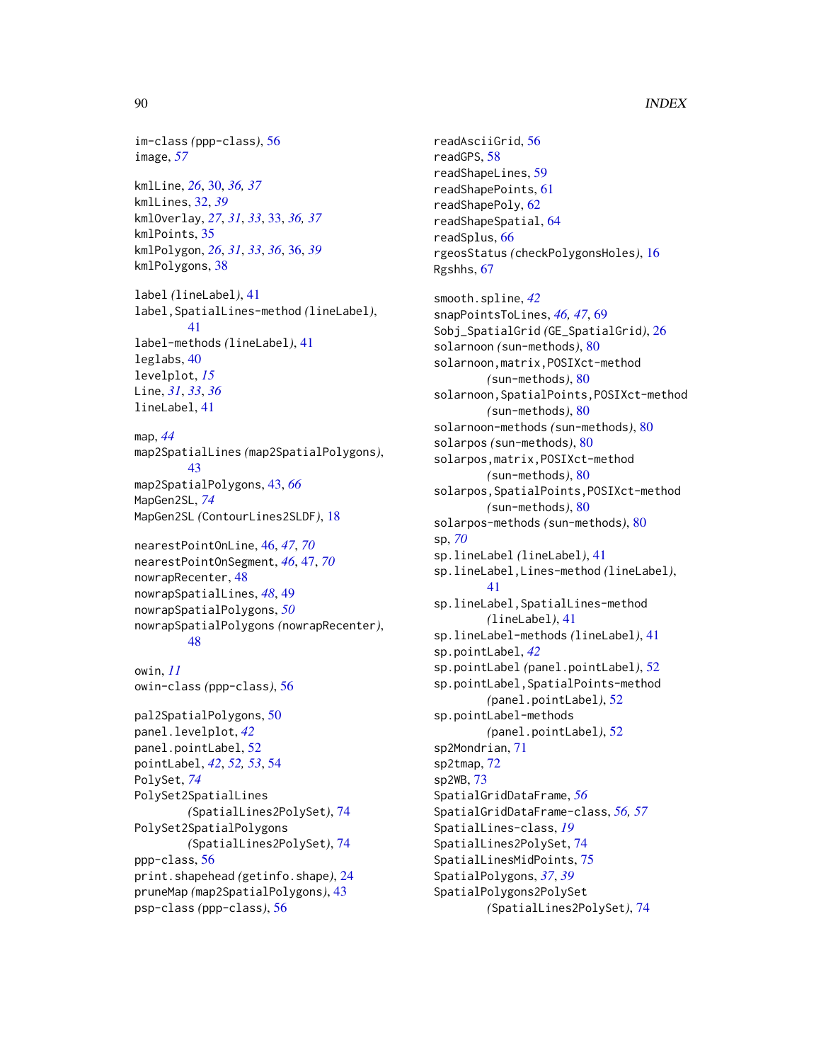im-class *(ppp-class)*, 56
image, *57*

kmlLine, *26*, 30, *36, 37*
kmlLines, 32, *39*
kmlOverlay, *27*, *31*, *33*, 33, *36, 37*
kmlPoints, 35
kmlPolygon, *26*, *31*, *33*, *36*, 36, *39*
kmlPolygons, 38

label *(lineLabel)*, 41
label,SpatialLines-method *(lineLabel)*, 41
label-methods *(lineLabel)*, 41
leglabs, 40
levelplot, *15*
Line, *31*, *33*, *36*
lineLabel, 41

map, *44*
map2SpatialLines *(map2SpatialPolygons)*, 43
map2SpatialPolygons, 43, *66*
MapGen2SL, *74*
MapGen2SL *(ContourLines2SLDF)*, 18

nearestPointOnLine, 46, *47*, *70*
nearestPointOnSegment, *46*, 47, *70*
nowrapRecenter, 48
nowrapSpatialLines, *48*, 49
nowrapSpatialPolygons, *50*
nowrapSpatialPolygons *(nowrapRecenter)*, 48

owin, *11*
owin-class *(ppp-class)*, 56

pal2SpatialPolygons, 50
panel.levelplot, *42*
panel.pointLabel, 52
pointLabel, *42*, *52, 53*, 54
PolySet, *74*
PolySet2SpatialLines *(SpatialLines2PolySet)*, 74
PolySet2SpatialPolygons *(SpatialLines2PolySet)*, 74
ppp-class, 56
print.shapehead *(getinfo.shape)*, 24
pruneMap *(map2SpatialPolygons)*, 43
psp-class *(ppp-class)*, 56

readAsciiGrid, 56
readGPS, 58
readShapeLines, 59
readShapePoints, 61
readShapePoly, 62
readShapeSpatial, 64
readSplus, 66
rgeosStatus *(checkPolygonsHoles)*, 16
Rgshhs, 67

smooth.spline, *42*
snapPointsToLines, *46, 47*, 69
Sobj_SpatialGrid *(GE_SpatialGrid)*, 26
solarnoon *(sun-methods)*, 80
solarnoon,matrix,POSIXct-method *(sun-methods)*, 80
solarnoon,SpatialPoints,POSIXct-method *(sun-methods)*, 80
solarnoon-methods *(sun-methods)*, 80
solarpos *(sun-methods)*, 80
solarpos,matrix,POSIXct-method *(sun-methods)*, 80
solarpos,SpatialPoints,POSIXct-method *(sun-methods)*, 80
solarpos-methods *(sun-methods)*, 80
sp, *70*
sp.lineLabel *(lineLabel)*, 41
sp.lineLabel,Lines-method *(lineLabel)*, 41
sp.lineLabel,SpatialLines-method *(lineLabel)*, 41
sp.lineLabel-methods *(lineLabel)*, 41
sp.pointLabel, *42*
sp.pointLabel *(panel.pointLabel)*, 52
sp.pointLabel,SpatialPoints-method *(panel.pointLabel)*, 52
sp.pointLabel-methods *(panel.pointLabel)*, 52
sp2Mondrian, 71
sp2tmap, 72
sp2WB, 73
SpatialGridDataFrame, *56*
SpatialGridDataFrame-class, *56, 57*
SpatialLines-class, *19*
SpatialLines2PolySet, 74
SpatialLinesMidPoints, 75
SpatialPolygons, *37*, *39*
SpatialPolygons2PolySet *(SpatialLines2PolySet)*, 74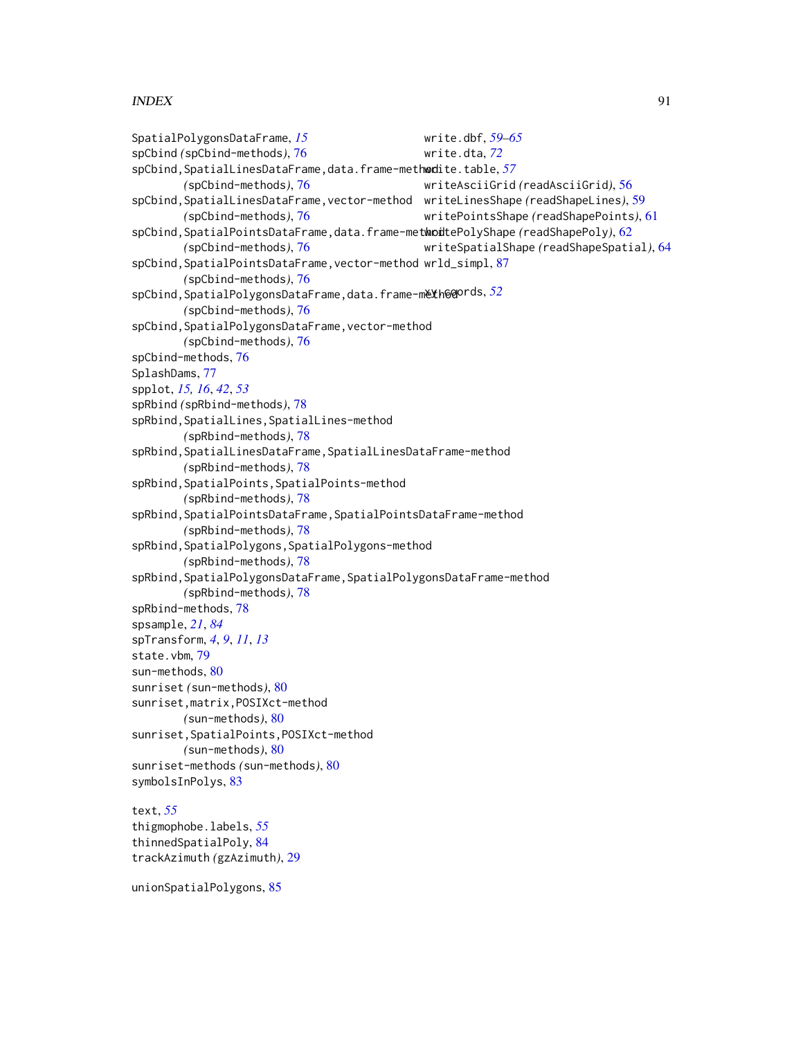SpatialPolygonsDataFrame, *15*
spCbind *(*spCbind-methods*)*, 76
spCbind,SpatialLinesDataFrame,data.frame-method
        *(*spCbind-methods*)*, 76
spCbind,SpatialLinesDataFrame,vector-method
        *(*spCbind-methods*)*, 76
spCbind,SpatialPointsDataFrame,data.frame-method
        *(*spCbind-methods*)*, 76
spCbind,SpatialPointsDataFrame,vector-method
        *(*spCbind-methods*)*, 76
spCbind,SpatialPolygonsDataFrame,data.frame-method
        *(*spCbind-methods*)*, 76
spCbind,SpatialPolygonsDataFrame,vector-method
        *(*spCbind-methods*)*, 76
spCbind-methods, 76
SplashDams, 77
spplot, *15, 16*, *42*, *53*
spRbind *(*spRbind-methods*)*, 78
spRbind,SpatialLines,SpatialLines-method
        *(*spRbind-methods*)*, 78
spRbind,SpatialLinesDataFrame,SpatialLinesDataFrame-method
        *(*spRbind-methods*)*, 78
spRbind,SpatialPoints,SpatialPoints-method
        *(*spRbind-methods*)*, 78
spRbind,SpatialPointsDataFrame,SpatialPointsDataFrame-method
        *(*spRbind-methods*)*, 78
spRbind,SpatialPolygons,SpatialPolygons-method
        *(*spRbind-methods*)*, 78
spRbind,SpatialPolygonsDataFrame,SpatialPolygonsDataFrame-method
        *(*spRbind-methods*)*, 78
spRbind-methods, 78
spsample, *21*, *84*
spTransform, *4*, *9*, *11*, *13*
state.vbm, 79
sun-methods, 80
sunriset *(*sun-methods*)*, 80
sunriset,matrix,POSIXct-method
        *(*sun-methods*)*, 80
sunriset,SpatialPoints,POSIXct-method
        *(*sun-methods*)*, 80
sunriset-methods *(*sun-methods*)*, 80
symbolsInPolys, 83

text, *55*
thigmophobe.labels, *55*
thinnedSpatialPoly, 84
trackAzimuth *(*gzAzimuth*)*, 29

unionSpatialPolygons, 85

write.dbf, *59–65*
write.dta, *72*
write.table, *57*
writeAsciiGrid *(*readAsciiGrid*)*, 56
writeLinesShape *(*readShapeLines*)*, 59
writePointsShape *(*readShapePoints*)*, 61
writePolyShape *(*readShapePoly*)*, 62
writeSpatialShape *(*readShapeSpatial*)*, 64
wrld_simpl, 87

xy.coords, *52*